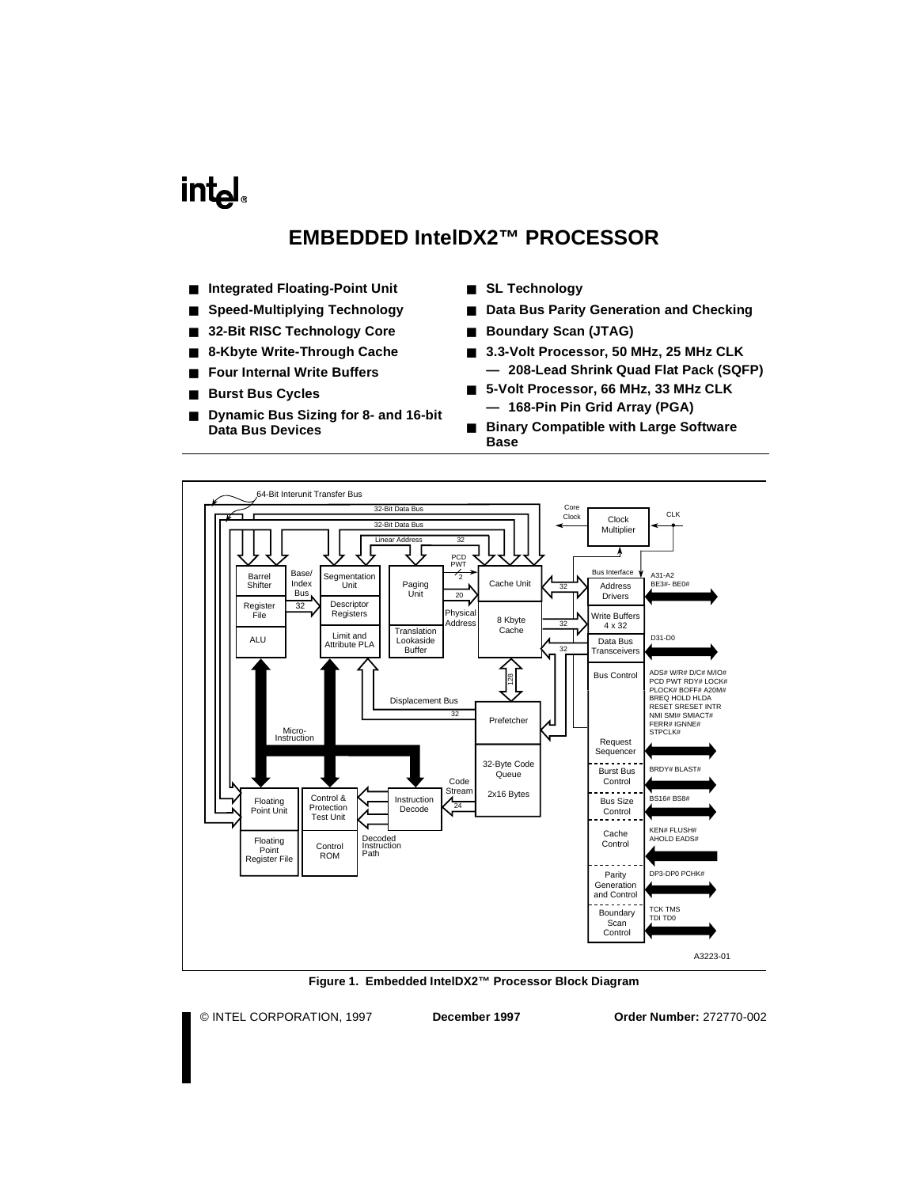# EMBEDDED IntelDX2™ PROCESSOR

- Integrated Floating-Point Unit
- Speed-Multiplying Technology
- 32-Bit RISC Technology Core
- 8-Kbyte Write-Through Cache
- Four Internal Write Buffers
- Burst Bus Cycles
- Dynamic Bus Sizing for 8- and 16-bit Data Bus Devices
- SL Technology
- Data Bus Parity Generation and Checking
- Boundary Scan (JTAG)
- 3.3-Volt Processor, 50 MHz, 25 MHz CLK
  - — 208-Lead Shrink Quad Flat Pack (SQFP)
- 5-Volt Processor, 66 MHz, 33 MHz CLK
  - — 168-Pin Pin Grid Array (PGA)
- Binary Compatible with Large Software Base

**Figure 1. Embedded IntelDX2™ Processor Block Diagram**

© INTEL CORPORATION, 1997 **December 1997** **Order Number:** 272770-002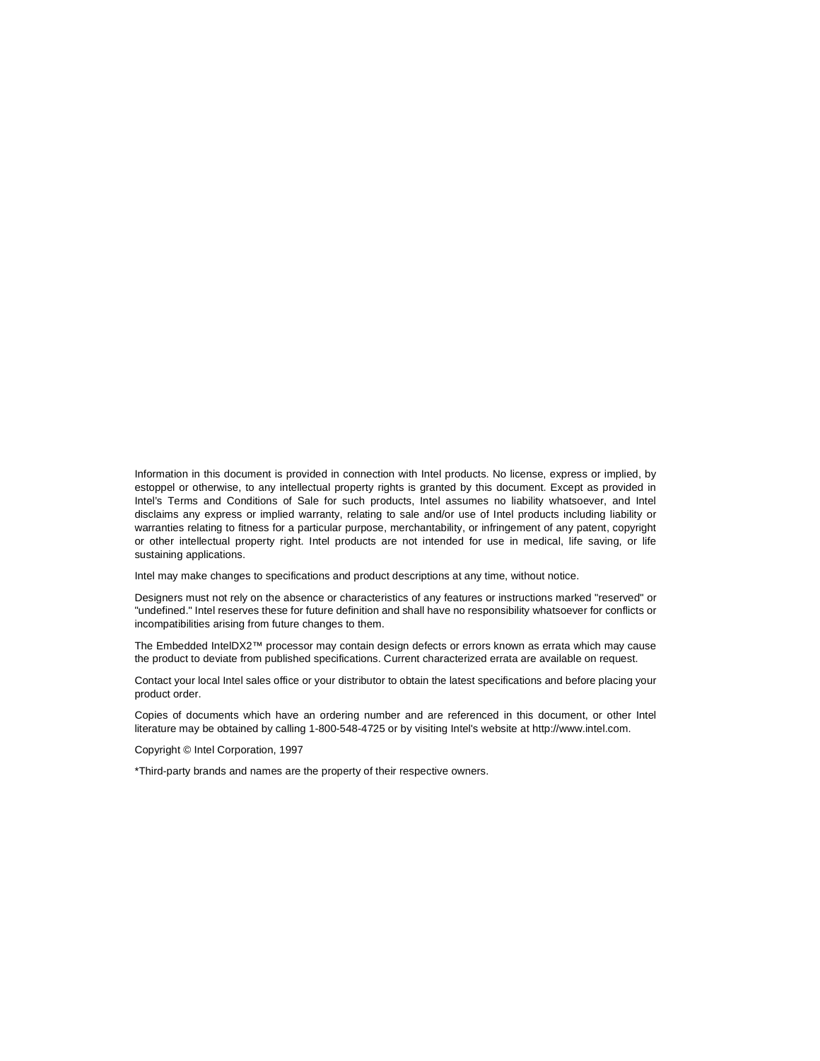Information in this document is provided in connection with Intel products. No license, express or implied, by estoppel or otherwise, to any intellectual property rights is granted by this document. Except as provided in Intel's Terms and Conditions of Sale for such products, Intel assumes no liability whatsoever, and Intel disclaims any express or implied warranty, relating to sale and/or use of Intel products including liability or warranties relating to fitness for a particular purpose, merchantability, or infringement of any patent, copyright or other intellectual property right. Intel products are not intended for use in medical, life saving, or life sustaining applications.

Intel may make changes to specifications and product descriptions at any time, without notice.

Designers must not rely on the absence or characteristics of any features or instructions marked "reserved" or "undefined." Intel reserves these for future definition and shall have no responsibility whatsoever for conflicts or incompatibilities arising from future changes to them.

The Embedded IntelDX2™ processor may contain design defects or errors known as errata which may cause the product to deviate from published specifications. Current characterized errata are available on request.

Contact your local Intel sales office or your distributor to obtain the latest specifications and before placing your product order.

Copies of documents which have an ordering number and are referenced in this document, or other Intel literature may be obtained by calling 1-800-548-4725 or by visiting Intel's website at http://www.intel.com.

Copyright © Intel Corporation, 1997

*Third-party brands and names are the property of their respective owners.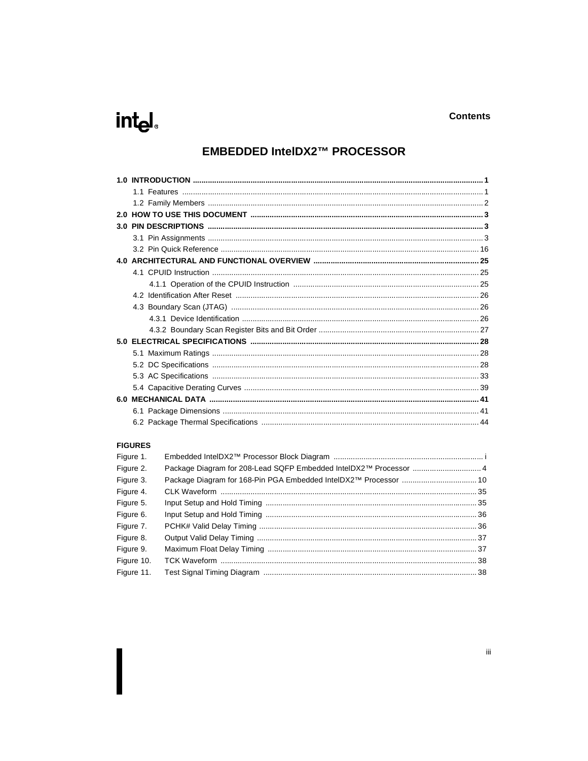# EMBEDDED IntelDX2™ PROCESSOR

## Contents

**1.0 INTRODUCTION** .... 1
- 1.1 Features .... 1
- 1.2 Family Members .... 2

**2.0 HOW TO USE THIS DOCUMENT** .... 3

**3.0 PIN DESCRIPTIONS** .... 3
- 3.1 Pin Assignments .... 3
- 3.2 Pin Quick Reference .... 16

**4.0 ARCHITECTURAL AND FUNCTIONAL OVERVIEW** .... 25
- 4.1 CPUID Instruction .... 25
  - 4.1.1 Operation of the CPUID Instruction .... 25
- 4.2 Identification After Reset .... 26
- 4.3 Boundary Scan (JTAG) .... 26
  - 4.3.1 Device Identification .... 26
  - 4.3.2 Boundary Scan Register Bits and Bit Order .... 27

**5.0 ELECTRICAL SPECIFICATIONS** .... 28
- 5.1 Maximum Ratings .... 28
- 5.2 DC Specifications .... 28
- 5.3 AC Specifications .... 33
- 5.4 Capacitive Derating Curves .... 39

**6.0 MECHANICAL DATA** .... 41
- 6.1 Package Dimensions .... 41
- 6.2 Package Thermal Specifications .... 44

### FIGURES

| Figure | Title | Page |
|---|---|---|
| Figure 1. | Embedded IntelDX2™ Processor Block Diagram | i |
| Figure 2. | Package Diagram for 208-Lead SQFP Embedded IntelDX2™ Processor | 4 |
| Figure 3. | Package Diagram for 168-Pin PGA Embedded IntelDX2™ Processor | 10 |
| Figure 4. | CLK Waveform | 35 |
| Figure 5. | Input Setup and Hold Timing | 35 |
| Figure 6. | Input Setup and Hold Timing | 36 |
| Figure 7. | PCHK# Valid Delay Timing | 36 |
| Figure 8. | Output Valid Delay Timing | 37 |
| Figure 9. | Maximum Float Delay Timing | 37 |
| Figure 10. | TCK Waveform | 38 |
| Figure 11. | Test Signal Timing Diagram | 38 |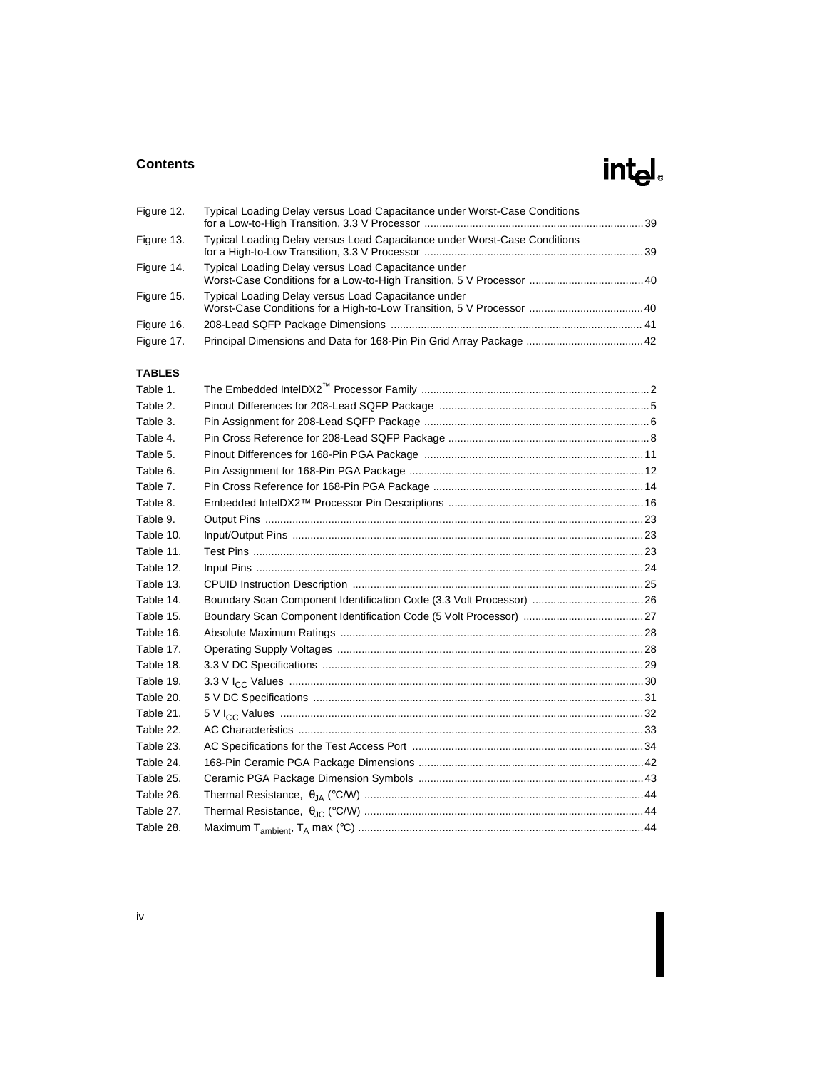| | | |
|---|---|---|
| Figure 12. | Typical Loading Delay versus Load Capacitance under Worst-Case Conditions for a Low-to-High Transition, 3.3 V Processor | 39 |
| Figure 13. | Typical Loading Delay versus Load Capacitance under Worst-Case Conditions for a High-to-Low Transition, 3.3 V Processor | 39 |
| Figure 14. | Typical Loading Delay versus Load Capacitance under Worst-Case Conditions for a Low-to-High Transition, 5 V Processor | 40 |
| Figure 15. | Typical Loading Delay versus Load Capacitance under Worst-Case Conditions for a High-to-Low Transition, 5 V Processor | 40 |
| Figure 16. | 208-Lead SQFP Package Dimensions | 41 |
| Figure 17. | Principal Dimensions and Data for 168-Pin Pin Grid Array Package | 42 |

### TABLES

| | | |
|---|---|---|
| Table 1. | The Embedded IntelDX2™ Processor Family | 2 |
| Table 2. | Pinout Differences for 208-Lead SQFP Package | 5 |
| Table 3. | Pin Assignment for 208-Lead SQFP Package | 6 |
| Table 4. | Pin Cross Reference for 208-Lead SQFP Package | 8 |
| Table 5. | Pinout Differences for 168-Pin PGA Package | 11 |
| Table 6. | Pin Assignment for 168-Pin PGA Package | 12 |
| Table 7. | Pin Cross Reference for 168-Pin PGA Package | 14 |
| Table 8. | Embedded IntelDX2™ Processor Pin Descriptions | 16 |
| Table 9. | Output Pins | 23 |
| Table 10. | Input/Output Pins | 23 |
| Table 11. | Test Pins | 23 |
| Table 12. | Input Pins | 24 |
| Table 13. | CPUID Instruction Description | 25 |
| Table 14. | Boundary Scan Component Identification Code (3.3 Volt Processor) | 26 |
| Table 15. | Boundary Scan Component Identification Code (5 Volt Processor) | 27 |
| Table 16. | Absolute Maximum Ratings | 28 |
| Table 17. | Operating Supply Voltages | 28 |
| Table 18. | 3.3 V DC Specifications | 29 |
| Table 19. | 3.3 V $I_{CC}$ Values | 30 |
| Table 20. | 5 V DC Specifications | 31 |
| Table 21. | 5 V $I_{CC}$ Values | 32 |
| Table 22. | AC Characteristics | 33 |
| Table 23. | AC Specifications for the Test Access Port | 34 |
| Table 24. | 168-Pin Ceramic PGA Package Dimensions | 42 |
| Table 25. | Ceramic PGA Package Dimension Symbols | 43 |
| Table 26. | Thermal Resistance, $\theta_{JA}$ (°C/W) | 44 |
| Table 27. | Thermal Resistance, $\theta_{JC}$ (°C/W) | 44 |
| Table 28. | Maximum $T_{ambient}$, $T_A$ max (°C) | 44 |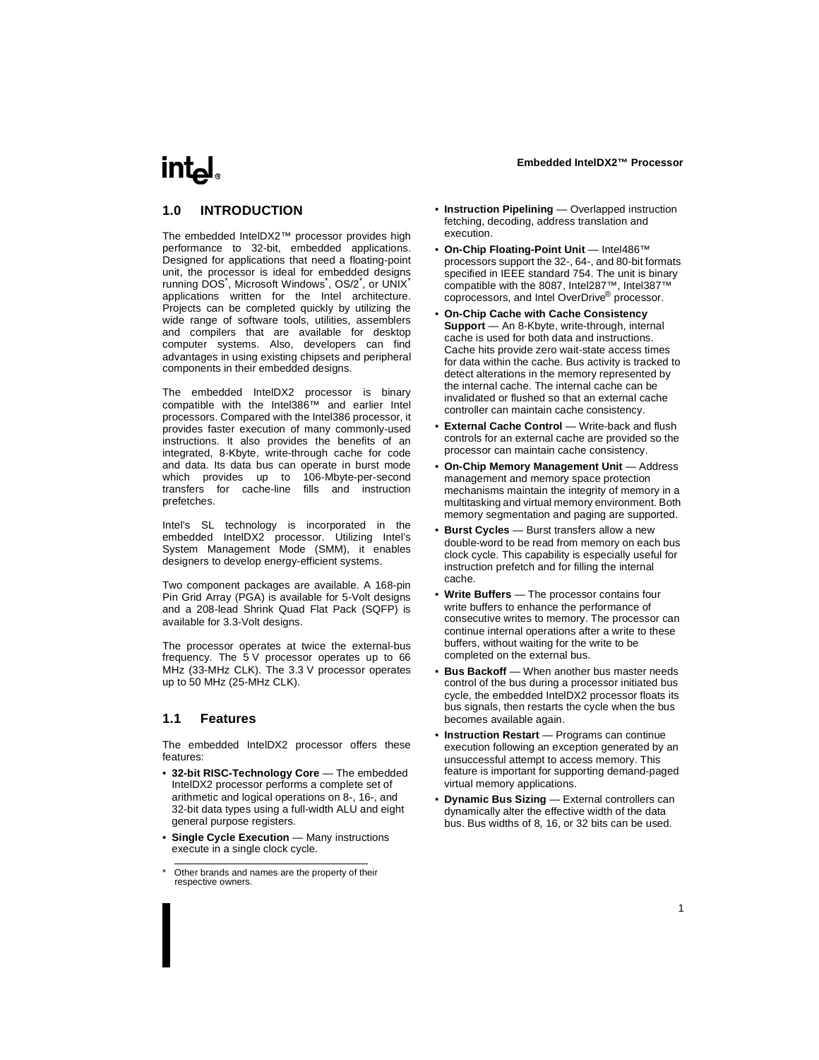## 1.0 INTRODUCTION

The embedded IntelDX2™ processor provides high performance to 32-bit, embedded applications. Designed for applications that need a floating-point unit, the processor is ideal for embedded designs running DOS*, Microsoft Windows*, OS/2*, or UNIX* applications written for the Intel architecture. Projects can be completed quickly by utilizing the wide range of software tools, utilities, assemblers and compilers that are available for desktop computer systems. Also, developers can find advantages in using existing chipsets and peripheral components in their embedded designs.

The embedded IntelDX2 processor is binary compatible with the Intel386™ and earlier Intel processors. Compared with the Intel386 processor, it provides faster execution of many commonly-used instructions. It also provides the benefits of an integrated, 8-Kbyte, write-through cache for code and data. Its data bus can operate in burst mode which provides up to 106-Mbyte-per-second transfers for cache-line fills and instruction prefetches.

Intel's SL technology is incorporated in the embedded IntelDX2 processor. Utilizing Intel's System Management Mode (SMM), it enables designers to develop energy-efficient systems.

Two component packages are available. A 168-pin Pin Grid Array (PGA) is available for 5-Volt designs and a 208-lead Shrink Quad Flat Pack (SQFP) is available for 3.3-Volt designs.

The processor operates at twice the external-bus frequency. The 5 V processor operates up to 66 MHz (33-MHz CLK). The 3.3 V processor operates up to 50 MHz (25-MHz CLK).

## 1.1 Features

The embedded IntelDX2 processor offers these features:

- **32-bit RISC-Technology Core** — The embedded IntelDX2 processor performs a complete set of arithmetic and logical operations on 8-, 16-, and 32-bit data types using a full-width ALU and eight general purpose registers.
- **Single Cycle Execution** — Many instructions execute in a single clock cycle.
- **Instruction Pipelining** — Overlapped instruction fetching, decoding, address translation and execution.
- **On-Chip Floating-Point Unit** — Intel486™ processors support the 32-, 64-, and 80-bit formats specified in IEEE standard 754. The unit is binary compatible with the 8087, Intel287™, Intel387™ coprocessors, and Intel OverDrive® processor.
- **On-Chip Cache with Cache Consistency Support** — An 8-Kbyte, write-through, internal cache is used for both data and instructions. Cache hits provide zero wait-state access times for data within the cache. Bus activity is tracked to detect alterations in the memory represented by the internal cache. The internal cache can be invalidated or flushed so that an external cache controller can maintain cache consistency.
- **External Cache Control** — Write-back and flush controls for an external cache are provided so the processor can maintain cache consistency.
- **On-Chip Memory Management Unit** — Address management and memory space protection mechanisms maintain the integrity of memory in a multitasking and virtual memory environment. Both memory segmentation and paging are supported.
- **Burst Cycles** — Burst transfers allow a new double-word to be read from memory on each bus clock cycle. This capability is especially useful for instruction prefetch and for filling the internal cache.
- **Write Buffers** — The processor contains four write buffers to enhance the performance of consecutive writes to memory. The processor can continue internal operations after a write to these buffers, without waiting for the write to be completed on the external bus.
- **Bus Backoff** — When another bus master needs control of the bus during a processor initiated bus cycle, the embedded IntelDX2 processor floats its bus signals, then restarts the cycle when the bus becomes available again.
- **Instruction Restart** — Programs can continue execution following an exception generated by an unsuccessful attempt to access memory. This feature is important for supporting demand-paged virtual memory applications.
- **Dynamic Bus Sizing** — External controllers can dynamically alter the effective width of the data bus. Bus widths of 8, 16, or 32 bits can be used.

\* Other brands and names are the property of their respective owners.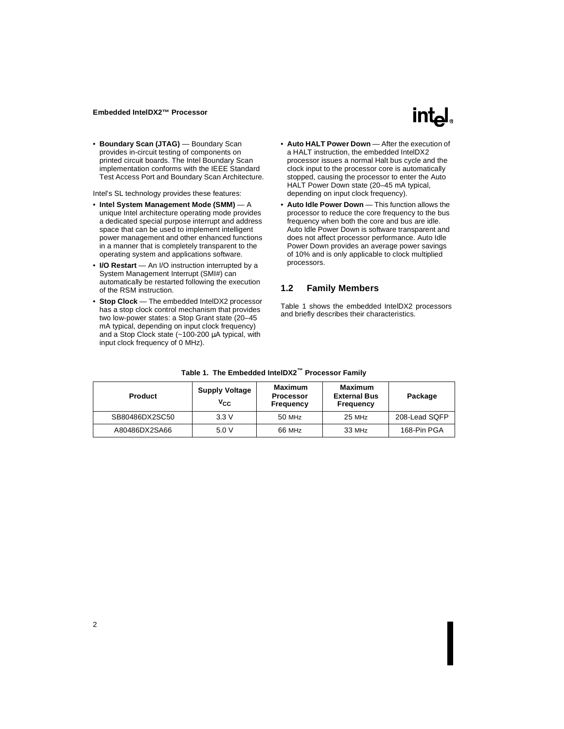- **Boundary Scan (JTAG)** — Boundary Scan provides in-circuit testing of components on printed circuit boards. The Intel Boundary Scan implementation conforms with the IEEE Standard Test Access Port and Boundary Scan Architecture.

Intel's SL technology provides these features:

- **Intel System Management Mode (SMM)** — A unique Intel architecture operating mode provides a dedicated special purpose interrupt and address space that can be used to implement intelligent power management and other enhanced functions in a manner that is completely transparent to the operating system and applications software.
- **I/O Restart** — An I/O instruction interrupted by a System Management Interrupt (SMI#) can automatically be restarted following the execution of the RSM instruction.
- **Stop Clock** — The embedded IntelDX2 processor has a stop clock control mechanism that provides two low-power states: a Stop Grant state (20–45 mA typical, depending on input clock frequency) and a Stop Clock state (~100-200 µA typical, with input clock frequency of 0 MHz).
- **Auto HALT Power Down** — After the execution of a HALT instruction, the embedded IntelDX2 processor issues a normal Halt bus cycle and the clock input to the processor core is automatically stopped, causing the processor to enter the Auto HALT Power Down state (20–45 mA typical, depending on input clock frequency).
- **Auto Idle Power Down** — This function allows the processor to reduce the core frequency to the bus frequency when both the core and bus are idle. Auto Idle Power Down is software transparent and does not affect processor performance. Auto Idle Power Down provides an average power savings of 10% and is only applicable to clock multiplied processors.

## 1.2 Family Members

Table 1 shows the embedded IntelDX2 processors and briefly describes their characteristics.

**Table 1. The Embedded IntelDX2™ Processor Family**

| Product | Supply Voltage $V_{CC}$ | Maximum Processor Frequency | Maximum External Bus Frequency | Package |
|---|---|---|---|---|
| SB80486DX2SC50 | 3.3 V | 50 MHz | 25 MHz | 208-Lead SQFP |
| A80486DX2SA66 | 5.0 V | 66 MHz | 33 MHz | 168-Pin PGA |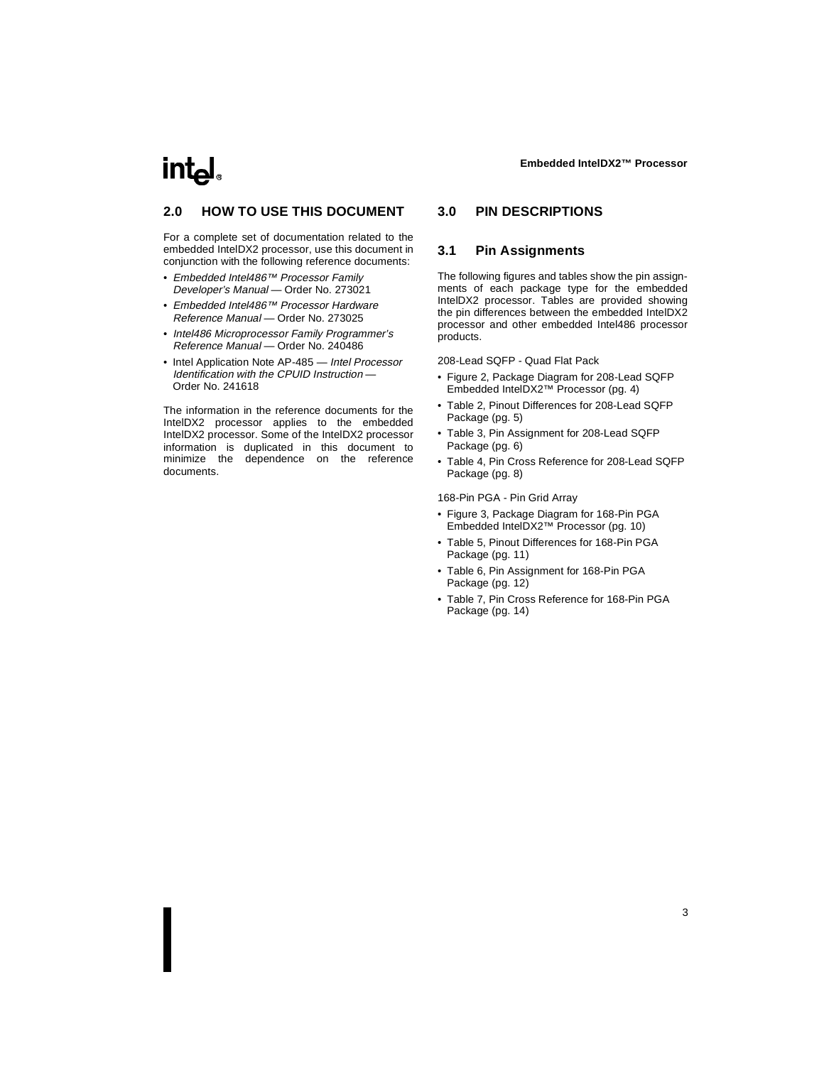## 2.0 HOW TO USE THIS DOCUMENT

For a complete set of documentation related to the embedded IntelDX2 processor, use this document in conjunction with the following reference documents:

- *Embedded Intel486™ Processor Family Developer's Manual* — Order No. 273021
- *Embedded Intel486™ Processor Hardware Reference Manual* — Order No. 273025
- *Intel486 Microprocessor Family Programmer's Reference Manual* — Order No. 240486
- Intel Application Note AP-485 — *Intel Processor Identification with the CPUID Instruction* — Order No. 241618

The information in the reference documents for the IntelDX2 processor applies to the embedded IntelDX2 processor. Some of the IntelDX2 processor information is duplicated in this document to minimize the dependence on the reference documents.

## 3.0 PIN DESCRIPTIONS

### 3.1 Pin Assignments

The following figures and tables show the pin assignments of each package type for the embedded IntelDX2 processor. Tables are provided showing the pin differences between the embedded IntelDX2 processor and other embedded Intel486 processor products.

208-Lead SQFP - Quad Flat Pack

- Figure 2, Package Diagram for 208-Lead SQFP Embedded IntelDX2™ Processor (pg. 4)
- Table 2, Pinout Differences for 208-Lead SQFP Package (pg. 5)
- Table 3, Pin Assignment for 208-Lead SQFP Package (pg. 6)
- Table 4, Pin Cross Reference for 208-Lead SQFP Package (pg. 8)

168-Pin PGA - Pin Grid Array

- Figure 3, Package Diagram for 168-Pin PGA Embedded IntelDX2™ Processor (pg. 10)
- Table 5, Pinout Differences for 168-Pin PGA Package (pg. 11)
- Table 6, Pin Assignment for 168-Pin PGA Package (pg. 12)
- Table 7, Pin Cross Reference for 168-Pin PGA Package (pg. 14)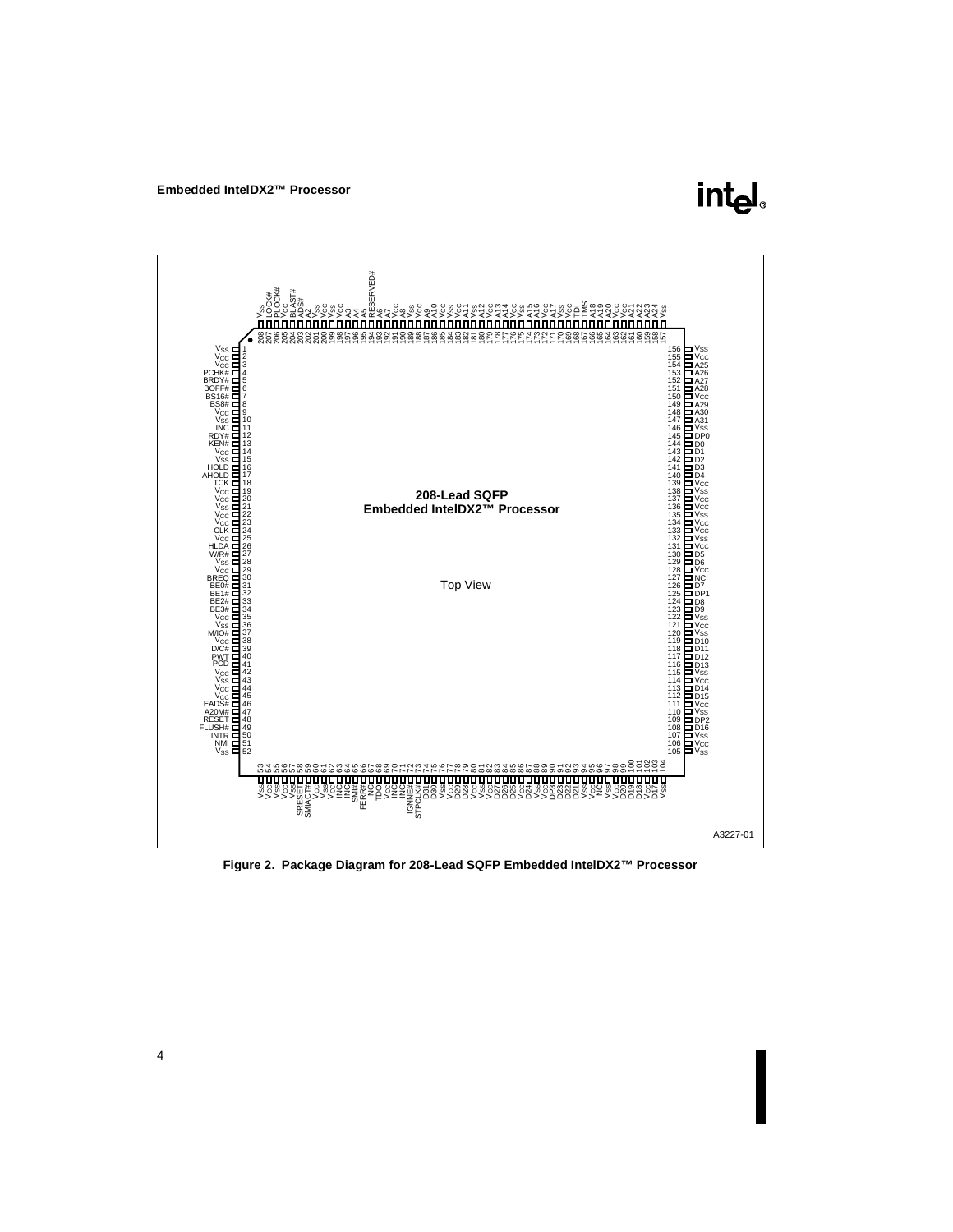Figure 2. Package Diagram for 208-Lead SQFP Embedded IntelDX2™ Processor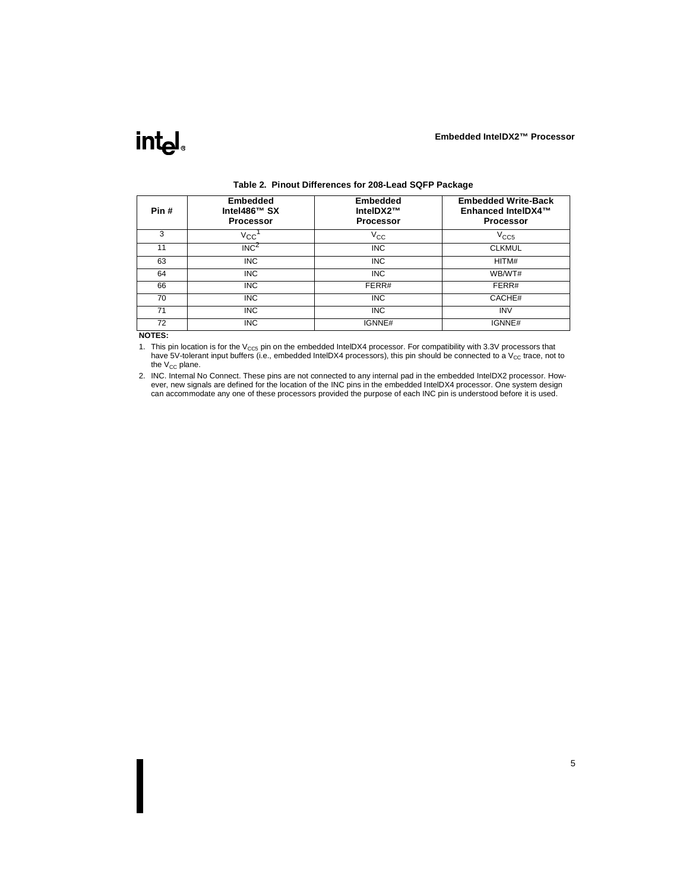**Table 2. Pinout Differences for 208-Lead SQFP Package**

| Pin # | Embedded Intel486™ SX Processor | Embedded IntelDX2™ Processor | Embedded Write-Back Enhanced IntelDX4™ Processor |
|---|---|---|---|
| 3 | $V_{CC}$[1] | $V_{CC}$ | $V_{CC5}$ |
| 11 | INC[2] | INC | CLKMUL |
| 63 | INC | INC | HITM# |
| 64 | INC | INC | WB/WT# |
| 66 | INC | FERR# | FERR# |
| 70 | INC | INC | CACHE# |
| 71 | INC | INC | INV |
| 72 | INC | IGNNE# | IGNNE# |

**NOTES:**

1. This pin location is for the $V_{CC5}$ pin on the embedded IntelDX4 processor. For compatibility with 3.3V processors that have 5V-tolerant input buffers (i.e., embedded IntelDX4 processors), this pin should be connected to a $V_{CC}$ trace, not to the $V_{CC}$ plane.
2. INC. Internal No Connect. These pins are not connected to any internal pad in the embedded IntelDX2 processor. However, new signals are defined for the location of the INC pins in the embedded IntelDX4 processor. One system design can accommodate any one of these processors provided the purpose of each INC pin is understood before it is used.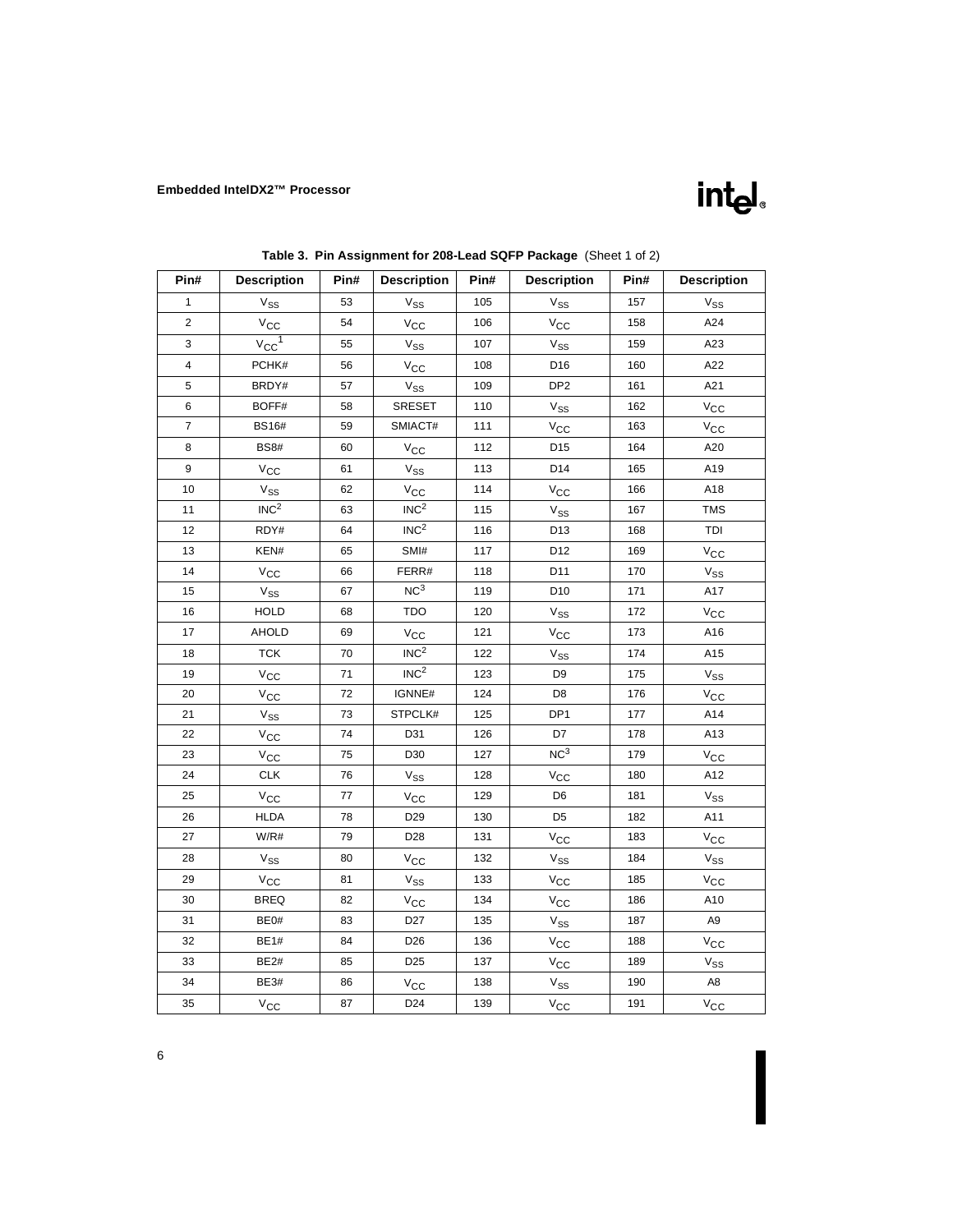**Table 3. Pin Assignment for 208-Lead SQFP Package** (Sheet 1 of 2)

| Pin# | Description | Pin# | Description | Pin# | Description | Pin# | Description |
|---|---|---|---|---|---|---|---|
| 1 | $V_{SS}$ | 53 | $V_{SS}$ | 105 | $V_{SS}$ | 157 | $V_{SS}$ |
| 2 | $V_{CC}$ | 54 | $V_{CC}$ | 106 | $V_{CC}$ | 158 | A24 |
| 3 | $V_{CC}$[1] | 55 | $V_{SS}$ | 107 | $V_{SS}$ | 159 | A23 |
| 4 | PCHK# | 56 | $V_{CC}$ | 108 | D16 | 160 | A22 |
| 5 | BRDY# | 57 | $V_{SS}$ | 109 | DP2 | 161 | A21 |
| 6 | BOFF# | 58 | SRESET | 110 | $V_{SS}$ | 162 | $V_{CC}$ |
| 7 | BS16# | 59 | SMIACT# | 111 | $V_{CC}$ | 163 | $V_{CC}$ |
| 8 | BS8# | 60 | $V_{CC}$ | 112 | D15 | 164 | A20 |
| 9 | $V_{CC}$ | 61 | $V_{SS}$ | 113 | D14 | 165 | A19 |
| 10 | $V_{SS}$ | 62 | $V_{CC}$ | 114 | $V_{CC}$ | 166 | A18 |
| 11 | INC[2] | 63 | INC[2] | 115 | $V_{SS}$ | 167 | TMS |
| 12 | RDY# | 64 | INC[2] | 116 | D13 | 168 | TDI |
| 13 | KEN# | 65 | SMI# | 117 | D12 | 169 | $V_{CC}$ |
| 14 | $V_{CC}$ | 66 | FERR# | 118 | D11 | 170 | $V_{SS}$ |
| 15 | $V_{SS}$ | 67 | NC[3] | 119 | D10 | 171 | A17 |
| 16 | HOLD | 68 | TDO | 120 | $V_{SS}$ | 172 | $V_{CC}$ |
| 17 | AHOLD | 69 | $V_{CC}$ | 121 | $V_{CC}$ | 173 | A16 |
| 18 | TCK | 70 | INC[2] | 122 | $V_{SS}$ | 174 | A15 |
| 19 | $V_{CC}$ | 71 | INC[2] | 123 | D9 | 175 | $V_{SS}$ |
| 20 | $V_{CC}$ | 72 | IGNNE# | 124 | D8 | 176 | $V_{CC}$ |
| 21 | $V_{SS}$ | 73 | STPCLK# | 125 | DP1 | 177 | A14 |
| 22 | $V_{CC}$ | 74 | D31 | 126 | D7 | 178 | A13 |
| 23 | $V_{CC}$ | 75 | D30 | 127 | NC[3] | 179 | $V_{CC}$ |
| 24 | CLK | 76 | $V_{SS}$ | 128 | $V_{CC}$ | 180 | A12 |
| 25 | $V_{CC}$ | 77 | $V_{CC}$ | 129 | D6 | 181 | $V_{SS}$ |
| 26 | HLDA | 78 | D29 | 130 | D5 | 182 | A11 |
| 27 | W/R# | 79 | D28 | 131 | $V_{CC}$ | 183 | $V_{CC}$ |
| 28 | $V_{SS}$ | 80 | $V_{CC}$ | 132 | $V_{SS}$ | 184 | $V_{SS}$ |
| 29 | $V_{CC}$ | 81 | $V_{SS}$ | 133 | $V_{CC}$ | 185 | $V_{CC}$ |
| 30 | BREQ | 82 | $V_{CC}$ | 134 | $V_{CC}$ | 186 | A10 |
| 31 | BE0# | 83 | D27 | 135 | $V_{SS}$ | 187 | A9 |
| 32 | BE1# | 84 | D26 | 136 | $V_{CC}$ | 188 | $V_{CC}$ |
| 33 | BE2# | 85 | D25 | 137 | $V_{CC}$ | 189 | $V_{SS}$ |
| 34 | BE3# | 86 | $V_{CC}$ | 138 | $V_{SS}$ | 190 | A8 |
| 35 | $V_{CC}$ | 87 | D24 | 139 | $V_{CC}$ | 191 | $V_{CC}$ |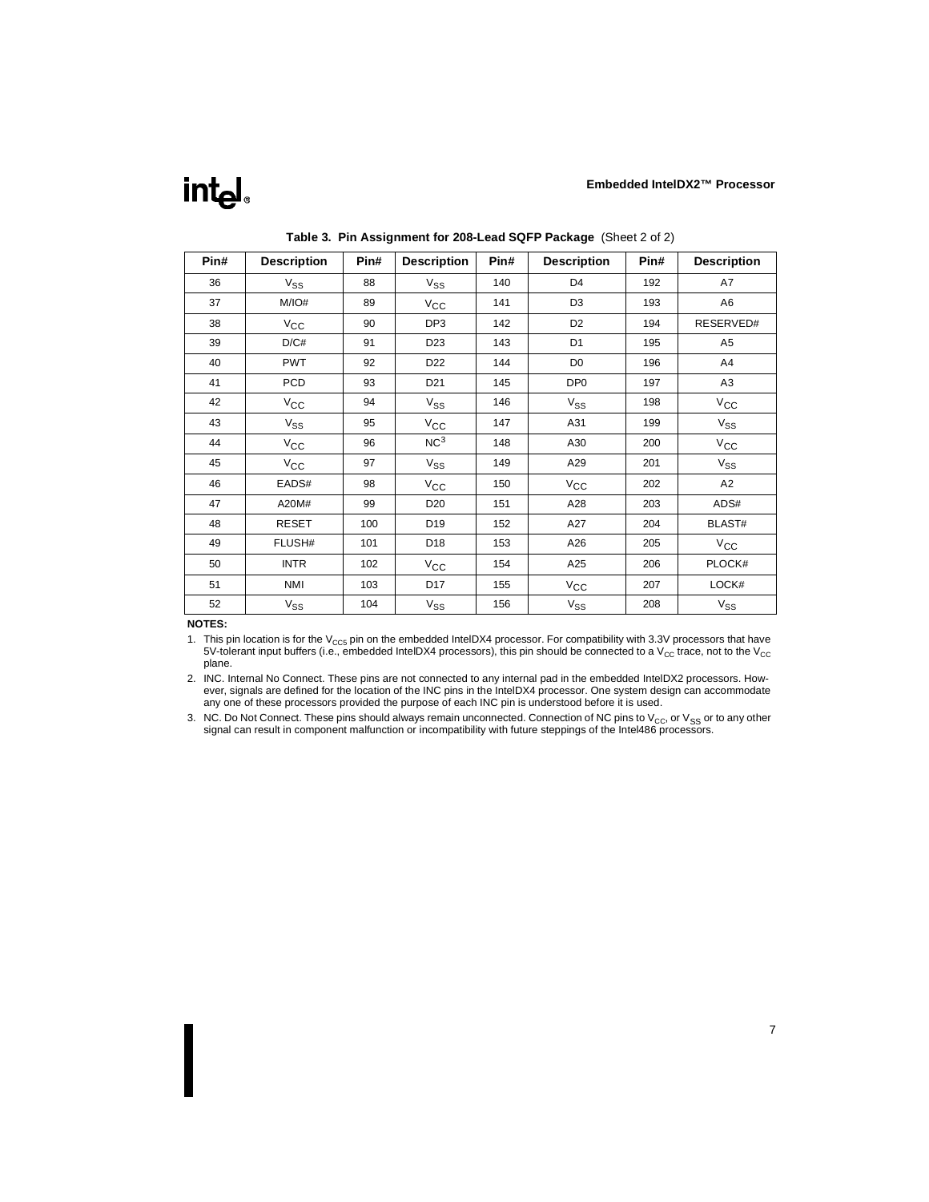**Table 3. Pin Assignment for 208-Lead SQFP Package** (Sheet 2 of 2)

| Pin# | Description | Pin# | Description | Pin# | Description | Pin# | Description |
|---|---|---|---|---|---|---|---|
| 36 | $V_{SS}$ | 88 | $V_{SS}$ | 140 | D4 | 192 | A7 |
| 37 | M/IO# | 89 | $V_{CC}$ | 141 | D3 | 193 | A6 |
| 38 | $V_{CC}$ | 90 | DP3 | 142 | D2 | 194 | RESERVED# |
| 39 | D/C# | 91 | D23 | 143 | D1 | 195 | A5 |
| 40 | PWT | 92 | D22 | 144 | D0 | 196 | A4 |
| 41 | PCD | 93 | D21 | 145 | DP0 | 197 | A3 |
| 42 | $V_{CC}$ | 94 | $V_{SS}$ | 146 | $V_{SS}$ | 198 | $V_{CC}$ |
| 43 | $V_{SS}$ | 95 | $V_{CC}$ | 147 | A31 | 199 | $V_{SS}$ |
| 44 | $V_{CC}$ | 96 | NC[3] | 148 | A30 | 200 | $V_{CC}$ |
| 45 | $V_{CC}$ | 97 | $V_{SS}$ | 149 | A29 | 201 | $V_{SS}$ |
| 46 | EADS# | 98 | $V_{CC}$ | 150 | $V_{CC}$ | 202 | A2 |
| 47 | A20M# | 99 | D20 | 151 | A28 | 203 | ADS# |
| 48 | RESET | 100 | D19 | 152 | A27 | 204 | BLAST# |
| 49 | FLUSH# | 101 | D18 | 153 | A26 | 205 | $V_{CC}$ |
| 50 | INTR | 102 | $V_{CC}$ | 154 | A25 | 206 | PLOCK# |
| 51 | NMI | 103 | D17 | 155 | $V_{CC}$ | 207 | LOCK# |
| 52 | $V_{SS}$ | 104 | $V_{SS}$ | 156 | $V_{SS}$ | 208 | $V_{SS}$ |

**NOTES:**

1. This pin location is for the $V_{CC5}$ pin on the embedded IntelDX4 processor. For compatibility with 3.3V processors that have 5V-tolerant input buffers (i.e., embedded IntelDX4 processors), this pin should be connected to a $V_{CC}$ trace, not to the $V_{CC}$ plane.
2. INC. Internal No Connect. These pins are not connected to any internal pad in the embedded IntelDX2 processors. However, signals are defined for the location of the INC pins in the IntelDX4 processor. One system design can accommodate any one of these processors provided the purpose of each INC pin is understood before it is used.
3. NC. Do Not Connect. These pins should always remain unconnected. Connection of NC pins to $V_{CC}$, or $V_{SS}$ or to any other signal can result in component malfunction or incompatibility with future steppings of the Intel486 processors.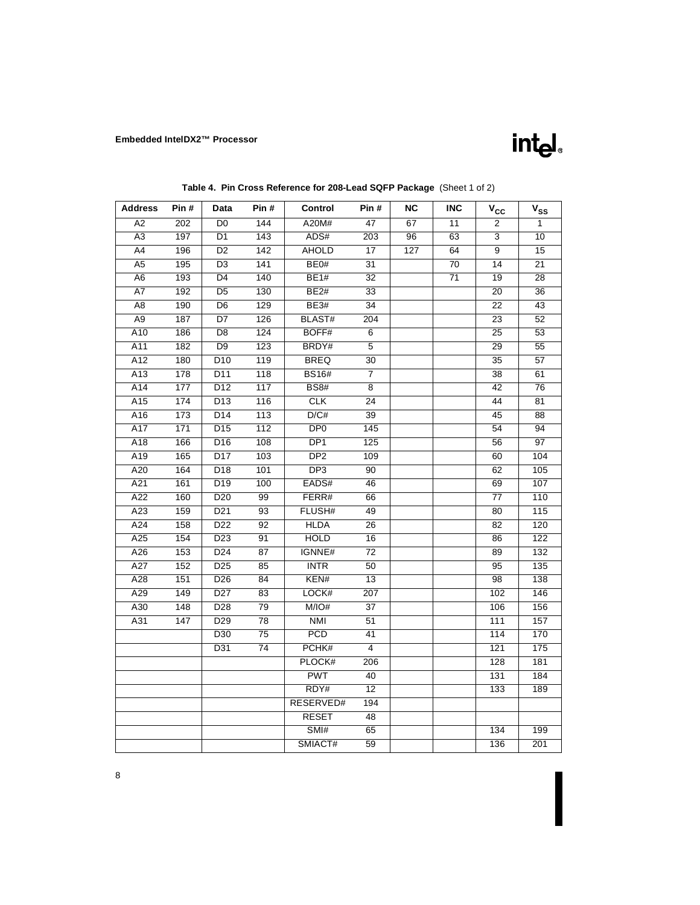**Table 4. Pin Cross Reference for 208-Lead SQFP Package** (Sheet 1 of 2)

| Address | Pin # | Data | Pin # | Control | Pin # | NC | INC | $V_{CC}$ | $V_{SS}$ |
|---|---|---|---|---|---|---|---|---|---|
| A2 | 202 | D0 | 144 | A20M# | 47 | 67 | 11 | 2 | 1 |
| A3 | 197 | D1 | 143 | ADS# | 203 | 96 | 63 | 3 | 10 |
| A4 | 196 | D2 | 142 | AHOLD | 17 | 127 | 64 | 9 | 15 |
| A5 | 195 | D3 | 141 | BE0# | 31 | | 70 | 14 | 21 |
| A6 | 193 | D4 | 140 | BE1# | 32 | | 71 | 19 | 28 |
| A7 | 192 | D5 | 130 | BE2# | 33 | | | 20 | 36 |
| A8 | 190 | D6 | 129 | BE3# | 34 | | | 22 | 43 |
| A9 | 187 | D7 | 126 | BLAST# | 204 | | | 23 | 52 |
| A10 | 186 | D8 | 124 | BOFF# | 6 | | | 25 | 53 |
| A11 | 182 | D9 | 123 | BRDY# | 5 | | | 29 | 55 |
| A12 | 180 | D10 | 119 | BREQ | 30 | | | 35 | 57 |
| A13 | 178 | D11 | 118 | BS16# | 7 | | | 38 | 61 |
| A14 | 177 | D12 | 117 | BS8# | 8 | | | 42 | 76 |
| A15 | 174 | D13 | 116 | CLK | 24 | | | 44 | 81 |
| A16 | 173 | D14 | 113 | D/C# | 39 | | | 45 | 88 |
| A17 | 171 | D15 | 112 | DP0 | 145 | | | 54 | 94 |
| A18 | 166 | D16 | 108 | DP1 | 125 | | | 56 | 97 |
| A19 | 165 | D17 | 103 | DP2 | 109 | | | 60 | 104 |
| A20 | 164 | D18 | 101 | DP3 | 90 | | | 62 | 105 |
| A21 | 161 | D19 | 100 | EADS# | 46 | | | 69 | 107 |
| A22 | 160 | D20 | 99 | FERR# | 66 | | | 77 | 110 |
| A23 | 159 | D21 | 93 | FLUSH# | 49 | | | 80 | 115 |
| A24 | 158 | D22 | 92 | HLDA | 26 | | | 82 | 120 |
| A25 | 154 | D23 | 91 | HOLD | 16 | | | 86 | 122 |
| A26 | 153 | D24 | 87 | IGNNE# | 72 | | | 89 | 132 |
| A27 | 152 | D25 | 85 | INTR | 50 | | | 95 | 135 |
| A28 | 151 | D26 | 84 | KEN# | 13 | | | 98 | 138 |
| A29 | 149 | D27 | 83 | LOCK# | 207 | | | 102 | 146 |
| A30 | 148 | D28 | 79 | M/IO# | 37 | | | 106 | 156 |
| A31 | 147 | D29 | 78 | NMI | 51 | | | 111 | 157 |
| | | D30 | 75 | PCD | 41 | | | 114 | 170 |
| | | D31 | 74 | PCHK# | 4 | | | 121 | 175 |
| | | | | PLOCK# | 206 | | | 128 | 181 |
| | | | | PWT | 40 | | | 131 | 184 |
| | | | | RDY# | 12 | | | 133 | 189 |
| | | | | RESERVED# | 194 | | | | |
| | | | | RESET | 48 | | | | |
| | | | | SMI# | 65 | | | 134 | 199 |
| | | | | SMIACT# | 59 | | | 136 | 201 |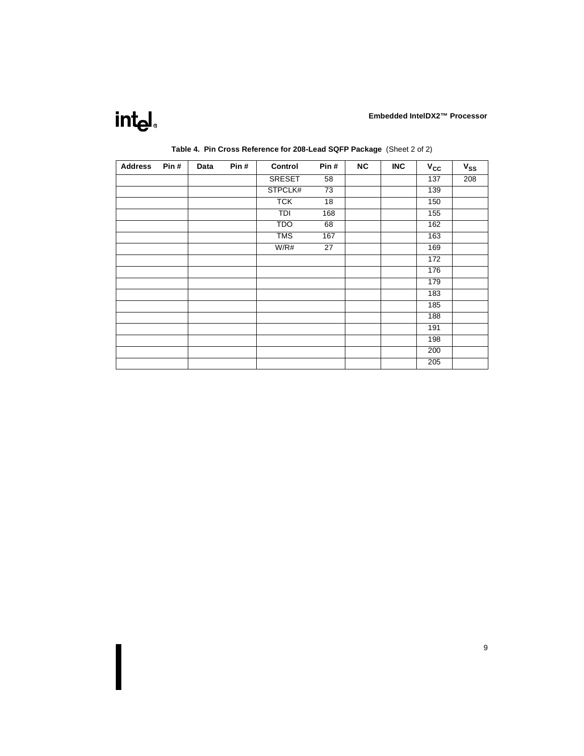**Table 4. Pin Cross Reference for 208-Lead SQFP Package** (Sheet 2 of 2)

| Address | Pin # | Data | Pin # | Control | Pin # | NC | INC | $V_{CC}$ | $V_{SS}$ |
|---|---|---|---|---|---|---|---|---|---|
| | | | | SRESET | 58 | | | 137 | 208 |
| | | | | STPCLK# | 73 | | | 139 | |
| | | | | TCK | 18 | | | 150 | |
| | | | | TDI | 168 | | | 155 | |
| | | | | TDO | 68 | | | 162 | |
| | | | | TMS | 167 | | | 163 | |
| | | | | W/R# | 27 | | | 169 | |
| | | | | | | | | 172 | |
| | | | | | | | | 176 | |
| | | | | | | | | 179 | |
| | | | | | | | | 183 | |
| | | | | | | | | 185 | |
| | | | | | | | | 188 | |
| | | | | | | | | 191 | |
| | | | | | | | | 198 | |
| | | | | | | | | 200 | |
| | | | | | | | | 205 | |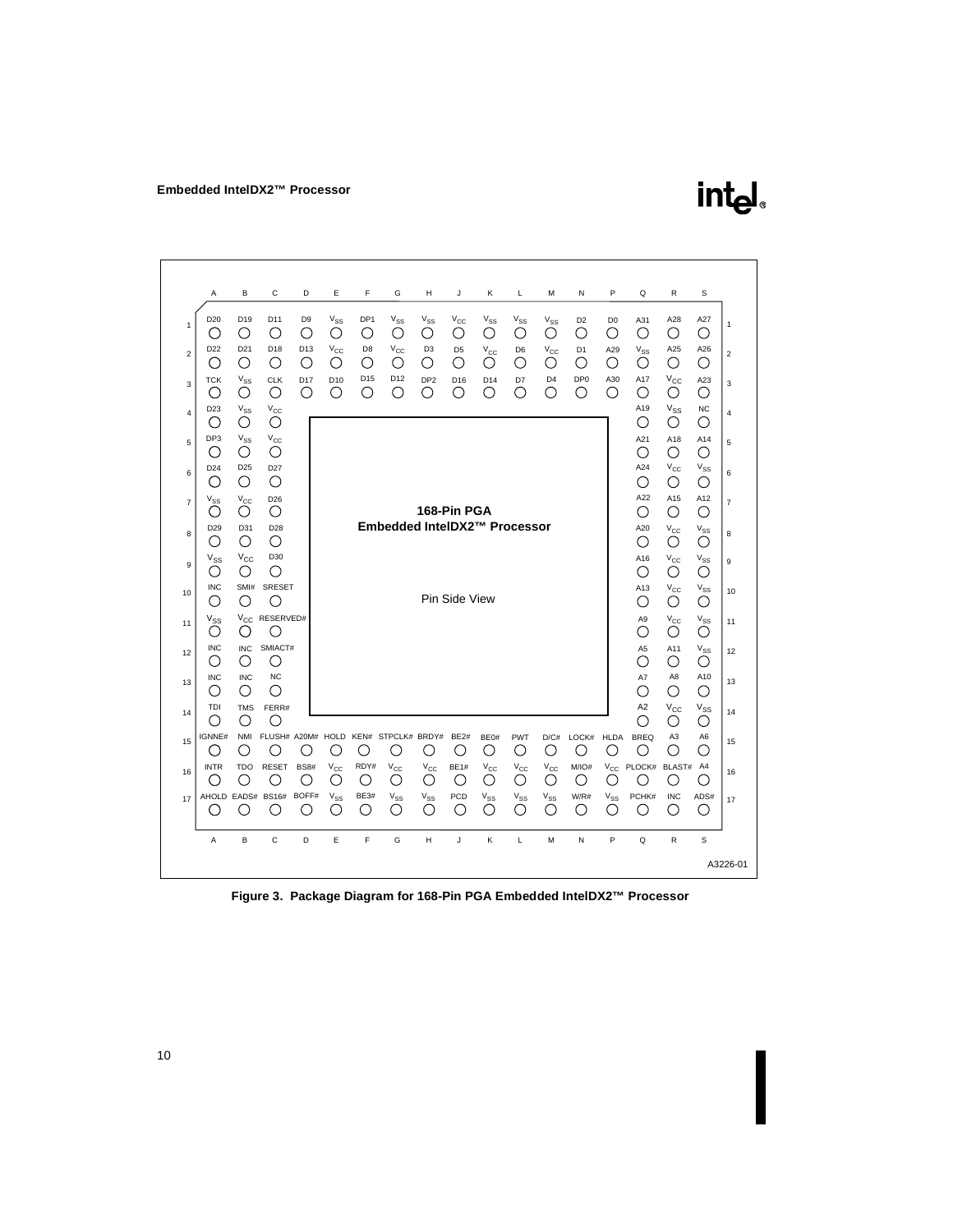| | A | B | C | D | E | F | G | H | J | K | L | M | N | P | Q | R | S | |
|---|---|---|---|---|---|---|---|---|---|---|---|---|---|---|---|---|---|---|
| 1 | D20 | D19 | D11 | D9 | $V_{SS}$ | DP1 | $V_{SS}$ | $V_{SS}$ | $V_{CC}$ | $V_{SS}$ | $V_{SS}$ | $V_{SS}$ | D2 | D0 | A31 | A28 | A27 | 1 |
| 2 | D22 | D21 | D18 | D13 | $V_{CC}$ | D8 | $V_{CC}$ | D3 | D5 | $V_{CC}$ | D6 | $V_{CC}$ | D1 | A29 | $V_{SS}$ | A25 | A26 | 2 |
| 3 | TCK | $V_{SS}$ | CLK | D17 | D10 | D15 | D12 | DP2 | D16 | D14 | D7 | D4 | DP0 | A30 | A17 | $V_{CC}$ | A23 | 3 |
| 4 | D23 | $V_{SS}$ | $V_{CC}$ | | | | | | | | | | | | A19 | $V_{SS}$ | NC | 4 |
| 5 | DP3 | $V_{SS}$ | $V_{CC}$ | | | | | | | | | | | | A21 | A18 | A14 | 5 |
| 6 | D24 | D25 | D27 | | | | | | | | | | | | A24 | $V_{CC}$ | $V_{SS}$ | 6 |
| 7 | $V_{SS}$ | $V_{CC}$ | D26 | | | | | | | | | | | | A22 | A15 | A12 | 7 |
| 8 | D29 | D31 | D28 | | | | | | | | | | | | A20 | $V_{CC}$ | $V_{SS}$ | 8 |
| 9 | $V_{SS}$ | $V_{CC}$ | D30 | | | | | | | | | | | | A16 | $V_{CC}$ | $V_{SS}$ | 9 |
| 10 | INC | SMI# | SRESET | | | | | | | | | | | | A13 | $V_{CC}$ | $V_{SS}$ | 10 |
| 11 | $V_{SS}$ | $V_{CC}$ | RESERVED# | | | | | | | | | | | | A9 | $V_{CC}$ | $V_{SS}$ | 11 |
| 12 | INC | INC | SMIACT# | | | | | | | | | | | | A5 | A11 | $V_{SS}$ | 12 |
| 13 | INC | INC | NC | | | | | | | | | | | | A7 | A8 | A10 | 13 |
| 14 | TDI | TMS | FERR# | | | | | | | | | | | | A2 | $V_{CC}$ | $V_{SS}$ | 14 |
| 15 | IGNNE# | NMI | FLUSH# | A20M# | HOLD | KEN# | STPCLK# | BRDY# | BE2# | BE0# | PWT | D/C# | LOCK# | HLDA | BREQ | A3 | A6 | 15 |
| 16 | INTR | TDO | RESET | BS8# | $V_{CC}$ | RDY# | $V_{CC}$ | $V_{CC}$ | BE1# | $V_{CC}$ | $V_{CC}$ | $V_{CC}$ | M/IO# | $V_{CC}$ | PLOCK# | BLAST# | A4 | 16 |
| 17 | AHOLD | EADS# | BS16# | BOFF# | $V_{SS}$ | BE3# | $V_{SS}$ | $V_{SS}$ | PCD | $V_{SS}$ | $V_{SS}$ | $V_{SS}$ | W/R# | $V_{SS}$ | PCHK# | INC | ADS# | 17 |
| | A | B | C | D | E | F | G | H | J | K | L | M | N | P | Q | R | S | |

168-Pin PGA Embedded IntelDX2™ Processor

Pin Side View

A3226-01

**Figure 3. Package Diagram for 168-Pin PGA Embedded IntelDX2™ Processor**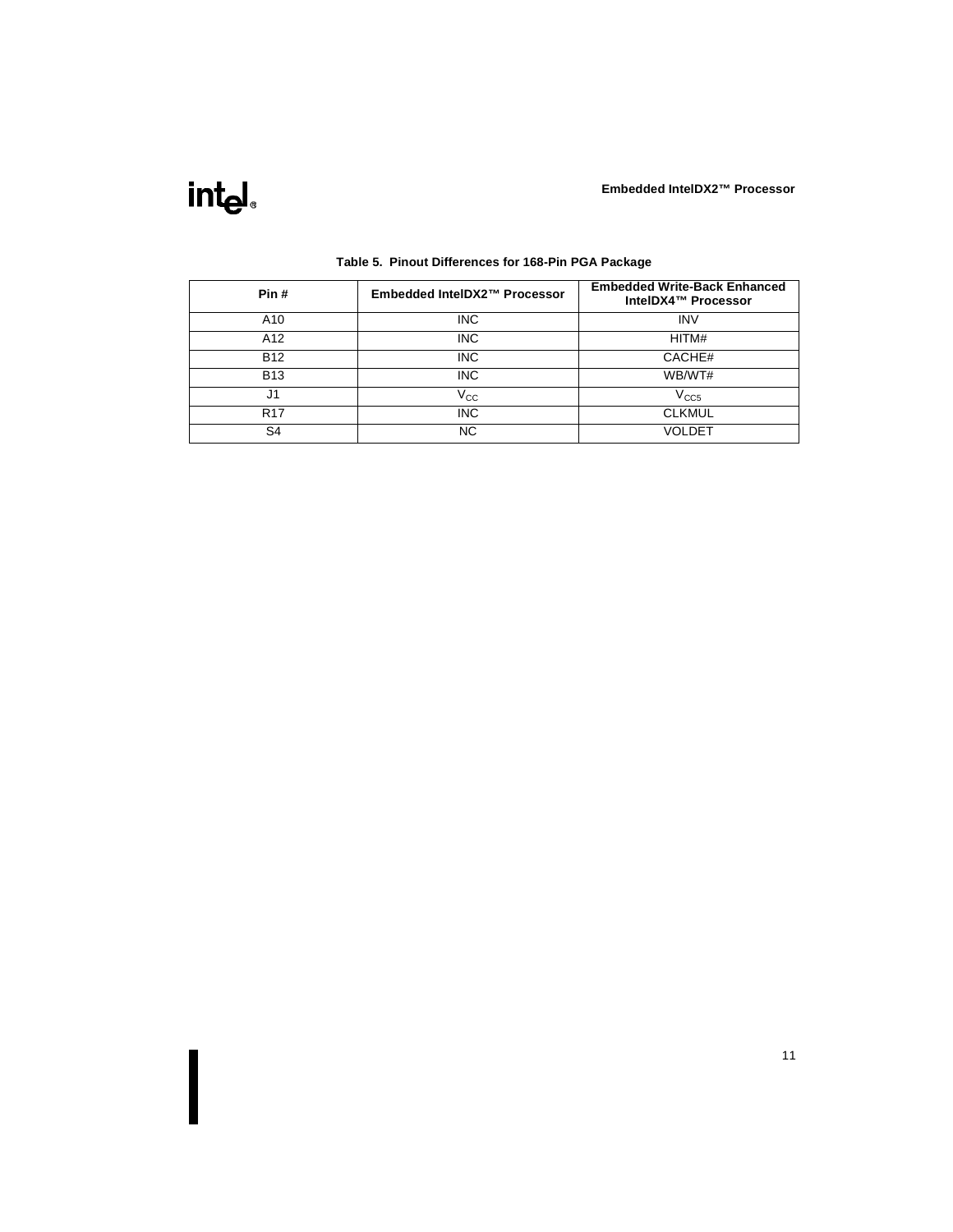**Table 5. Pinout Differences for 168-Pin PGA Package**

| Pin # | Embedded IntelDX2™ Processor | Embedded Write-Back Enhanced IntelDX4™ Processor |
|---|---|---|
| A10 | INC | INV |
| A12 | INC | HITM# |
| B12 | INC | CACHE# |
| B13 | INC | WB/WT# |
| J1 | $V_{CC}$ | $V_{CC5}$ |
| R17 | INC | CLKMUL |
| S4 | NC | VOLDET |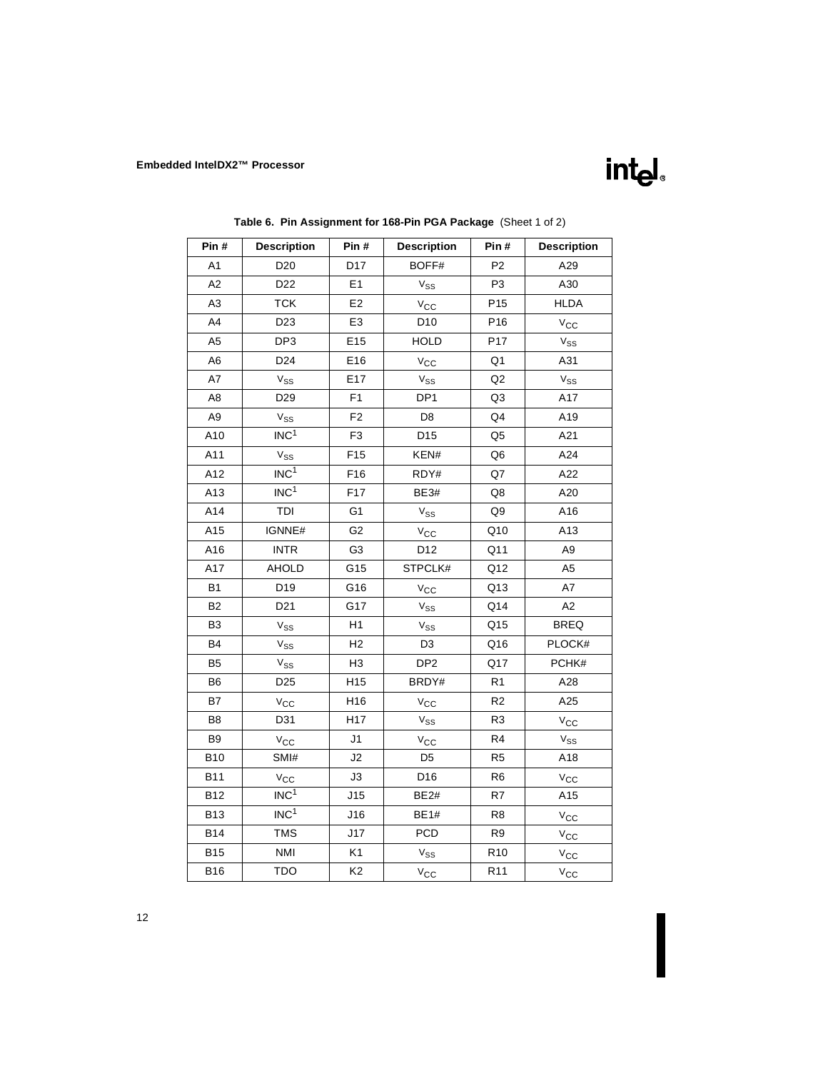**Table 6. Pin Assignment for 168-Pin PGA Package** (Sheet 1 of 2)

| Pin # | Description | Pin # | Description | Pin # | Description |
|---|---|---|---|---|---|
| A1 | D20 | D17 | BOFF# | P2 | A29 |
| A2 | D22 | E1 | $V_{SS}$ | P3 | A30 |
| A3 | TCK | E2 | $V_{CC}$ | P15 | HLDA |
| A4 | D23 | E3 | D10 | P16 | $V_{CC}$ |
| A5 | DP3 | E15 | HOLD | P17 | $V_{SS}$ |
| A6 | D24 | E16 | $V_{CC}$ | Q1 | A31 |
| A7 | $V_{SS}$ | E17 | $V_{SS}$ | Q2 | $V_{SS}$ |
| A8 | D29 | F1 | DP1 | Q3 | A17 |
| A9 | $V_{SS}$ | F2 | D8 | Q4 | A19 |
| A10 | INC[1] | F3 | D15 | Q5 | A21 |
| A11 | $V_{SS}$ | F15 | KEN# | Q6 | A24 |
| A12 | INC[1] | F16 | RDY# | Q7 | A22 |
| A13 | INC[1] | F17 | BE3# | Q8 | A20 |
| A14 | TDI | G1 | $V_{SS}$ | Q9 | A16 |
| A15 | IGNNE# | G2 | $V_{CC}$ | Q10 | A13 |
| A16 | INTR | G3 | D12 | Q11 | A9 |
| A17 | AHOLD | G15 | STPCLK# | Q12 | A5 |
| B1 | D19 | G16 | $V_{CC}$ | Q13 | A7 |
| B2 | D21 | G17 | $V_{SS}$ | Q14 | A2 |
| B3 | $V_{SS}$ | H1 | $V_{SS}$ | Q15 | BREQ |
| B4 | $V_{SS}$ | H2 | D3 | Q16 | PLOCK# |
| B5 | $V_{SS}$ | H3 | DP2 | Q17 | PCHK# |
| B6 | D25 | H15 | BRDY# | R1 | A28 |
| B7 | $V_{CC}$ | H16 | $V_{CC}$ | R2 | A25 |
| B8 | D31 | H17 | $V_{SS}$ | R3 | $V_{CC}$ |
| B9 | $V_{CC}$ | J1 | $V_{CC}$ | R4 | $V_{SS}$ |
| B10 | SMI# | J2 | D5 | R5 | A18 |
| B11 | $V_{CC}$ | J3 | D16 | R6 | $V_{CC}$ |
| B12 | INC[1] | J15 | BE2# | R7 | A15 |
| B13 | INC[1] | J16 | BE1# | R8 | $V_{CC}$ |
| B14 | TMS | J17 | PCD | R9 | $V_{CC}$ |
| B15 | NMI | K1 | $V_{SS}$ | R10 | $V_{CC}$ |
| B16 | TDO | K2 | $V_{CC}$ | R11 | $V_{CC}$ |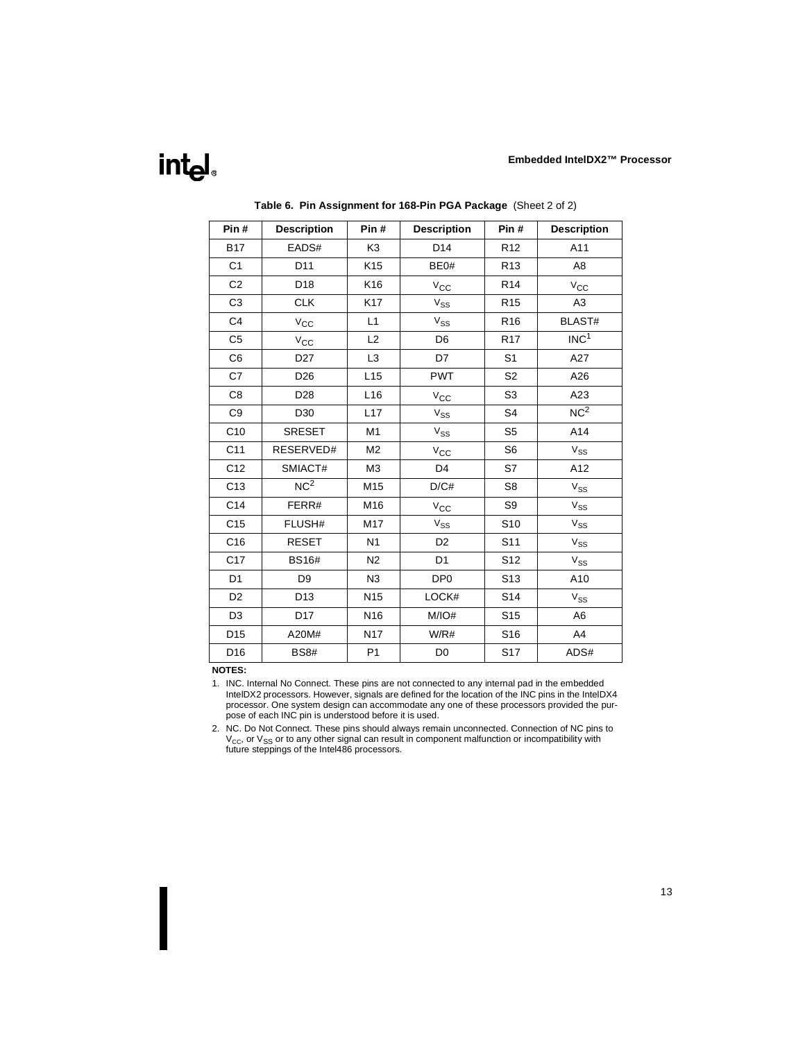**Table 6. Pin Assignment for 168-Pin PGA Package** (Sheet 2 of 2)

| Pin # | Description | Pin # | Description | Pin # | Description |
|---|---|---|---|---|---|
| B17 | EADS# | K3 | D14 | R12 | A11 |
| C1 | D11 | K15 | BE0# | R13 | A8 |
| C2 | D18 | K16 | $V_{CC}$ | R14 | $V_{CC}$ |
| C3 | CLK | K17 | $V_{SS}$ | R15 | A3 |
| C4 | $V_{CC}$ | L1 | $V_{SS}$ | R16 | BLAST# |
| C5 | $V_{CC}$ | L2 | D6 | R17 | INC[1] |
| C6 | D27 | L3 | D7 | S1 | A27 |
| C7 | D26 | L15 | PWT | S2 | A26 |
| C8 | D28 | L16 | $V_{CC}$ | S3 | A23 |
| C9 | D30 | L17 | $V_{SS}$ | S4 | NC[2] |
| C10 | SRESET | M1 | $V_{SS}$ | S5 | A14 |
| C11 | RESERVED# | M2 | $V_{CC}$ | S6 | $V_{SS}$ |
| C12 | SMIACT# | M3 | D4 | S7 | A12 |
| C13 | NC[2] | M15 | D/C# | S8 | $V_{SS}$ |
| C14 | FERR# | M16 | $V_{CC}$ | S9 | $V_{SS}$ |
| C15 | FLUSH# | M17 | $V_{SS}$ | S10 | $V_{SS}$ |
| C16 | RESET | N1 | D2 | S11 | $V_{SS}$ |
| C17 | BS16# | N2 | D1 | S12 | $V_{SS}$ |
| D1 | D9 | N3 | DP0 | S13 | A10 |
| D2 | D13 | N15 | LOCK# | S14 | $V_{SS}$ |
| D3 | D17 | N16 | M/IO# | S15 | A6 |
| D15 | A20M# | N17 | W/R# | S16 | A4 |
| D16 | BS8# | P1 | D0 | S17 | ADS# |

**NOTES:**

1. INC. Internal No Connect. These pins are not connected to any internal pad in the embedded IntelDX2 processors. However, signals are defined for the location of the INC pins in the IntelDX4 processor. One system design can accommodate any one of these processors provided the purpose of each INC pin is understood before it is used.
2. NC. Do Not Connect. These pins should always remain unconnected. Connection of NC pins to $V_{CC}$, or $V_{SS}$ or to any other signal can result in component malfunction or incompatibility with future steppings of the Intel486 processors.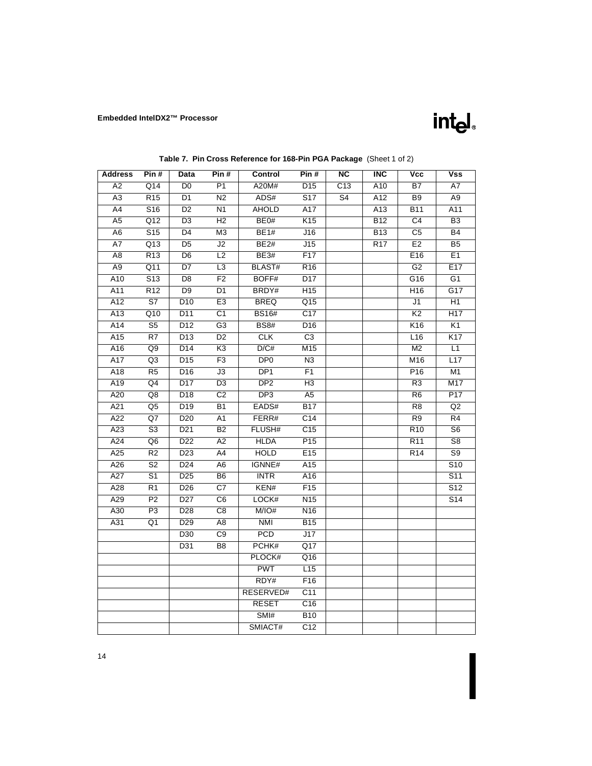**Table 7. Pin Cross Reference for 168-Pin PGA Package** (Sheet 1 of 2)

| Address | Pin # | Data | Pin # | Control | Pin # | NC | INC | Vcc | Vss |
|---|---|---|---|---|---|---|---|---|---|
| A2 | Q14 | D0 | P1 | A20M# | D15 | C13 | A10 | B7 | A7 |
| A3 | R15 | D1 | N2 | ADS# | S17 | S4 | A12 | B9 | A9 |
| A4 | S16 | D2 | N1 | AHOLD | A17 | | A13 | B11 | A11 |
| A5 | Q12 | D3 | H2 | BE0# | K15 | | B12 | C4 | B3 |
| A6 | S15 | D4 | M3 | BE1# | J16 | | B13 | C5 | B4 |
| A7 | Q13 | D5 | J2 | BE2# | J15 | | R17 | E2 | B5 |
| A8 | R13 | D6 | L2 | BE3# | F17 | | | E16 | E1 |
| A9 | Q11 | D7 | L3 | BLAST# | R16 | | | G2 | E17 |
| A10 | S13 | D8 | F2 | BOFF# | D17 | | | G16 | G1 |
| A11 | R12 | D9 | D1 | BRDY# | H15 | | | H16 | G17 |
| A12 | S7 | D10 | E3 | BREQ | Q15 | | | J1 | H1 |
| A13 | Q10 | D11 | C1 | BS16# | C17 | | | K2 | H17 |
| A14 | S5 | D12 | G3 | BS8# | D16 | | | K16 | K1 |
| A15 | R7 | D13 | D2 | CLK | C3 | | | L16 | K17 |
| A16 | Q9 | D14 | K3 | D/C# | M15 | | | M2 | L1 |
| A17 | Q3 | D15 | F3 | DP0 | N3 | | | M16 | L17 |
| A18 | R5 | D16 | J3 | DP1 | F1 | | | P16 | M1 |
| A19 | Q4 | D17 | D3 | DP2 | H3 | | | R3 | M17 |
| A20 | Q8 | D18 | C2 | DP3 | A5 | | | R6 | P17 |
| A21 | Q5 | D19 | B1 | EADS# | B17 | | | R8 | Q2 |
| A22 | Q7 | D20 | A1 | FERR# | C14 | | | R9 | R4 |
| A23 | S3 | D21 | B2 | FLUSH# | C15 | | | R10 | S6 |
| A24 | Q6 | D22 | A2 | HLDA | P15 | | | R11 | S8 |
| A25 | R2 | D23 | A4 | HOLD | E15 | | | R14 | S9 |
| A26 | S2 | D24 | A6 | IGNNE# | A15 | | | | S10 |
| A27 | S1 | D25 | B6 | INTR | A16 | | | | S11 |
| A28 | R1 | D26 | C7 | KEN# | F15 | | | | S12 |
| A29 | P2 | D27 | C6 | LOCK# | N15 | | | | S14 |
| A30 | P3 | D28 | C8 | M/IO# | N16 | | | | |
| A31 | Q1 | D29 | A8 | NMI | B15 | | | | |
| | | D30 | C9 | PCD | J17 | | | | |
| | | D31 | B8 | PCHK# | Q17 | | | | |
| | | | | PLOCK# | Q16 | | | | |
| | | | | PWT | L15 | | | | |
| | | | | RDY# | F16 | | | | |
| | | | | RESERVED# | C11 | | | | |
| | | | | RESET | C16 | | | | |
| | | | | SMI# | B10 | | | | |
| | | | | SMIACT# | C12 | | | | |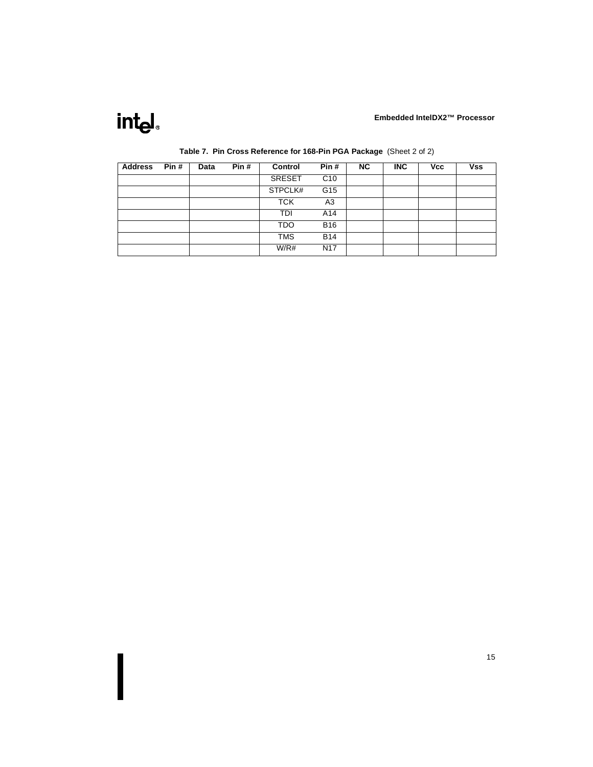**Table 7. Pin Cross Reference for 168-Pin PGA Package** (Sheet 2 of 2)

| Address | Pin # | Data | Pin # | Control | Pin # | NC | INC | Vcc | Vss |
|---|---|---|---|---|---|---|---|---|---|
| | | | | SRESET | C10 | | | | |
| | | | | STPCLK# | G15 | | | | |
| | | | | TCK | A3 | | | | |
| | | | | TDI | A14 | | | | |
| | | | | TDO | B16 | | | | |
| | | | | TMS | B14 | | | | |
| | | | | W/R# | N17 | | | | |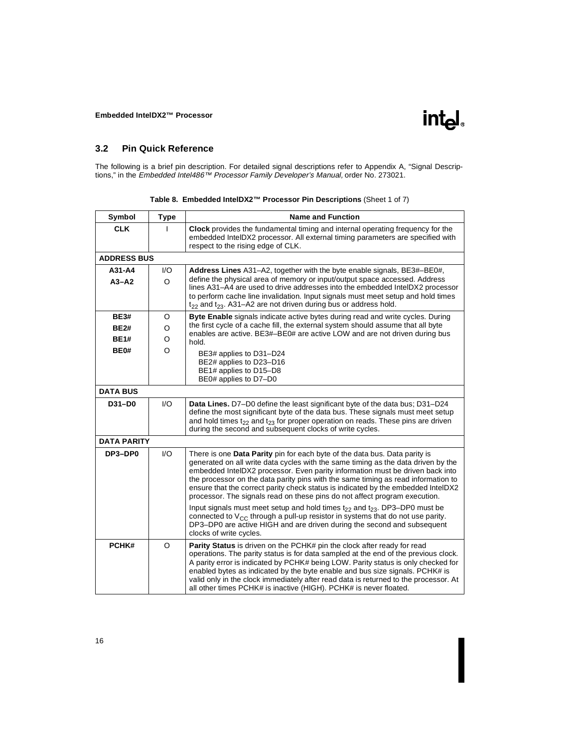## 3.2 Pin Quick Reference

The following is a brief pin description. For detailed signal descriptions refer to Appendix A, "Signal Descriptions," in the *Embedded Intel486™ Processor Family Developer's Manual,* order No. 273021.

**Table 8. Embedded IntelDX2™ Processor Pin Descriptions** (Sheet 1 of 7)

| Symbol | Type | Name and Function |
|---|---|---|
| **CLK** | I | **Clock** provides the fundamental timing and internal operating frequency for the embedded IntelDX2 processor. All external timing parameters are specified with respect to the rising edge of CLK. |
| **ADDRESS BUS** | | |
| **A31-A4**<br>**A3–A2** | I/O<br>O | **Address Lines** A31–A2, together with the byte enable signals, BE3#–BE0#, define the physical area of memory or input/output space accessed. Address lines A31–A4 are used to drive addresses into the embedded IntelDX2 processor to perform cache line invalidation. Input signals must meet setup and hold times $t_{22}$ and $t_{23}$. A31–A2 are not driven during bus or address hold. |
| **BE3#**<br>**BE2#**<br>**BE1#**<br>**BE0#** | O<br>O<br>O<br>O | **Byte Enable** signals indicate active bytes during read and write cycles. During the first cycle of a cache fill, the external system should assume that all byte enables are active. BE3#–BE0# are active LOW and are not driven during bus hold.<br>BE3# applies to D31–D24<br>BE2# applies to D23–D16<br>BE1# applies to D15–D8<br>BE0# applies to D7–D0 |
| **DATA BUS** | | |
| **D31–D0** | I/O | **Data Lines.** D7–D0 define the least significant byte of the data bus; D31–D24 define the most significant byte of the data bus. These signals must meet setup and hold times $t_{22}$ and $t_{23}$ for proper operation on reads. These pins are driven during the second and subsequent clocks of write cycles. |
| **DATA PARITY** | | |
| **DP3–DP0** | I/O | There is one **Data Parity** pin for each byte of the data bus. Data parity is generated on all write data cycles with the same timing as the data driven by the embedded IntelDX2 processor. Even parity information must be driven back into the processor on the data parity pins with the same timing as read information to ensure that the correct parity check status is indicated by the embedded IntelDX2 processor. The signals read on these pins do not affect program execution.<br>Input signals must meet setup and hold times $t_{22}$ and $t_{23}$. DP3–DP0 must be connected to $V_{CC}$ through a pull-up resistor in systems that do not use parity. DP3–DP0 are active HIGH and are driven during the second and subsequent clocks of write cycles. |
| **PCHK#** | O | **Parity Status** is driven on the PCHK# pin the clock after ready for read operations. The parity status is for data sampled at the end of the previous clock. A parity error is indicated by PCHK# being LOW. Parity status is only checked for enabled bytes as indicated by the byte enable and bus size signals. PCHK# is valid only in the clock immediately after read data is returned to the processor. At all other times PCHK# is inactive (HIGH). PCHK# is never floated. |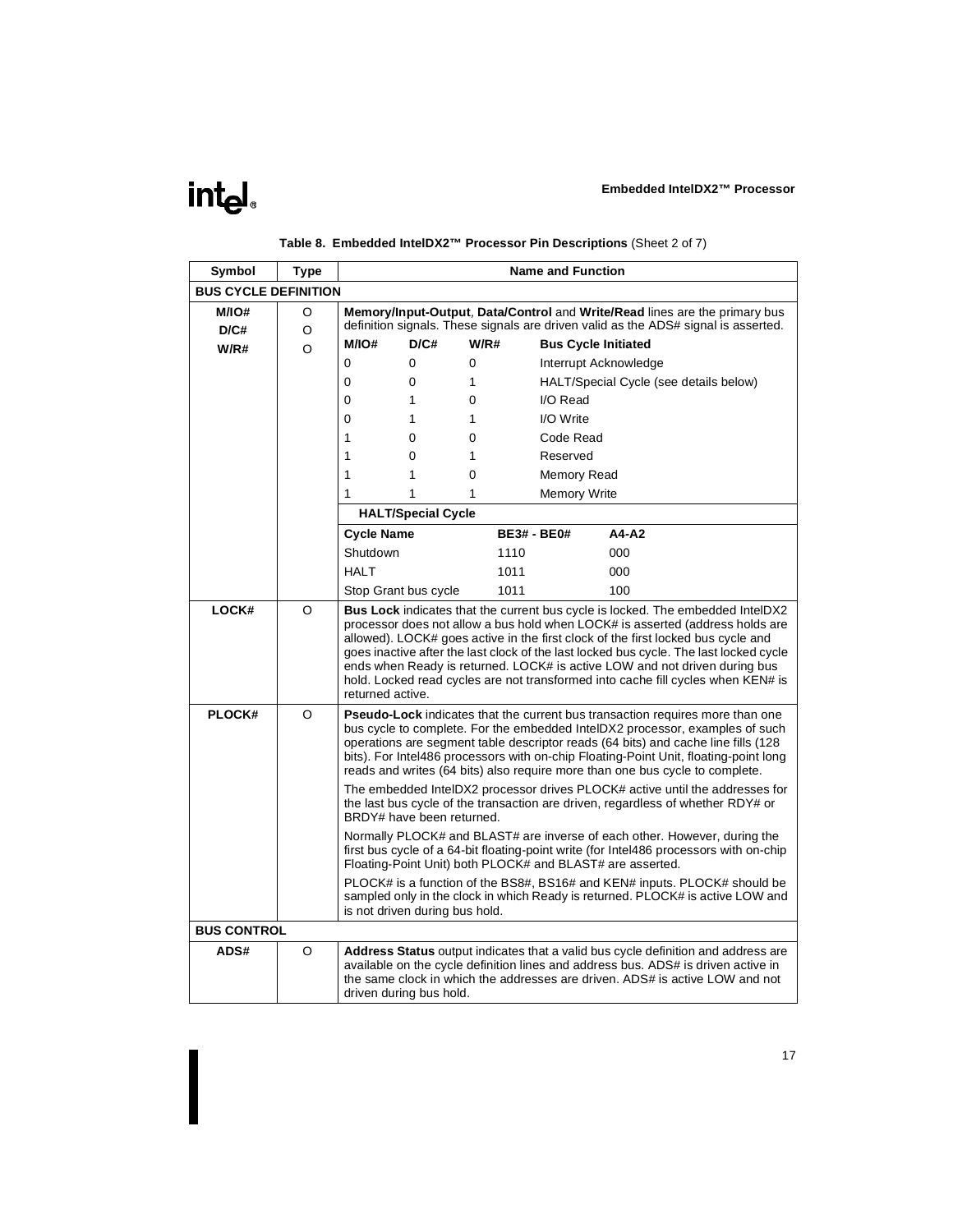**Table 8. Embedded IntelDX2™ Processor Pin Descriptions** (Sheet 2 of 7)

| Symbol | Type | Name and Function |
|---|---|---|
| **BUS CYCLE DEFINITION** | | |
| **M/IO#**<br>**D/C#**<br>**W/R#** | O<br>O<br>O | **Memory/Input-Output**, **Data/Control** and **Write/Read** lines are the primary bus definition signals. These signals are driven valid as the ADS# signal is asserted.<br><br>**M/IO# D/C# W/R# Bus Cycle Initiated**<br>0 0 0 Interrupt Acknowledge<br>0 0 1 HALT/Special Cycle (see details below)<br>0 1 0 I/O Read<br>0 1 1 I/O Write<br>1 0 0 Code Read<br>1 0 1 Reserved<br>1 1 0 Memory Read<br>1 1 1 Memory Write<br><br>**HALT/Special Cycle**<br>**Cycle Name — BE3# - BE0# — A4-A2**<br>Shutdown — 1110 — 000<br>HALT — 1011 — 000<br>Stop Grant bus cycle — 1011 — 100 |
| **LOCK#** | O | **Bus Lock** indicates that the current bus cycle is locked. The embedded IntelDX2 processor does not allow a bus hold when LOCK# is asserted (address holds are allowed). LOCK# goes active in the first clock of the first locked bus cycle and goes inactive after the last clock of the last locked bus cycle. The last locked cycle ends when Ready is returned. LOCK# is active LOW and not driven during bus hold. Locked read cycles are not transformed into cache fill cycles when KEN# is returned active. |
| **PLOCK#** | O | **Pseudo-Lock** indicates that the current bus transaction requires more than one bus cycle to complete. For the embedded IntelDX2 processor, examples of such operations are segment table descriptor reads (64 bits) and cache line fills (128 bits). For Intel486 processors with on-chip Floating-Point Unit, floating-point long reads and writes (64 bits) also require more than one bus cycle to complete.<br><br>The embedded IntelDX2 processor drives PLOCK# active until the addresses for the last bus cycle of the transaction are driven, regardless of whether RDY# or BRDY# have been returned.<br><br>Normally PLOCK# and BLAST# are inverse of each other. However, during the first bus cycle of a 64-bit floating-point write (for Intel486 processors with on-chip Floating-Point Unit) both PLOCK# and BLAST# are asserted.<br><br>PLOCK# is a function of the BS8#, BS16# and KEN# inputs. PLOCK# should be sampled only in the clock in which Ready is returned. PLOCK# is active LOW and is not driven during bus hold. |
| **BUS CONTROL** | | |
| **ADS#** | O | **Address Status** output indicates that a valid bus cycle definition and address are available on the cycle definition lines and address bus. ADS# is driven active in the same clock in which the addresses are driven. ADS# is active LOW and not driven during bus hold. |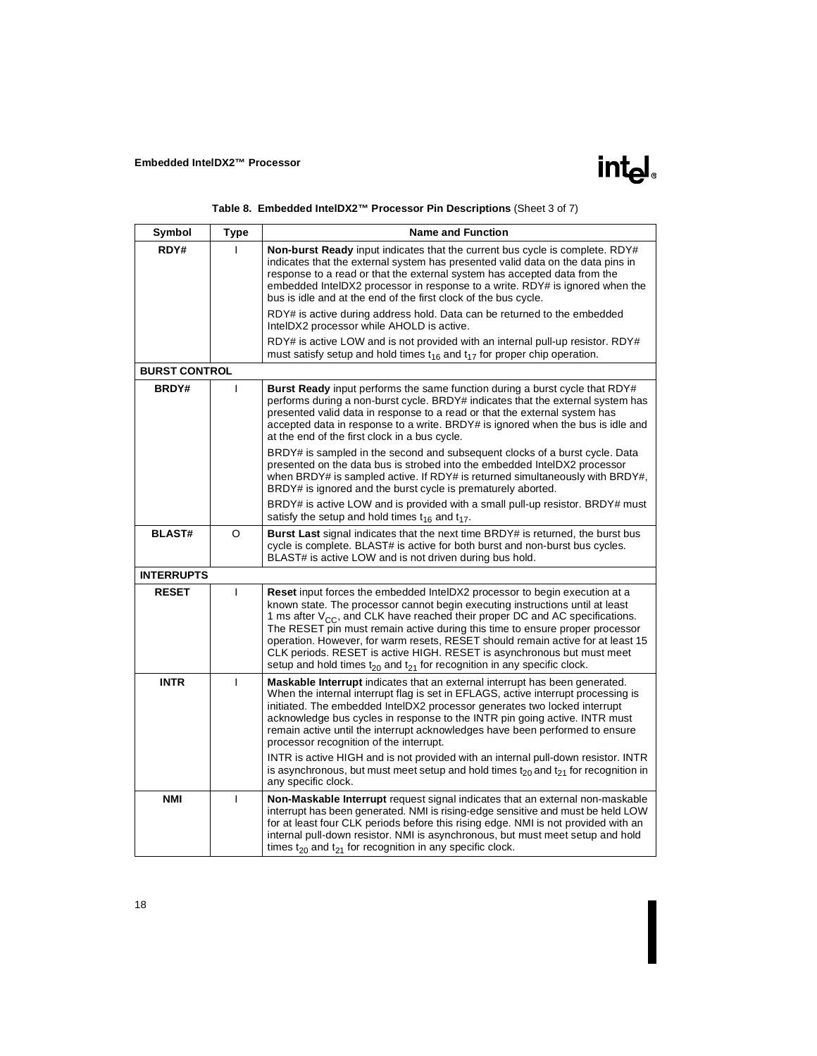**Table 8. Embedded IntelDX2™ Processor Pin Descriptions** (Sheet 3 of 7)

| Symbol | Type | Name and Function |
|---|---|---|
| **RDY#** | I | **Non-burst Ready** input indicates that the current bus cycle is complete. RDY# indicates that the external system has presented valid data on the data pins in response to a read or that the external system has accepted data from the embedded IntelDX2 processor in response to a write. RDY# is ignored when the bus is idle and at the end of the first clock of the bus cycle.<br><br>RDY# is active during address hold. Data can be returned to the embedded IntelDX2 processor while AHOLD is active.<br><br>RDY# is active LOW and is not provided with an internal pull-up resistor. RDY# must satisfy setup and hold times $t_{16}$ and $t_{17}$ for proper chip operation. |
| **BURST CONTROL** | | |
| **BRDY#** | I | **Burst Ready** input performs the same function during a burst cycle that RDY# performs during a non-burst cycle. BRDY# indicates that the external system has presented valid data in response to a read or that the external system has accepted data in response to a write. BRDY# is ignored when the bus is idle and at the end of the first clock in a bus cycle.<br><br>BRDY# is sampled in the second and subsequent clocks of a burst cycle. Data presented on the data bus is strobed into the embedded IntelDX2 processor when BRDY# is sampled active. If RDY# is returned simultaneously with BRDY#, BRDY# is ignored and the burst cycle is prematurely aborted.<br><br>BRDY# is active LOW and is provided with a small pull-up resistor. BRDY# must satisfy the setup and hold times $t_{16}$ and $t_{17}$. |
| **BLAST#** | O | **Burst Last** signal indicates that the next time BRDY# is returned, the burst bus cycle is complete. BLAST# is active for both burst and non-burst bus cycles. BLAST# is active LOW and is not driven during bus hold. |
| **INTERRUPTS** | | |
| **RESET** | I | **Reset** input forces the embedded IntelDX2 processor to begin execution at a known state. The processor cannot begin executing instructions until at least 1 ms after $V_{CC}$, and CLK have reached their proper DC and AC specifications. The RESET pin must remain active during this time to ensure proper processor operation. However, for warm resets, RESET should remain active for at least 15 CLK periods. RESET is active HIGH. RESET is asynchronous but must meet setup and hold times $t_{20}$ and $t_{21}$ for recognition in any specific clock. |
| **INTR** | I | **Maskable Interrupt** indicates that an external interrupt has been generated. When the internal interrupt flag is set in EFLAGS, active interrupt processing is initiated. The embedded IntelDX2 processor generates two locked interrupt acknowledge bus cycles in response to the INTR pin going active. INTR must remain active until the interrupt acknowledges have been performed to ensure processor recognition of the interrupt.<br><br>INTR is active HIGH and is not provided with an internal pull-down resistor. INTR is asynchronous, but must meet setup and hold times $t_{20}$ and $t_{21}$ for recognition in any specific clock. |
| **NMI** | I | **Non-Maskable Interrupt** request signal indicates that an external non-maskable interrupt has been generated. NMI is rising-edge sensitive and must be held LOW for at least four CLK periods before this rising edge. NMI is not provided with an internal pull-down resistor. NMI is asynchronous, but must meet setup and hold times $t_{20}$ and $t_{21}$ for recognition in any specific clock. |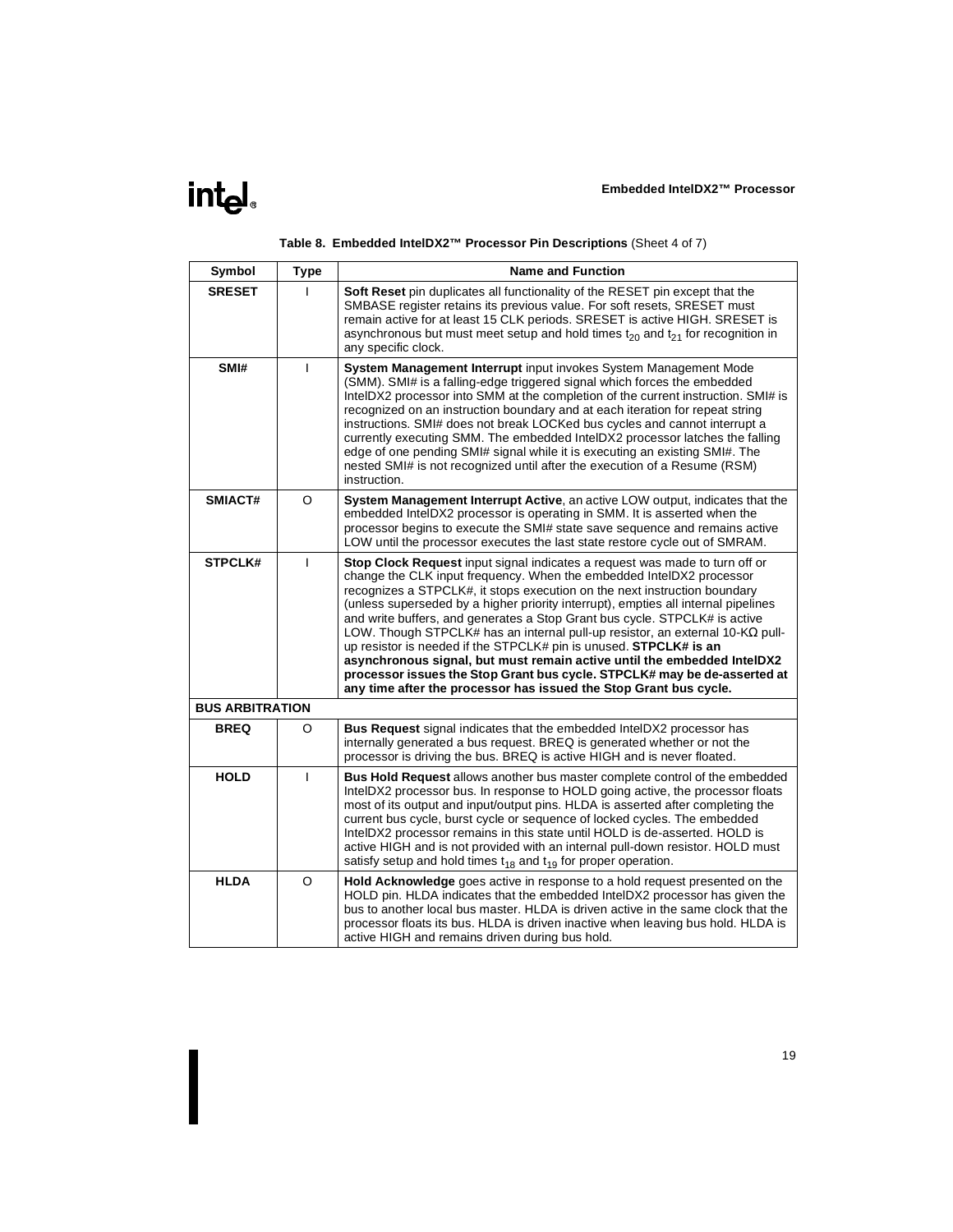**Table 8. Embedded IntelDX2™ Processor Pin Descriptions** (Sheet 4 of 7)

| Symbol | Type | Name and Function |
|---|---|---|
| **SRESET** | I | **Soft Reset** pin duplicates all functionality of the RESET pin except that the SMBASE register retains its previous value. For soft resets, SRESET must remain active for at least 15 CLK periods. SRESET is active HIGH. SRESET is asynchronous but must meet setup and hold times $t_{20}$ and $t_{21}$ for recognition in any specific clock. |
| **SMI#** | I | **System Management Interrupt** input invokes System Management Mode (SMM). SMI# is a falling-edge triggered signal which forces the embedded IntelDX2 processor into SMM at the completion of the current instruction. SMI# is recognized on an instruction boundary and at each iteration for repeat string instructions. SMI# does not break LOCKed bus cycles and cannot interrupt a currently executing SMM. The embedded IntelDX2 processor latches the falling edge of one pending SMI# signal while it is executing an existing SMI#. The nested SMI# is not recognized until after the execution of a Resume (RSM) instruction. |
| **SMIACT#** | O | **System Management Interrupt Active**, an active LOW output, indicates that the embedded IntelDX2 processor is operating in SMM. It is asserted when the processor begins to execute the SMI# state save sequence and remains active LOW until the processor executes the last state restore cycle out of SMRAM. |
| **STPCLK#** | I | **Stop Clock Request** input signal indicates a request was made to turn off or change the CLK input frequency. When the embedded IntelDX2 processor recognizes a STPCLK#, it stops execution on the next instruction boundary (unless superseded by a higher priority interrupt), empties all internal pipelines and write buffers, and generates a Stop Grant bus cycle. STPCLK# is active LOW. Though STPCLK# has an internal pull-up resistor, an external 10-KΩ pull-up resistor is needed if the STPCLK# pin is unused. **STPCLK# is an asynchronous signal, but must remain active until the embedded IntelDX2 processor issues the Stop Grant bus cycle. STPCLK# may be de-asserted at any time after the processor has issued the Stop Grant bus cycle.** |
| **BUS ARBITRATION** | | |
| **BREQ** | O | **Bus Request** signal indicates that the embedded IntelDX2 processor has internally generated a bus request. BREQ is generated whether or not the processor is driving the bus. BREQ is active HIGH and is never floated. |
| **HOLD** | I | **Bus Hold Request** allows another bus master complete control of the embedded IntelDX2 processor bus. In response to HOLD going active, the processor floats most of its output and input/output pins. HLDA is asserted after completing the current bus cycle, burst cycle or sequence of locked cycles. The embedded IntelDX2 processor remains in this state until HOLD is de-asserted. HOLD is active HIGH and is not provided with an internal pull-down resistor. HOLD must satisfy setup and hold times $t_{18}$ and $t_{19}$ for proper operation. |
| **HLDA** | O | **Hold Acknowledge** goes active in response to a hold request presented on the HOLD pin. HLDA indicates that the embedded IntelDX2 processor has given the bus to another local bus master. HLDA is driven active in the same clock that the processor floats its bus. HLDA is driven inactive when leaving bus hold. HLDA is active HIGH and remains driven during bus hold. |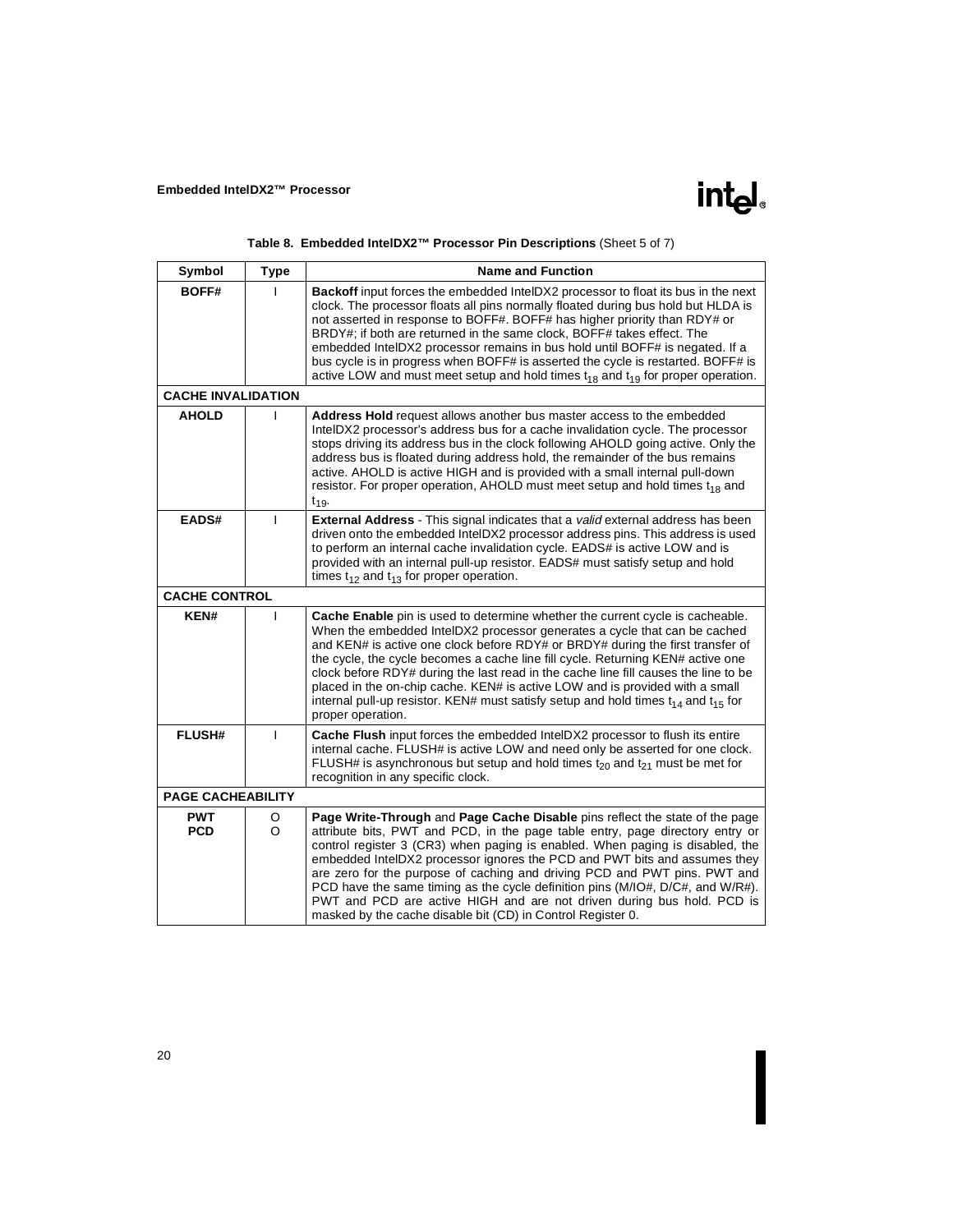**Table 8. Embedded IntelDX2™ Processor Pin Descriptions** (Sheet 5 of 7)

| Symbol | Type | Name and Function |
|---|---|---|
| **BOFF#** | I | **Backoff** input forces the embedded IntelDX2 processor to float its bus in the next clock. The processor floats all pins normally floated during bus hold but HLDA is not asserted in response to BOFF#. BOFF# has higher priority than RDY# or BRDY#; if both are returned in the same clock, BOFF# takes effect. The embedded IntelDX2 processor remains in bus hold until BOFF# is negated. If a bus cycle is in progress when BOFF# is asserted the cycle is restarted. BOFF# is active LOW and must meet setup and hold times $t_{18}$ and $t_{19}$ for proper operation. |
| **CACHE INVALIDATION** | | |
| **AHOLD** | I | **Address Hold** request allows another bus master access to the embedded IntelDX2 processor's address bus for a cache invalidation cycle. The processor stops driving its address bus in the clock following AHOLD going active. Only the address bus is floated during address hold, the remainder of the bus remains active. AHOLD is active HIGH and is provided with a small internal pull-down resistor. For proper operation, AHOLD must meet setup and hold times $t_{18}$ and $t_{19}$. |
| **EADS#** | I | **External Address** - This signal indicates that a *valid* external address has been driven onto the embedded IntelDX2 processor address pins. This address is used to perform an internal cache invalidation cycle. EADS# is active LOW and is provided with an internal pull-up resistor. EADS# must satisfy setup and hold times $t_{12}$ and $t_{13}$ for proper operation. |
| **CACHE CONTROL** | | |
| **KEN#** | I | **Cache Enable** pin is used to determine whether the current cycle is cacheable. When the embedded IntelDX2 processor generates a cycle that can be cached and KEN# is active one clock before RDY# or BRDY# during the first transfer of the cycle, the cycle becomes a cache line fill cycle. Returning KEN# active one clock before RDY# during the last read in the cache line fill causes the line to be placed in the on-chip cache. KEN# is active LOW and is provided with a small internal pull-up resistor. KEN# must satisfy setup and hold times $t_{14}$ and $t_{15}$ for proper operation. |
| **FLUSH#** | I | **Cache Flush** input forces the embedded IntelDX2 processor to flush its entire internal cache. FLUSH# is active LOW and need only be asserted for one clock. FLUSH# is asynchronous but setup and hold times $t_{20}$ and $t_{21}$ must be met for recognition in any specific clock. |
| **PAGE CACHEABILITY** | | |
| **PWT** **PCD** | O O | **Page Write-Through** and **Page Cache Disable** pins reflect the state of the page attribute bits, PWT and PCD, in the page table entry, page directory entry or control register 3 (CR3) when paging is enabled. When paging is disabled, the embedded IntelDX2 processor ignores the PCD and PWT bits and assumes they are zero for the purpose of caching and driving PCD and PWT pins. PWT and PCD have the same timing as the cycle definition pins (M/IO#, D/C#, and W/R#). PWT and PCD are active HIGH and are not driven during bus hold. PCD is masked by the cache disable bit (CD) in Control Register 0. |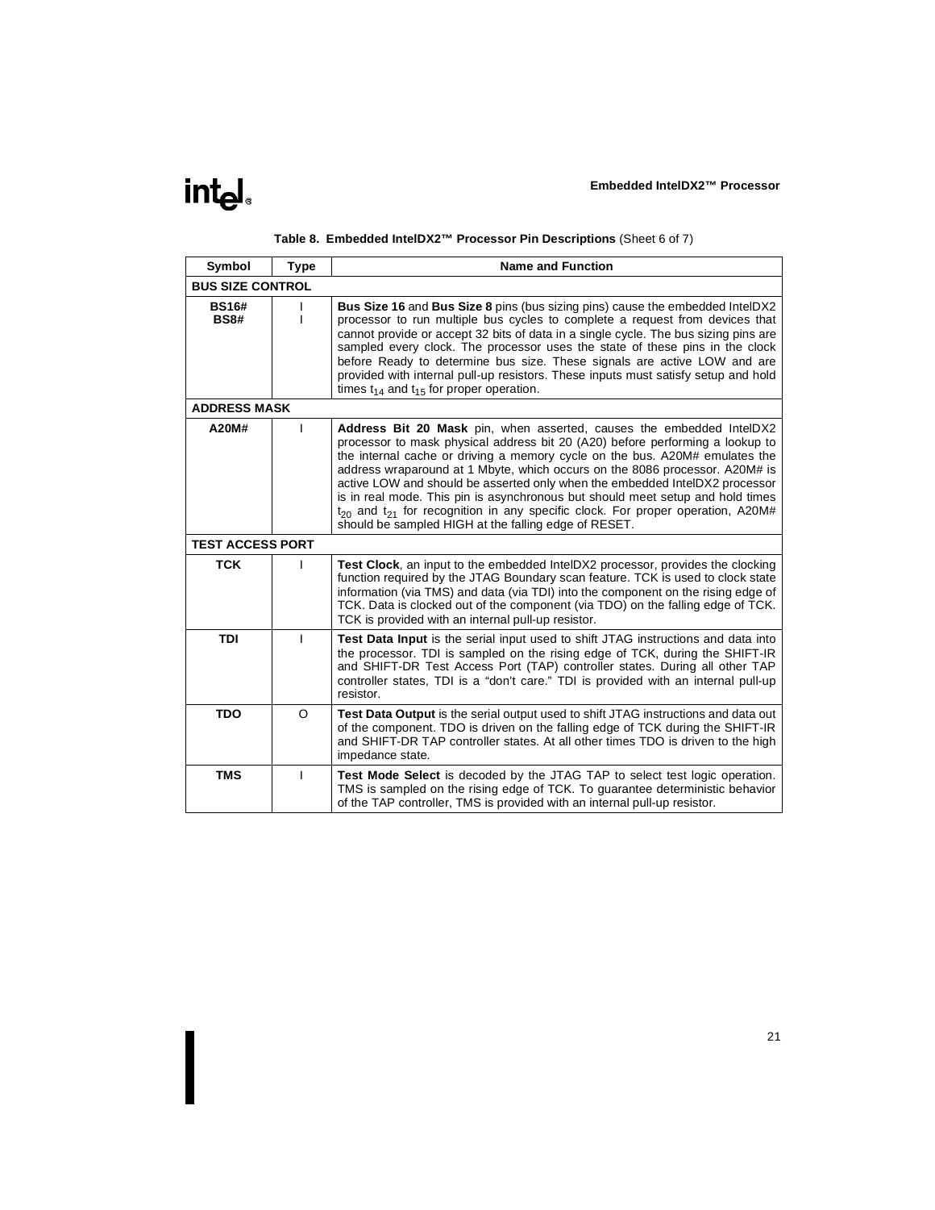**Table 8. Embedded IntelDX2™ Processor Pin Descriptions** (Sheet 6 of 7)

| Symbol | Type | Name and Function |
|---|---|---|
| **BUS SIZE CONTROL** | | |
| **BS16#**<br>**BS8#** | I<br>I | **Bus Size 16** and **Bus Size 8** pins (bus sizing pins) cause the embedded IntelDX2 processor to run multiple bus cycles to complete a request from devices that cannot provide or accept 32 bits of data in a single cycle. The bus sizing pins are sampled every clock. The processor uses the state of these pins in the clock before Ready to determine bus size. These signals are active LOW and are provided with internal pull-up resistors. These inputs must satisfy setup and hold times $t_{14}$ and $t_{15}$ for proper operation. |
| **ADDRESS MASK** | | |
| **A20M#** | I | **Address Bit 20 Mask** pin, when asserted, causes the embedded IntelDX2 processor to mask physical address bit 20 (A20) before performing a lookup to the internal cache or driving a memory cycle on the bus. A20M# emulates the address wraparound at 1 Mbyte, which occurs on the 8086 processor. A20M# is active LOW and should be asserted only when the embedded IntelDX2 processor is in real mode. This pin is asynchronous but should meet setup and hold times $t_{20}$ and $t_{21}$ for recognition in any specific clock. For proper operation, A20M# should be sampled HIGH at the falling edge of RESET. |
| **TEST ACCESS PORT** | | |
| **TCK** | I | **Test Clock**, an input to the embedded IntelDX2 processor, provides the clocking function required by the JTAG Boundary scan feature. TCK is used to clock state information (via TMS) and data (via TDI) into the component on the rising edge of TCK. Data is clocked out of the component (via TDO) on the falling edge of TCK. TCK is provided with an internal pull-up resistor. |
| **TDI** | I | **Test Data Input** is the serial input used to shift JTAG instructions and data into the processor. TDI is sampled on the rising edge of TCK, during the SHIFT-IR and SHIFT-DR Test Access Port (TAP) controller states. During all other TAP controller states, TDI is a "don't care." TDI is provided with an internal pull-up resistor. |
| **TDO** | O | **Test Data Output** is the serial output used to shift JTAG instructions and data out of the component. TDO is driven on the falling edge of TCK during the SHIFT-IR and SHIFT-DR TAP controller states. At all other times TDO is driven to the high impedance state. |
| **TMS** | I | **Test Mode Select** is decoded by the JTAG TAP to select test logic operation. TMS is sampled on the rising edge of TCK. To guarantee deterministic behavior of the TAP controller, TMS is provided with an internal pull-up resistor. |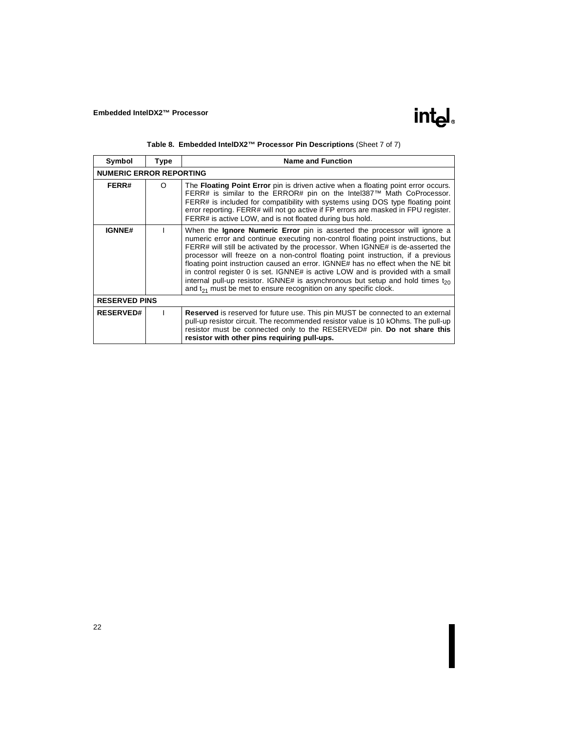**Table 8. Embedded IntelDX2™ Processor Pin Descriptions** (Sheet 7 of 7)

| Symbol | Type | Name and Function |
|---|---|---|
| **NUMERIC ERROR REPORTING** | | |
| **FERR#** | O | The **Floating Point Error** pin is driven active when a floating point error occurs. FERR# is similar to the ERROR# pin on the Intel387™ Math CoProcessor. FERR# is included for compatibility with systems using DOS type floating point error reporting. FERR# will not go active if FP errors are masked in FPU register. FERR# is active LOW, and is not floated during bus hold. |
| **IGNNE#** | I | When the **Ignore Numeric Error** pin is asserted the processor will ignore a numeric error and continue executing non-control floating point instructions, but FERR# will still be activated by the processor. When IGNNE# is de-asserted the processor will freeze on a non-control floating point instruction, if a previous floating point instruction caused an error. IGNNE# has no effect when the NE bit in control register 0 is set. IGNNE# is active LOW and is provided with a small internal pull-up resistor. IGNNE# is asynchronous but setup and hold times $t_{20}$ and $t_{21}$ must be met to ensure recognition on any specific clock. |
| **RESERVED PINS** | | |
| **RESERVED#** | I | **Reserved** is reserved for future use. This pin MUST be connected to an external pull-up resistor circuit. The recommended resistor value is 10 kOhms. The pull-up resistor must be connected only to the RESERVED# pin. **Do not share this resistor with other pins requiring pull-ups.** |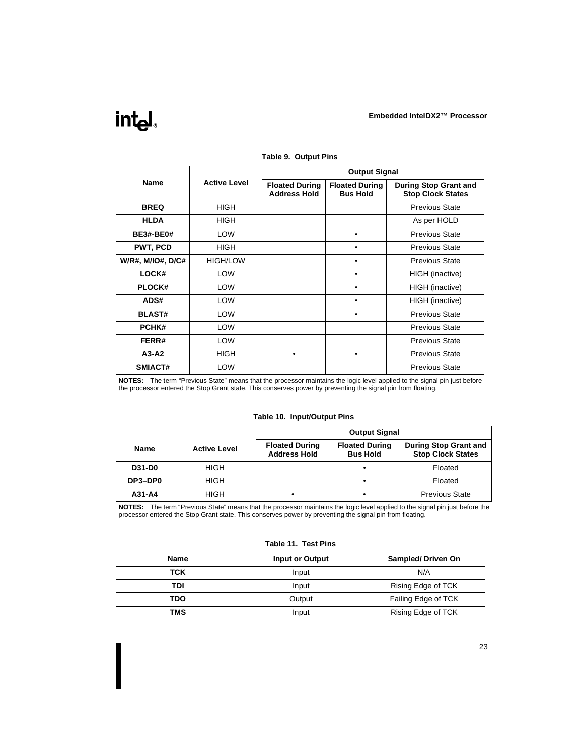**Table 9. Output Pins**

| Name | Active Level | Output Signal | | |
|---|---|---|---|---|
| | | **Floated During Address Hold** | **Floated During Bus Hold** | **During Stop Grant and Stop Clock States** |
| **BREQ** | HIGH | | | Previous State |
| **HLDA** | HIGH | | | As per HOLD |
| **BE3#-BE0#** | LOW | | • | Previous State |
| **PWT, PCD** | HIGH | | • | Previous State |
| **W/R#, M/IO#, D/C#** | HIGH/LOW | | • | Previous State |
| **LOCK#** | LOW | | • | HIGH (inactive) |
| **PLOCK#** | LOW | | • | HIGH (inactive) |
| **ADS#** | LOW | | • | HIGH (inactive) |
| **BLAST#** | LOW | | • | Previous State |
| **PCHK#** | LOW | | | Previous State |
| **FERR#** | LOW | | | Previous State |
| **A3-A2** | HIGH | • | • | Previous State |
| **SMIACT#** | LOW | | | Previous State |

**NOTES:** The term "Previous State" means that the processor maintains the logic level applied to the signal pin just before the processor entered the Stop Grant state. This conserves power by preventing the signal pin from floating.

**Table 10. Input/Output Pins**

| Name | Active Level | Output Signal | | |
|---|---|---|---|---|
| | | **Floated During Address Hold** | **Floated During Bus Hold** | **During Stop Grant and Stop Clock States** |
| **D31-D0** | HIGH | | • | Floated |
| **DP3–DP0** | HIGH | | • | Floated |
| **A31-A4** | HIGH | • | • | Previous State |

**NOTES:** The term "Previous State" means that the processor maintains the logic level applied to the signal pin just before the processor entered the Stop Grant state. This conserves power by preventing the signal pin from floating.

**Table 11. Test Pins**

| Name | Input or Output | Sampled/ Driven On |
|---|---|---|
| **TCK** | Input | N/A |
| **TDI** | Input | Rising Edge of TCK |
| **TDO** | Output | Failing Edge of TCK |
| **TMS** | Input | Rising Edge of TCK |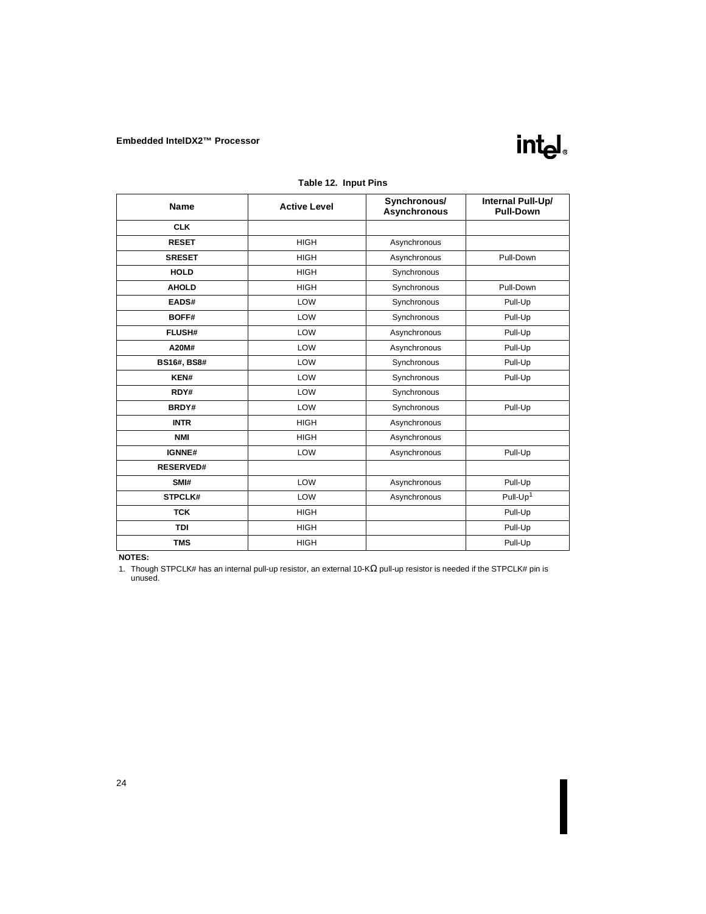**Table 12. Input Pins**

| Name | Active Level | Synchronous/ Asynchronous | Internal Pull-Up/ Pull-Down |
|---|---|---|---|
| **CLK** | | | |
| **RESET** | HIGH | Asynchronous | |
| **SRESET** | HIGH | Asynchronous | Pull-Down |
| **HOLD** | HIGH | Synchronous | |
| **AHOLD** | HIGH | Synchronous | Pull-Down |
| **EADS#** | LOW | Synchronous | Pull-Up |
| **BOFF#** | LOW | Synchronous | Pull-Up |
| **FLUSH#** | LOW | Asynchronous | Pull-Up |
| **A20M#** | LOW | Asynchronous | Pull-Up |
| **BS16#, BS8#** | LOW | Synchronous | Pull-Up |
| **KEN#** | LOW | Synchronous | Pull-Up |
| **RDY#** | LOW | Synchronous | |
| **BRDY#** | LOW | Synchronous | Pull-Up |
| **INTR** | HIGH | Asynchronous | |
| **NMI** | HIGH | Asynchronous | |
| **IGNNE#** | LOW | Asynchronous | Pull-Up |
| **RESERVED#** | | | |
| **SMI#** | LOW | Asynchronous | Pull-Up |
| **STPCLK#** | LOW | Asynchronous | Pull-Up[1] |
| **TCK** | HIGH | | Pull-Up |
| **TDI** | HIGH | | Pull-Up |
| **TMS** | HIGH | | Pull-Up |

**NOTES:**

1. Though STPCLK# has an internal pull-up resistor, an external 10-KΩ pull-up resistor is needed if the STPCLK# pin is unused.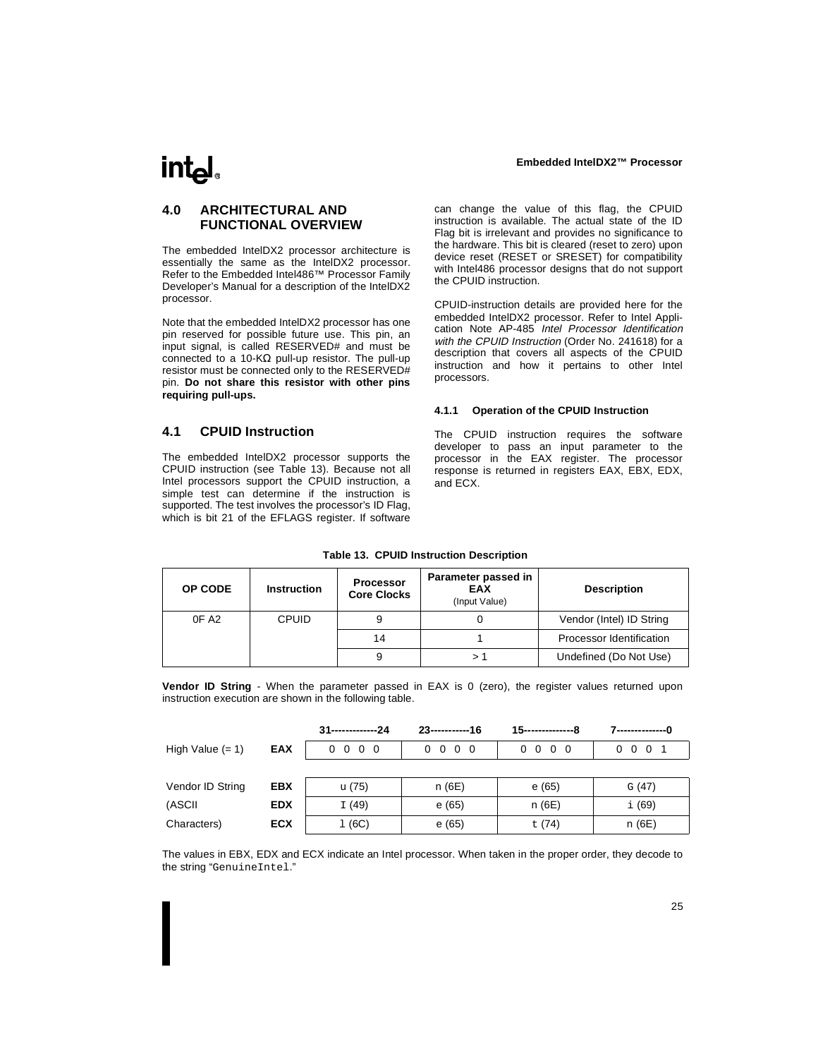## 4.0 ARCHITECTURAL AND FUNCTIONAL OVERVIEW

The embedded IntelDX2 processor architecture is essentially the same as the IntelDX2 processor. Refer to the Embedded Intel486™ Processor Family Developer's Manual for a description of the IntelDX2 processor.

Note that the embedded IntelDX2 processor has one pin reserved for possible future use. This pin, an input signal, is called RESERVED# and must be connected to a 10-KΩ pull-up resistor. The pull-up resistor must be connected only to the RESERVED# pin. **Do not share this resistor with other pins requiring pull-ups.**

## 4.1 CPUID Instruction

The embedded IntelDX2 processor supports the CPUID instruction (see Table 13). Because not all Intel processors support the CPUID instruction, a simple test can determine if the instruction is supported. The test involves the processor's ID Flag, which is bit 21 of the EFLAGS register. If software can change the value of this flag, the CPUID instruction is available. The actual state of the ID Flag bit is irrelevant and provides no significance to the hardware. This bit is cleared (reset to zero) upon device reset (RESET or SRESET) for compatibility with Intel486 processor designs that do not support the CPUID instruction.

CPUID-instruction details are provided here for the embedded IntelDX2 processor. Refer to Intel Application Note AP-485 *Intel Processor Identification with the CPUID Instruction* (Order No. 241618) for a description that covers all aspects of the CPUID instruction and how it pertains to other Intel processors.

### 4.1.1 Operation of the CPUID Instruction

The CPUID instruction requires the software developer to pass an input parameter to the processor in the EAX register. The processor response is returned in registers EAX, EBX, EDX, and ECX.

**Table 13. CPUID Instruction Description**

| OP CODE | Instruction | Processor Core Clocks | Parameter passed in EAX (Input Value) | Description |
|---|---|---|---|---|
| 0F A2 | CPUID | 9 | 0 | Vendor (Intel) ID String |
| | | 14 | 1 | Processor Identification |
| | | 9 | > 1 | Undefined (Do Not Use) |

**Vendor ID String** - When the parameter passed in EAX is 0 (zero), the register values returned upon instruction execution are shown in the following table.

| | | 31-------------24 | 23-----------16 | 15--------------8 | 7--------------0 |
|---|---|---|---|---|---|
| High Value (= 1) | **EAX** | 0 0 0 0 | 0 0 0 0 | 0 0 0 0 | 0 0 0 1 |
| Vendor ID String | **EBX** | u (75) | n (6E) | e (65) | G (47) |
| (ASCII | **EDX** | I (49) | e (65) | n (6E) | i (69) |
| Characters) | **ECX** | l (6C) | e (65) | t (74) | n (6E) |

The values in EBX, EDX and ECX indicate an Intel processor. When taken in the proper order, they decode to the string "GenuineIntel."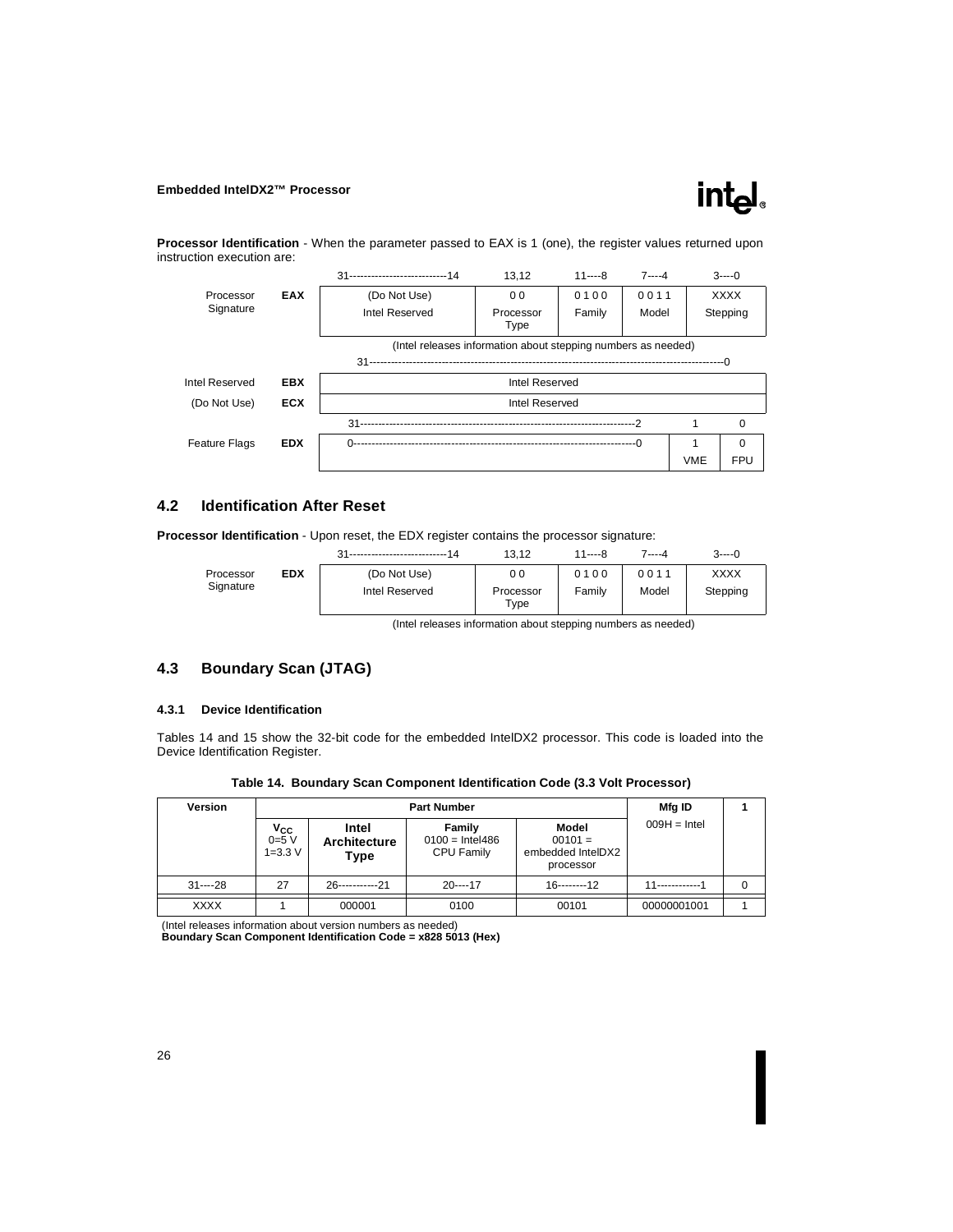**Processor Identification** - When the parameter passed to EAX is 1 (one), the register values returned upon instruction execution are:

| | | 31----14 | 13,12 | 11----8 | 7----4 | 3----0 | |
|---|---|---|---|---|---|---|---|
| Processor Signature | **EAX** | (Do Not Use) Intel Reserved | 0 0 Processor Type | 0 1 0 0 Family | 0 0 1 1 Model | XXXX Stepping | |

(Intel releases information about stepping numbers as needed)

| | | 31----0 |
|---|---|---|
| Intel Reserved | **EBX** | Intel Reserved |
| (Do Not Use) | **ECX** | Intel Reserved |

| | | 31----2 | 1 | 0 |
|---|---|---|---|---|
| Feature Flags | **EDX** | 0----0 | 1 VME | 0 FPU |

## 4.2 Identification After Reset

**Processor Identification** - Upon reset, the EDX register contains the processor signature:

| | | 31----14 | 13,12 | 11----8 | 7----4 | 3----0 |
|---|---|---|---|---|---|---|
| Processor Signature | **EDX** | (Do Not Use) Intel Reserved | 0 0 Processor Type | 0 1 0 0 Family | 0 0 1 1 Model | XXXX Stepping |

(Intel releases information about stepping numbers as needed)

## 4.3 Boundary Scan (JTAG)

### 4.3.1 Device Identification

Tables 14 and 15 show the 32-bit code for the embedded IntelDX2 processor. This code is loaded into the Device Identification Register.

**Table 14. Boundary Scan Component Identification Code (3.3 Volt Processor)**

| Version | Part Number | | | | Mfg ID | 1 |
|---|---|---|---|---|---|---|
| | $V_{CC}$ 0=5 V 1=3.3 V | Intel Architecture Type | Family 0100 = Intel486 CPU Family | Model 00101 = embedded IntelDX2 processor | 009H = Intel | |
| 31----28 | 27 | 26----21 | 20----17 | 16----12 | 11----1 | 0 |
| XXXX | 1 | 000001 | 0100 | 00101 | 00000001001 | 1 |

(Intel releases information about version numbers as needed)
**Boundary Scan Component Identification Code = x828 5013 (Hex)**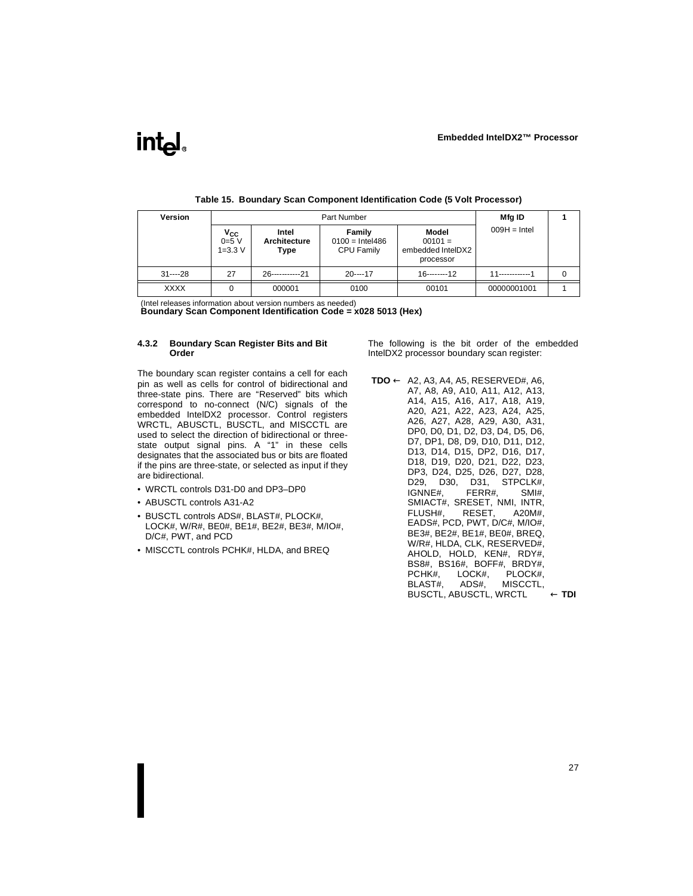**Table 15. Boundary Scan Component Identification Code (5 Volt Processor)**

| Version | Part Number | | | | Mfg ID | 1 |
|---|---|---|---|---|---|---|
| | $V_{CC}$ 0=5 V 1=3.3 V | Intel Architecture Type | Family 0100 = Intel486 CPU Family | Model 00101 = embedded IntelDX2 processor | 009H = Intel | |
| 31----28 | 27 | 26-----------21 | 20----17 | 16--------12 | 11------------1 | 0 |
| XXXX | 0 | 000001 | 0100 | 00101 | 00000001001 | 1 |

(Intel releases information about version numbers as needed)

**Boundary Scan Component Identification Code = x028 5013 (Hex)**

#### 4.3.2 Boundary Scan Register Bits and Bit Order

The boundary scan register contains a cell for each pin as well as cells for control of bidirectional and three-state pins. There are "Reserved" bits which correspond to no-connect (N/C) signals of the embedded IntelDX2 processor. Control registers WRCTL, ABUSCTL, BUSCTL, and MISCCTL are used to select the direction of bidirectional or three-state output signal pins. A "1" in these cells designates that the associated bus or bits are floated if the pins are three-state, or selected as input if they are bidirectional.

- WRCTL controls D31-D0 and DP3–DP0
- ABUSCTL controls A31-A2
- BUSCTL controls ADS#, BLAST#, PLOCK#, LOCK#, W/R#, BE0#, BE1#, BE2#, BE3#, M/IO#, D/C#, PWT, and PCD
- MISCCTL controls PCHK#, HLDA, and BREQ

The following is the bit order of the embedded IntelDX2 processor boundary scan register:

**TDO ←** A2, A3, A4, A5, RESERVED#, A6, A7, A8, A9, A10, A11, A12, A13, A14, A15, A16, A17, A18, A19, A20, A21, A22, A23, A24, A25, A26, A27, A28, A29, A30, A31, DP0, D0, D1, D2, D3, D4, D5, D6, D7, DP1, D8, D9, D10, D11, D12, D13, D14, D15, DP2, D16, D17, D18, D19, D20, D21, D22, D23, DP3, D24, D25, D26, D27, D28, D29, D30, D31, STPCLK#, IGNNE#, FERR#, SMI#, SMIACT#, SRESET, NMI, INTR, FLUSH#, RESET, A20M#, EADS#, PCD, PWT, D/C#, M/IO#, BE3#, BE2#, BE1#, BE0#, BREQ, W/R#, HLDA, CLK, RESERVED#, AHOLD, HOLD, KEN#, RDY#, BS8#, BS16#, BOFF#, BRDY#, PCHK#, LOCK#, PLOCK#, BLAST#, ADS#, MISCCTL, BUSCTL, ABUSCTL, WRCTL **← TDI**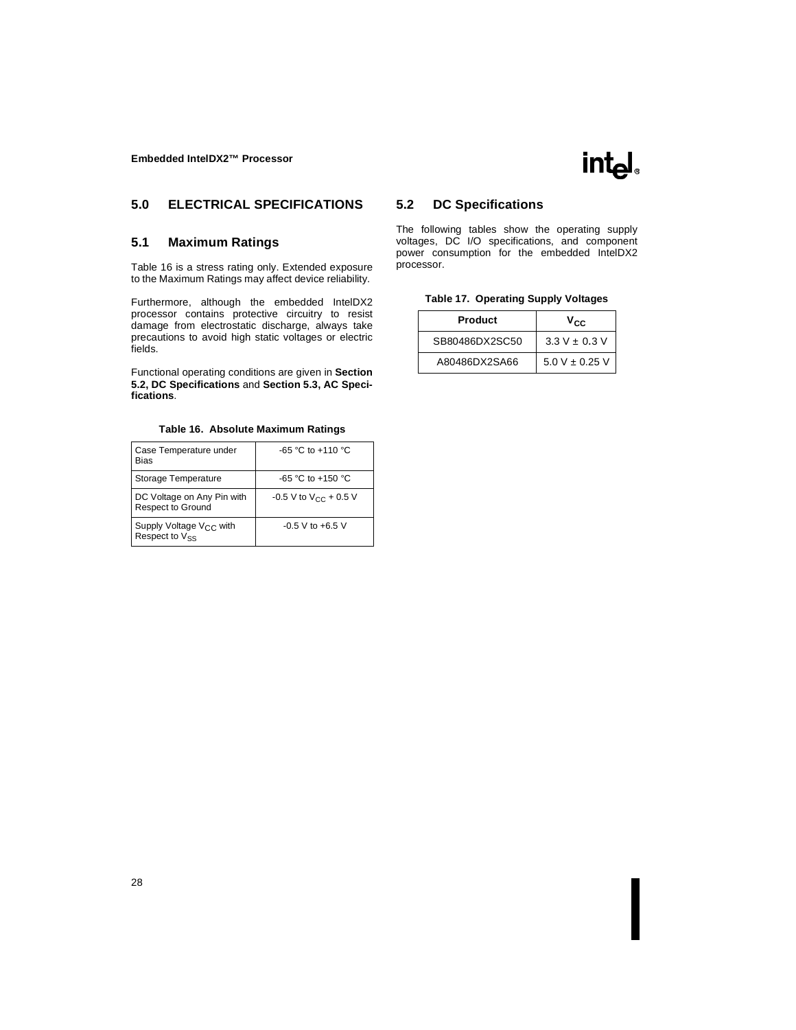## 5.0 ELECTRICAL SPECIFICATIONS

### 5.1 Maximum Ratings

Table 16 is a stress rating only. Extended exposure to the Maximum Ratings may affect device reliability.

Furthermore, although the embedded IntelDX2 processor contains protective circuitry to resist damage from electrostatic discharge, always take precautions to avoid high static voltages or electric fields.

Functional operating conditions are given in **Section 5.2, DC Specifications** and **Section 5.3, AC Specifications**.

**Table 16. Absolute Maximum Ratings**

| | |
|---|---|
| Case Temperature under Bias | -65 °C to +110 °C |
| Storage Temperature | -65 °C to +150 °C |
| DC Voltage on Any Pin with Respect to Ground | -0.5 V to $V_{CC}$ + 0.5 V |
| Supply Voltage $V_{CC}$ with Respect to $V_{SS}$ | -0.5 V to +6.5 V |

### 5.2 DC Specifications

The following tables show the operating supply voltages, DC I/O specifications, and component power consumption for the embedded IntelDX2 processor.

**Table 17. Operating Supply Voltages**

| Product | $V_{CC}$ |
|---|---|
| SB80486DX2SC50 | 3.3 V ± 0.3 V |
| A80486DX2SA66 | 5.0 V ± 0.25 V |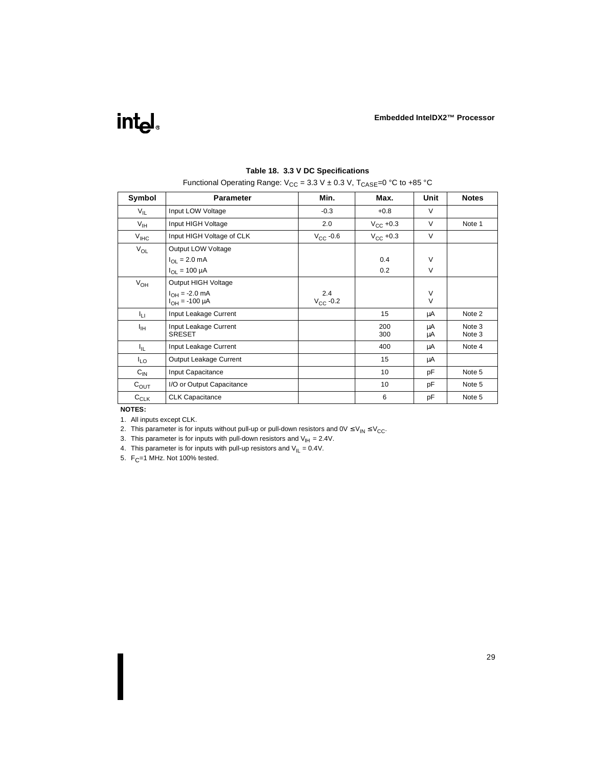**Table 18. 3.3 V DC Specifications**

Functional Operating Range: $V_{CC}$ = 3.3 V ± 0.3 V, $T_{CASE}$=0 °C to +85 °C

| Symbol | Parameter | Min. | Max. | Unit | Notes |
|---|---|---|---|---|---|
| $V_{IL}$ | Input LOW Voltage | -0.3 | +0.8 | V | |
| $V_{IH}$ | Input HIGH Voltage | 2.0 | $V_{CC}$ +0.3 | V | Note 1 |
| $V_{IHC}$ | Input HIGH Voltage of CLK | $V_{CC}$ -0.6 | $V_{CC}$ +0.3 | V | |
| $V_{OL}$ | Output LOW Voltage<br>$I_{OL}$ = 2.0 mA<br>$I_{OL}$ = 100 µA | | <br>0.4<br>0.2 | <br>V<br>V | |
| $V_{OH}$ | Output HIGH Voltage<br>$I_{OH}$ = -2.0 mA<br>$I_{OH}$ = -100 µA | <br>2.4<br>$V_{CC}$ -0.2 | | <br>V<br>V | |
| $I_{LI}$ | Input Leakage Current | | 15 | µA | Note 2 |
| $I_{IH}$ | Input Leakage Current<br>SRESET | | 200<br>300 | µA<br>µA | Note 3<br>Note 3 |
| $I_{IL}$ | Input Leakage Current | | 400 | µA | Note 4 |
| $I_{LO}$ | Output Leakage Current | | 15 | µA | |
| $C_{IN}$ | Input Capacitance | | 10 | pF | Note 5 |
| $C_{OUT}$ | I/O or Output Capacitance | | 10 | pF | Note 5 |
| $C_{CLK}$ | CLK Capacitance | | 6 | pF | Note 5 |

**NOTES:**

1. All inputs except CLK.
2. This parameter is for inputs without pull-up or pull-down resistors and $0V \leq V_{IN} \leq V_{CC}$.
3. This parameter is for inputs with pull-down resistors and $V_{IH}$ = 2.4V.
4. This parameter is for inputs with pull-up resistors and $V_{IL}$ = 0.4V.
5. $F_C$=1 MHz. Not 100% tested.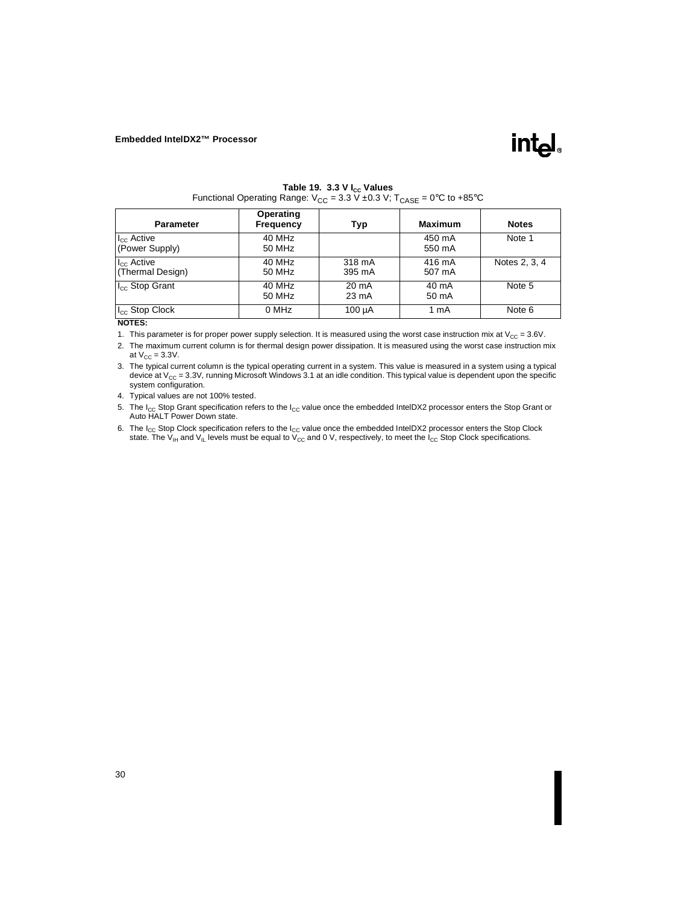**Table 19. 3.3 V $I_{CC}$ Values**

Functional Operating Range: $V_{CC}$ = 3.3 V ±0.3 V; $T_{CASE}$ = 0°C to +85°C

| Parameter | Operating Frequency | Typ | Maximum | Notes |
|---|---|---|---|---|
| $I_{CC}$ Active (Power Supply) | 40 MHz<br>50 MHz | | 450 mA<br>550 mA | Note 1 |
| $I_{CC}$ Active (Thermal Design) | 40 MHz<br>50 MHz | 318 mA<br>395 mA | 416 mA<br>507 mA | Notes 2, 3, 4 |
| $I_{CC}$ Stop Grant | 40 MHz<br>50 MHz | 20 mA<br>23 mA | 40 mA<br>50 mA | Note 5 |
| $I_{CC}$ Stop Clock | 0 MHz | 100 µA | 1 mA | Note 6 |

**NOTES:**

1. This parameter is for proper power supply selection. It is measured using the worst case instruction mix at $V_{CC}$ = 3.6V.
2. The maximum current column is for thermal design power dissipation. It is measured using the worst case instruction mix at $V_{CC}$ = 3.3V.
3. The typical current column is the typical operating current in a system. This value is measured in a system using a typical device at $V_{CC}$ = 3.3V, running Microsoft Windows 3.1 at an idle condition. This typical value is dependent upon the specific system configuration.
4. Typical values are not 100% tested.
5. The $I_{CC}$ Stop Grant specification refers to the $I_{CC}$ value once the embedded IntelDX2 processor enters the Stop Grant or Auto HALT Power Down state.
6. The $I_{CC}$ Stop Clock specification refers to the $I_{CC}$ value once the embedded IntelDX2 processor enters the Stop Clock state. The $V_{IH}$ and $V_{IL}$ levels must be equal to $V_{CC}$ and 0 V, respectively, to meet the $I_{CC}$ Stop Clock specifications.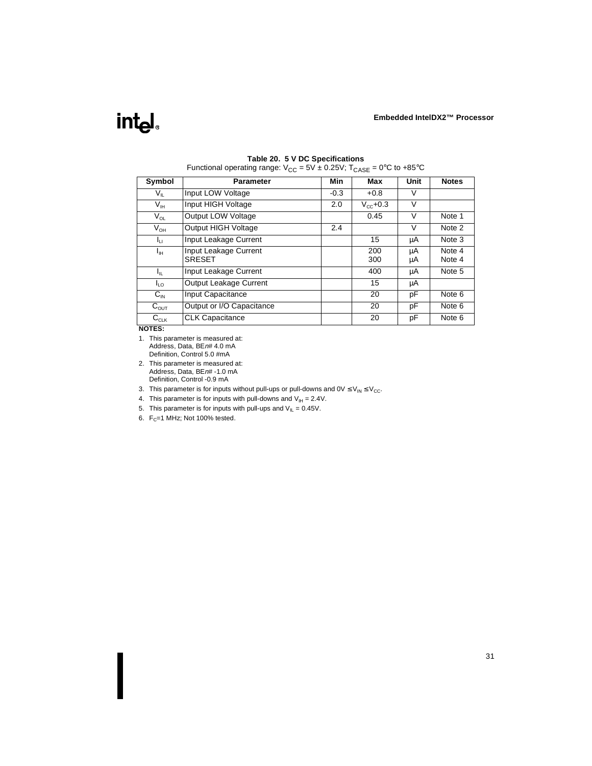**Table 20. 5 V DC Specifications**

Functional operating range: $V_{CC}$ = 5V ± 0.25V; $T_{CASE}$ = 0°C to +85°C

| Symbol | Parameter | Min | Max | Unit | Notes |
|---|---|---|---|---|---|
| $V_{IL}$ | Input LOW Voltage | -0.3 | +0.8 | V | |
| $V_{IH}$ | Input HIGH Voltage | 2.0 | $V_{CC}$+0.3 | V | |
| $V_{OL}$ | Output LOW Voltage | | 0.45 | V | Note 1 |
| $V_{OH}$ | Output HIGH Voltage | 2.4 | | V | Note 2 |
| $I_{LI}$ | Input Leakage Current | | 15 | µA | Note 3 |
| $I_{IH}$ | Input Leakage Current<br>SRESET | | 200<br>300 | µA<br>µA | Note 4<br>Note 4 |
| $I_{IL}$ | Input Leakage Current | | 400 | µA | Note 5 |
| $I_{LO}$ | Output Leakage Current | | 15 | µA | |
| $C_{IN}$ | Input Capacitance | | 20 | pF | Note 6 |
| $C_{OUT}$ | Output or I/O Capacitance | | 20 | pF | Note 6 |
| $C_{CLK}$ | CLK Capacitance | | 20 | pF | Note 6 |

**NOTES:**

1. This parameter is measured at:
   Address, Data, BE*n*# 4.0 mA
   Definition, Control 5.0 #mA
2. This parameter is measured at:
   Address, Data, BE*n*# -1.0 mA
   Definition, Control -0.9 mA
3. This parameter is for inputs without pull-ups or pull-downs and 0V ≤ $V_{IN}$ ≤ $V_{CC}$.
4. This parameter is for inputs with pull-downs and $V_{IH}$ = 2.4V.
5. This parameter is for inputs with pull-ups and $V_{IL}$ = 0.45V.
6. $F_C$=1 MHz; Not 100% tested.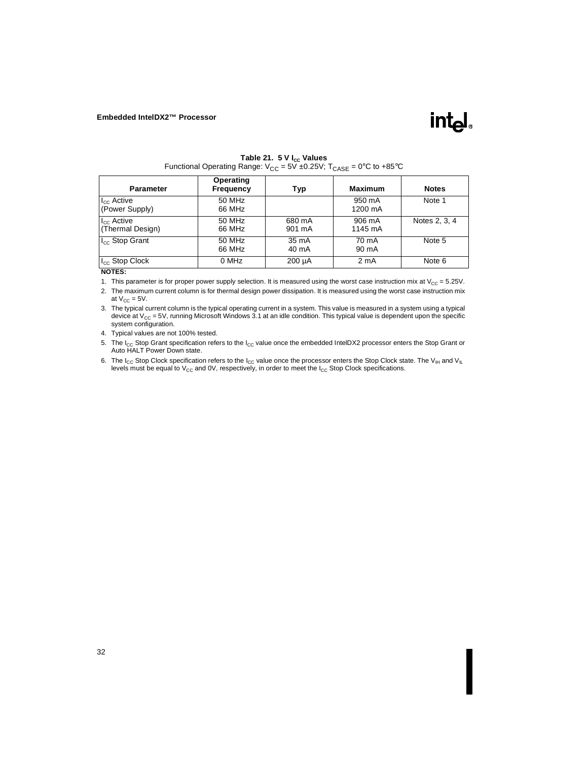**Table 21. 5 V $I_{CC}$ Values**

Functional Operating Range: $V_{CC}$ = 5V ±0.25V; $T_{CASE}$ = 0°C to +85°C

| Parameter | Operating Frequency | Typ | Maximum | Notes |
|---|---|---|---|---|
| $I_{CC}$ Active (Power Supply) | 50 MHz<br>66 MHz | | 950 mA<br>1200 mA | Note 1 |
| $I_{CC}$ Active (Thermal Design) | 50 MHz<br>66 MHz | 680 mA<br>901 mA | 906 mA<br>1145 mA | Notes 2, 3, 4 |
| $I_{CC}$ Stop Grant | 50 MHz<br>66 MHz | 35 mA<br>40 mA | 70 mA<br>90 mA | Note 5 |
| $I_{CC}$ Stop Clock | 0 MHz | 200 µA | 2 mA | Note 6 |

**NOTES:**

1. This parameter is for proper power supply selection. It is measured using the worst case instruction mix at $V_{CC}$ = 5.25V.
2. The maximum current column is for thermal design power dissipation. It is measured using the worst case instruction mix at $V_{CC}$ = 5V.
3. The typical current column is the typical operating current in a system. This value is measured in a system using a typical device at $V_{CC}$ = 5V, running Microsoft Windows 3.1 at an idle condition. This typical value is dependent upon the specific system configuration.
4. Typical values are not 100% tested.
5. The $I_{CC}$ Stop Grant specification refers to the $I_{CC}$ value once the embedded IntelDX2 processor enters the Stop Grant or Auto HALT Power Down state.
6. The $I_{CC}$ Stop Clock specification refers to the $I_{CC}$ value once the processor enters the Stop Clock state. The $V_{IH}$ and $V_{IL}$ levels must be equal to $V_{CC}$ and 0V, respectively, in order to meet the $I_{CC}$ Stop Clock specifications.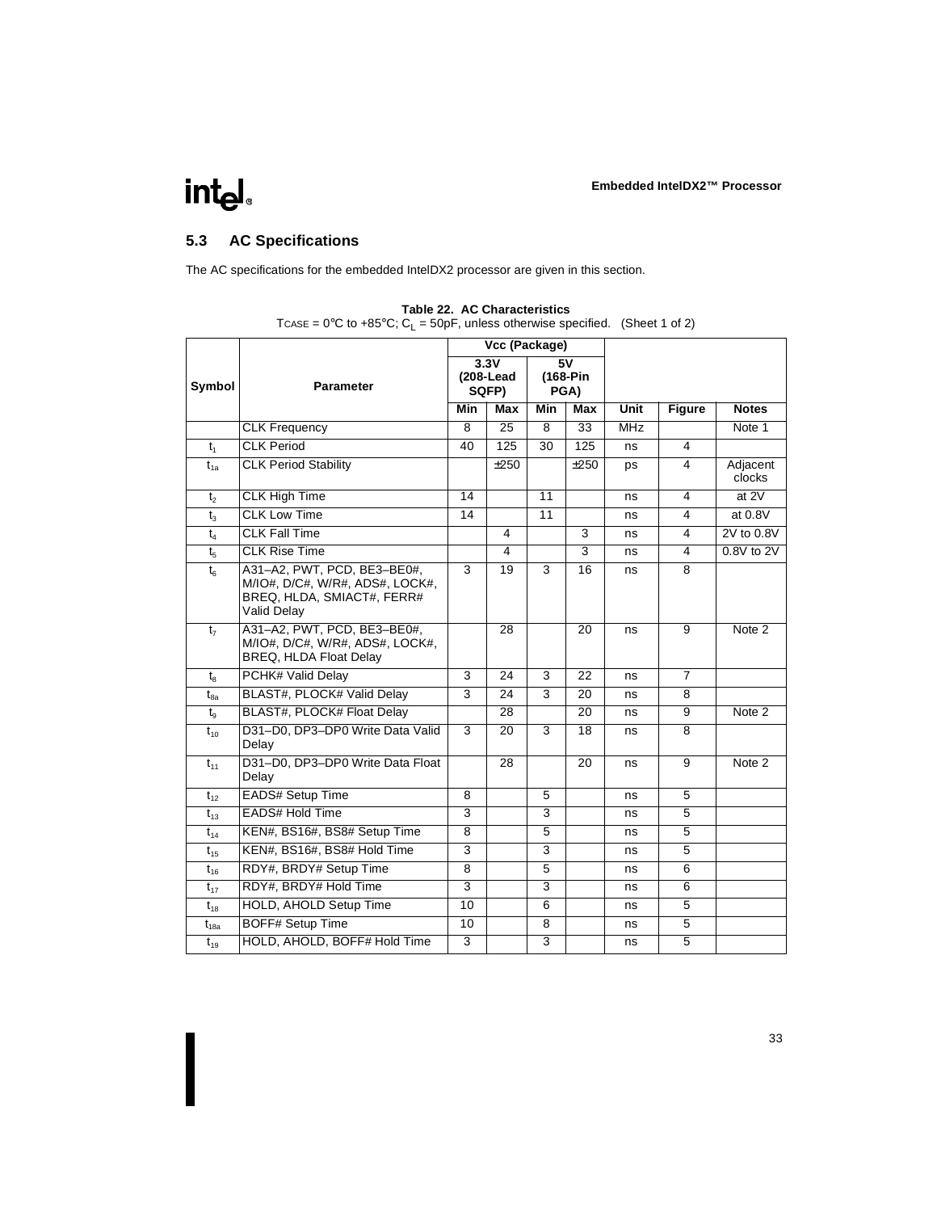## 5.3 AC Specifications

The AC specifications for the embedded IntelDX2 processor are given in this section.

**Table 22. AC Characteristics**

TCASE = 0°C to +85°C; $C_L$ = 50pF, unless otherwise specified. (Sheet 1 of 2)

| Symbol | Parameter | Vcc (Package) | | | | Unit | Figure | Notes |
|---|---|---|---|---|---|---|---|---|
| | | 3.3V (208-Lead SQFP) | | 5V (168-Pin PGA) | | | | |
| | | Min | Max | Min | Max | | | |
| | CLK Frequency | 8 | 25 | 8 | 33 | MHz | | Note 1 |
| $t_1$ | CLK Period | 40 | 125 | 30 | 125 | ns | 4 | |
| $t_{1a}$ | CLK Period Stability | | ±250 | | ±250 | ps | 4 | Adjacent clocks |
| $t_2$ | CLK High Time | 14 | | 11 | | ns | 4 | at 2V |
| $t_3$ | CLK Low Time | 14 | | 11 | | ns | 4 | at 0.8V |
| $t_4$ | CLK Fall Time | | 4 | | 3 | ns | 4 | 2V to 0.8V |
| $t_5$ | CLK Rise Time | | 4 | | 3 | ns | 4 | 0.8V to 2V |
| $t_6$ | A31–A2, PWT, PCD, BE3–BE0#, M/IO#, D/C#, W/R#, ADS#, LOCK#, BREQ, HLDA, SMIACT#, FERR# Valid Delay | 3 | 19 | 3 | 16 | ns | 8 | |
| $t_7$ | A31–A2, PWT, PCD, BE3–BE0#, M/IO#, D/C#, W/R#, ADS#, LOCK#, BREQ, HLDA Float Delay | | 28 | | 20 | ns | 9 | Note 2 |
| $t_8$ | PCHK# Valid Delay | 3 | 24 | 3 | 22 | ns | 7 | |
| $t_{8a}$ | BLAST#, PLOCK# Valid Delay | 3 | 24 | 3 | 20 | ns | 8 | |
| $t_9$ | BLAST#, PLOCK# Float Delay | | 28 | | 20 | ns | 9 | Note 2 |
| $t_{10}$ | D31–D0, DP3–DP0 Write Data Valid Delay | 3 | 20 | 3 | 18 | ns | 8 | |
| $t_{11}$ | D31–D0, DP3–DP0 Write Data Float Delay | | 28 | | 20 | ns | 9 | Note 2 |
| $t_{12}$ | EADS# Setup Time | 8 | | 5 | | ns | 5 | |
| $t_{13}$ | EADS# Hold Time | 3 | | 3 | | ns | 5 | |
| $t_{14}$ | KEN#, BS16#, BS8# Setup Time | 8 | | 5 | | ns | 5 | |
| $t_{15}$ | KEN#, BS16#, BS8# Hold Time | 3 | | 3 | | ns | 5 | |
| $t_{16}$ | RDY#, BRDY# Setup Time | 8 | | 5 | | ns | 6 | |
| $t_{17}$ | RDY#, BRDY# Hold Time | 3 | | 3 | | ns | 6 | |
| $t_{18}$ | HOLD, AHOLD Setup Time | 10 | | 6 | | ns | 5 | |
| $t_{18a}$ | BOFF# Setup Time | 10 | | 8 | | ns | 5 | |
| $t_{19}$ | HOLD, AHOLD, BOFF# Hold Time | 3 | | 3 | | ns | 5 | |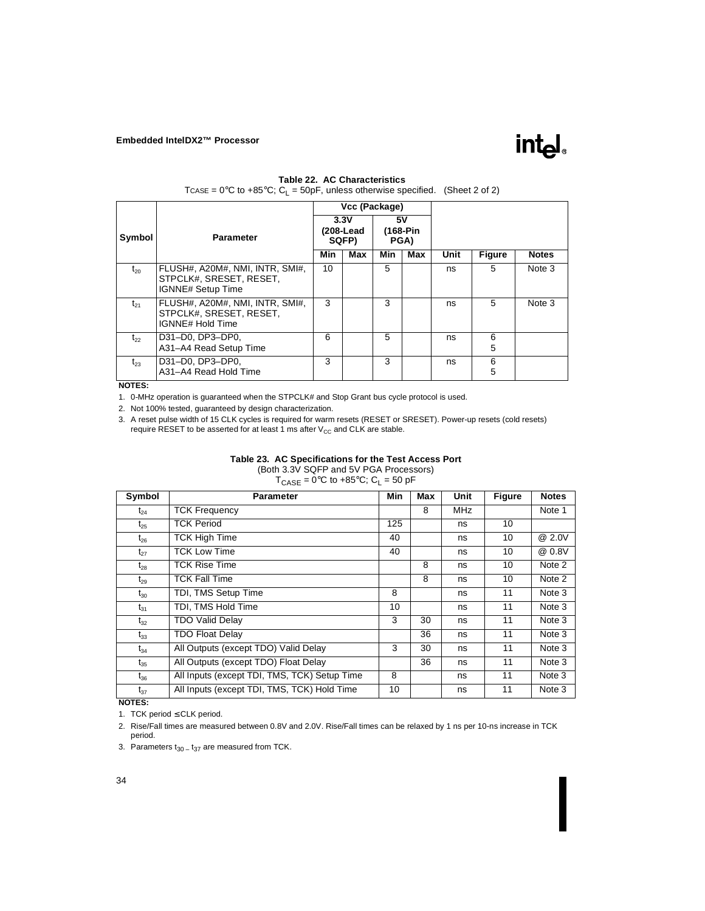**Table 22. AC Characteristics**

$T_{CASE}$ = 0°C to +85°C; $C_L$ = 50pF, unless otherwise specified. (Sheet 2 of 2)

| Symbol | Parameter | Vcc (Package) | | | | Unit | Figure | Notes |
|---|---|---|---|---|---|---|---|---|
| | | 3.3V (208-Lead SQFP) | | 5V (168-Pin PGA) | | | | |
| | | Min | Max | Min | Max | | | |
| $t_{20}$ | FLUSH#, A20M#, NMI, INTR, SMI#, STPCLK#, SRESET, RESET, IGNNE# Setup Time | 10 | | 5 | | ns | 5 | Note 3 |
| $t_{21}$ | FLUSH#, A20M#, NMI, INTR, SMI#, STPCLK#, SRESET, RESET, IGNNE# Hold Time | 3 | | 3 | | ns | 5 | Note 3 |
| $t_{22}$ | D31–D0, DP3–DP0, A31–A4 Read Setup Time | 6 | | 5 | | ns | 6<br>5 | |
| $t_{23}$ | D31–D0, DP3–DP0, A31–A4 Read Hold Time | 3 | | 3 | | ns | 6<br>5 | |

**NOTES:**

1. 0-MHz operation is guaranteed when the STPCLK# and Stop Grant bus cycle protocol is used.
2. Not 100% tested, guaranteed by design characterization.
3. A reset pulse width of 15 CLK cycles is required for warm resets (RESET or SRESET). Power-up resets (cold resets) require RESET to be asserted for at least 1 ms after $V_{CC}$ and CLK are stable.

**Table 23. AC Specifications for the Test Access Port**

(Both 3.3V SQFP and 5V PGA Processors)

$T_{CASE}$ = 0°C to +85°C; $C_L$ = 50 pF

| Symbol | Parameter | Min | Max | Unit | Figure | Notes |
|---|---|---|---|---|---|---|
| $t_{24}$ | TCK Frequency | | 8 | MHz | | Note 1 |
| $t_{25}$ | TCK Period | 125 | | ns | 10 | |
| $t_{26}$ | TCK High Time | 40 | | ns | 10 | @ 2.0V |
| $t_{27}$ | TCK Low Time | 40 | | ns | 10 | @ 0.8V |
| $t_{28}$ | TCK Rise Time | | 8 | ns | 10 | Note 2 |
| $t_{29}$ | TCK Fall Time | | 8 | ns | 10 | Note 2 |
| $t_{30}$ | TDI, TMS Setup Time | 8 | | ns | 11 | Note 3 |
| $t_{31}$ | TDI, TMS Hold Time | 10 | | ns | 11 | Note 3 |
| $t_{32}$ | TDO Valid Delay | 3 | 30 | ns | 11 | Note 3 |
| $t_{33}$ | TDO Float Delay | | 36 | ns | 11 | Note 3 |
| $t_{34}$ | All Outputs (except TDO) Valid Delay | 3 | 30 | ns | 11 | Note 3 |
| $t_{35}$ | All Outputs (except TDO) Float Delay | | 36 | ns | 11 | Note 3 |
| $t_{36}$ | All Inputs (except TDI, TMS, TCK) Setup Time | 8 | | ns | 11 | Note 3 |
| $t_{37}$ | All Inputs (except TDI, TMS, TCK) Hold Time | 10 | | ns | 11 | Note 3 |

**NOTES:**

1. TCK period ≤ CLK period.
2. Rise/Fall times are measured between 0.8V and 2.0V. Rise/Fall times can be relaxed by 1 ns per 10-ns increase in TCK period.
3. Parameters $t_{30}$ – $t_{37}$ are measured from TCK.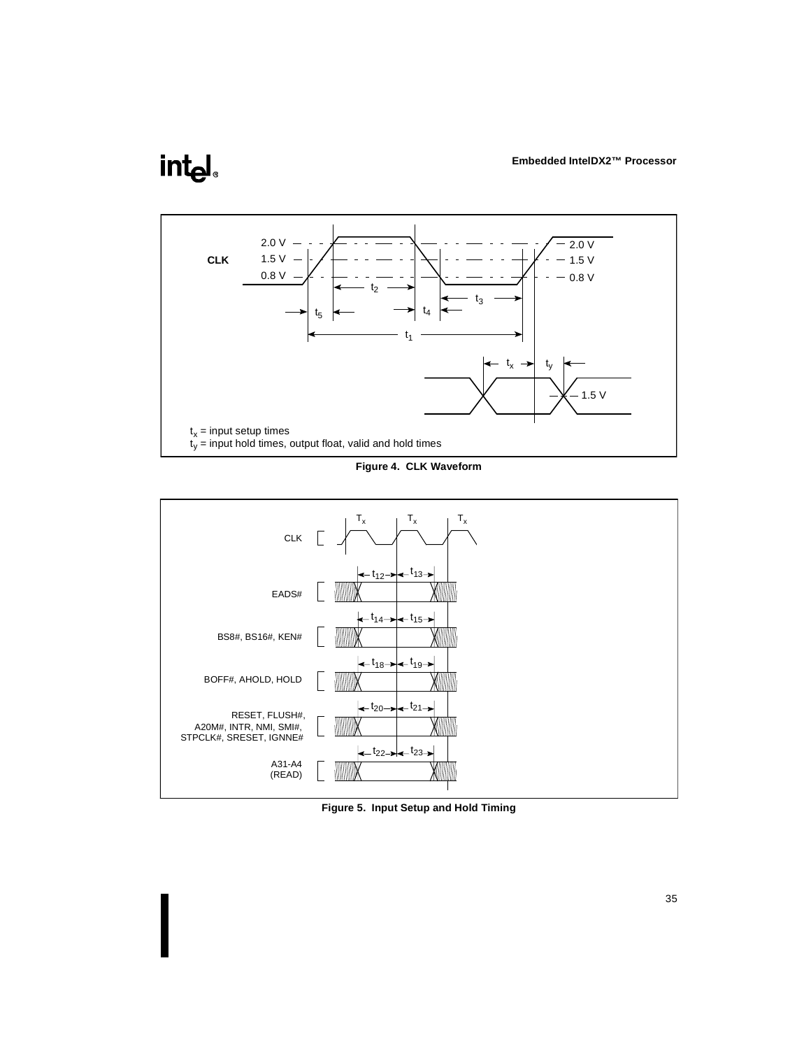$t_x$ = input setup times

$t_y$ = input hold times, output float, valid and hold times

**Figure 4. CLK Waveform**

**Figure 5. Input Setup and Hold Timing**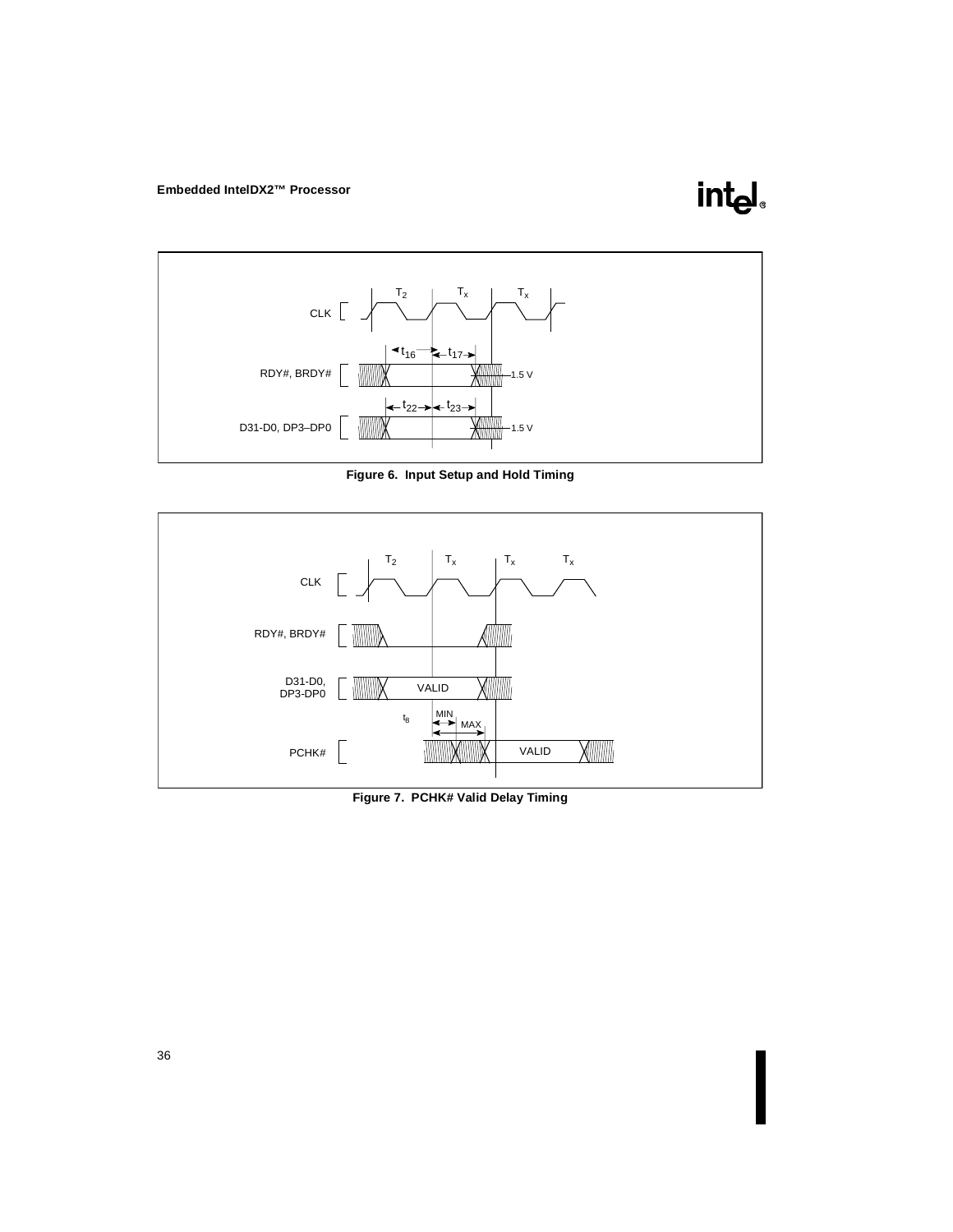Figure 6. Input Setup and Hold Timing

Figure 7. PCHK# Valid Delay Timing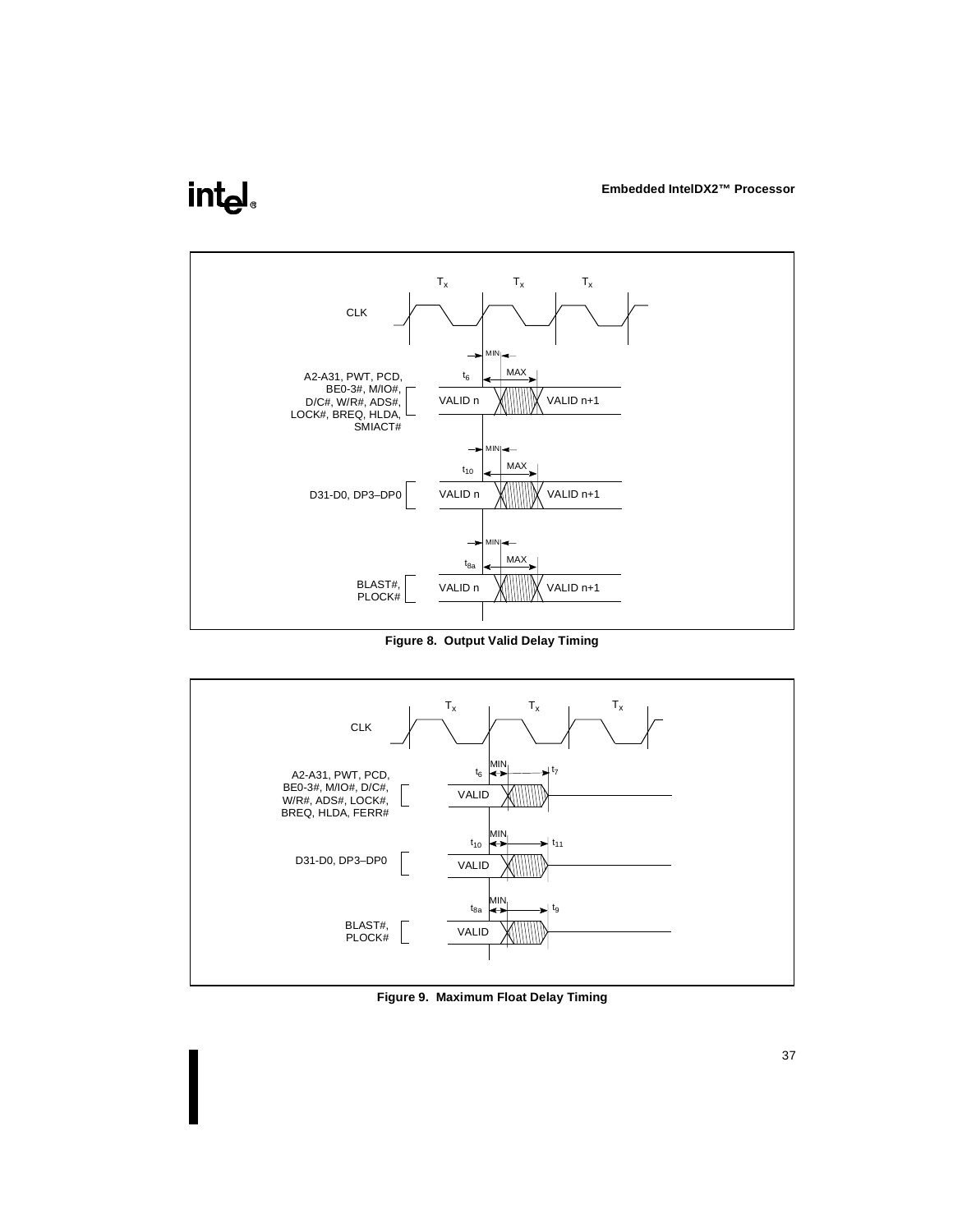Figure 8. Output Valid Delay Timing

Figure 9. Maximum Float Delay Timing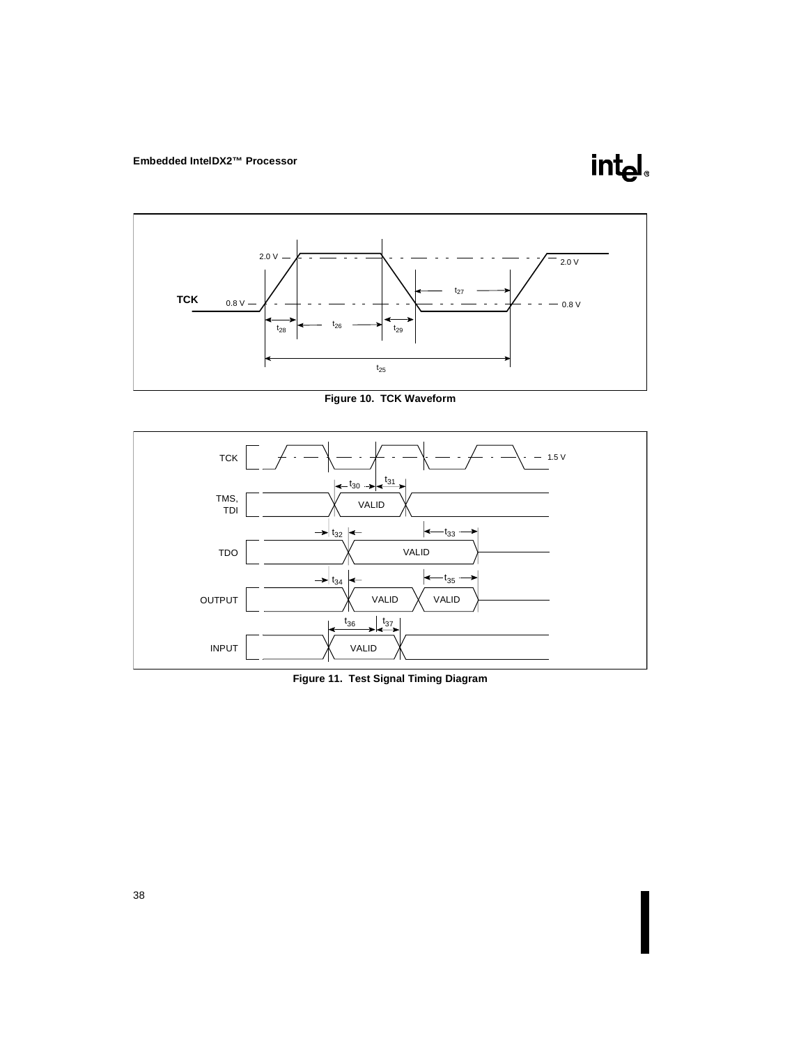Figure 10. TCK Waveform

Figure 11. Test Signal Timing Diagram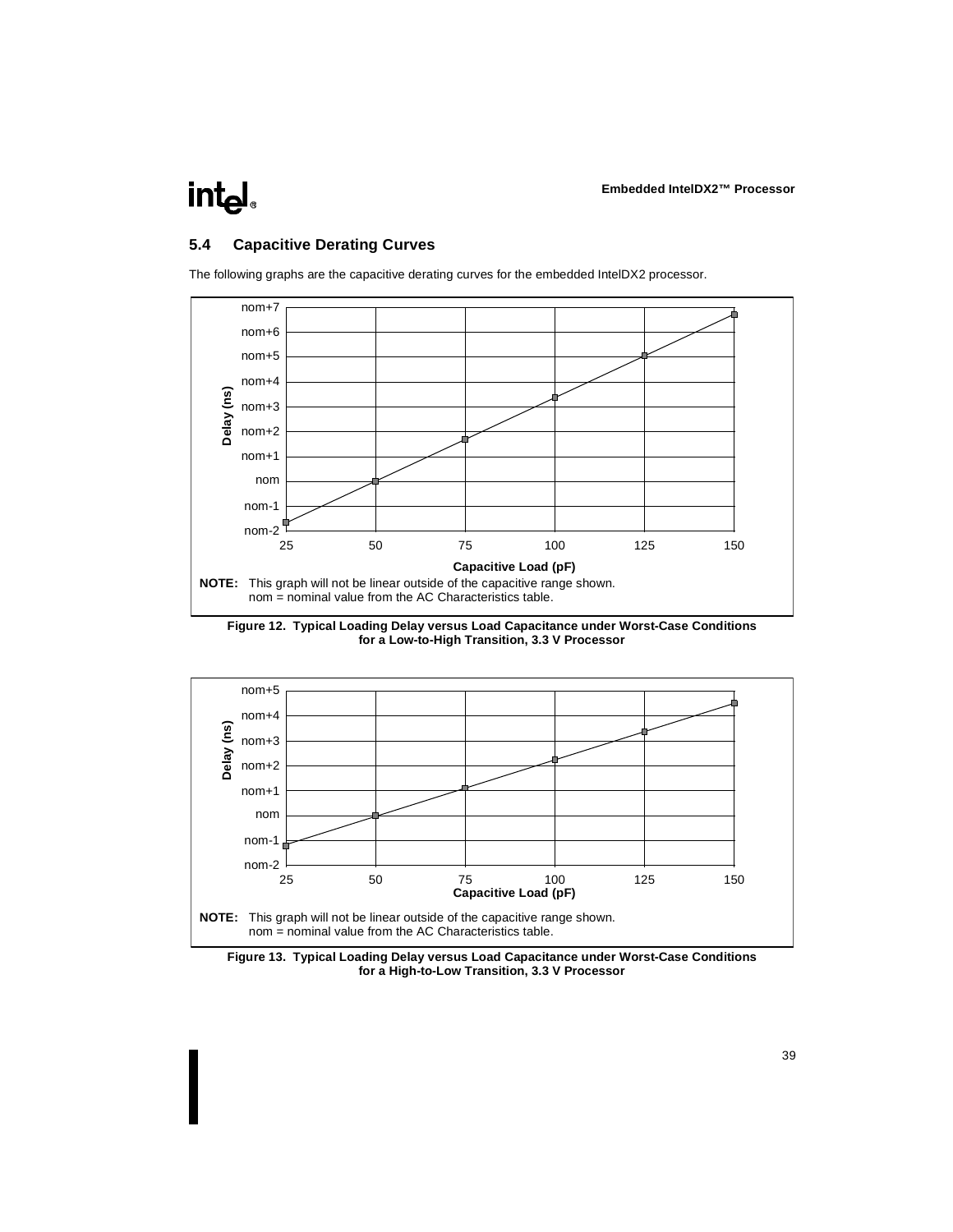## 5.4 Capacitive Derating Curves

The following graphs are the capacitive derating curves for the embedded IntelDX2 processor.

**NOTE:** This graph will not be linear outside of the capacitive range shown.
nom = nominal value from the AC Characteristics table.

**Figure 12. Typical Loading Delay versus Load Capacitance under Worst-Case Conditions for a Low-to-High Transition, 3.3 V Processor**

**NOTE:** This graph will not be linear outside of the capacitive range shown.
nom = nominal value from the AC Characteristics table.

**Figure 13. Typical Loading Delay versus Load Capacitance under Worst-Case Conditions for a High-to-Low Transition, 3.3 V Processor**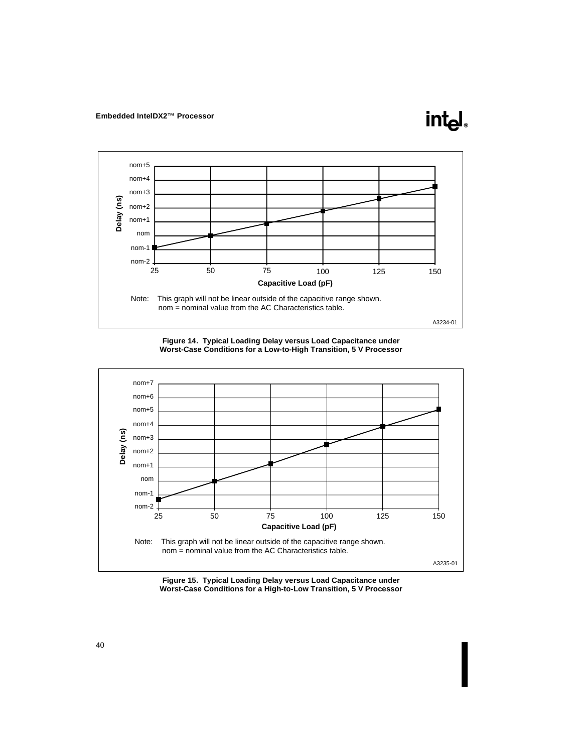Note: This graph will not be linear outside of the capacitive range shown.
nom = nominal value from the AC Characteristics table.

A3234-01

**Figure 14. Typical Loading Delay versus Load Capacitance under Worst-Case Conditions for a Low-to-High Transition, 5 V Processor**

Note: This graph will not be linear outside of the capacitive range shown.
nom = nominal value from the AC Characteristics table.

A3235-01

**Figure 15. Typical Loading Delay versus Load Capacitance under Worst-Case Conditions for a High-to-Low Transition, 5 V Processor**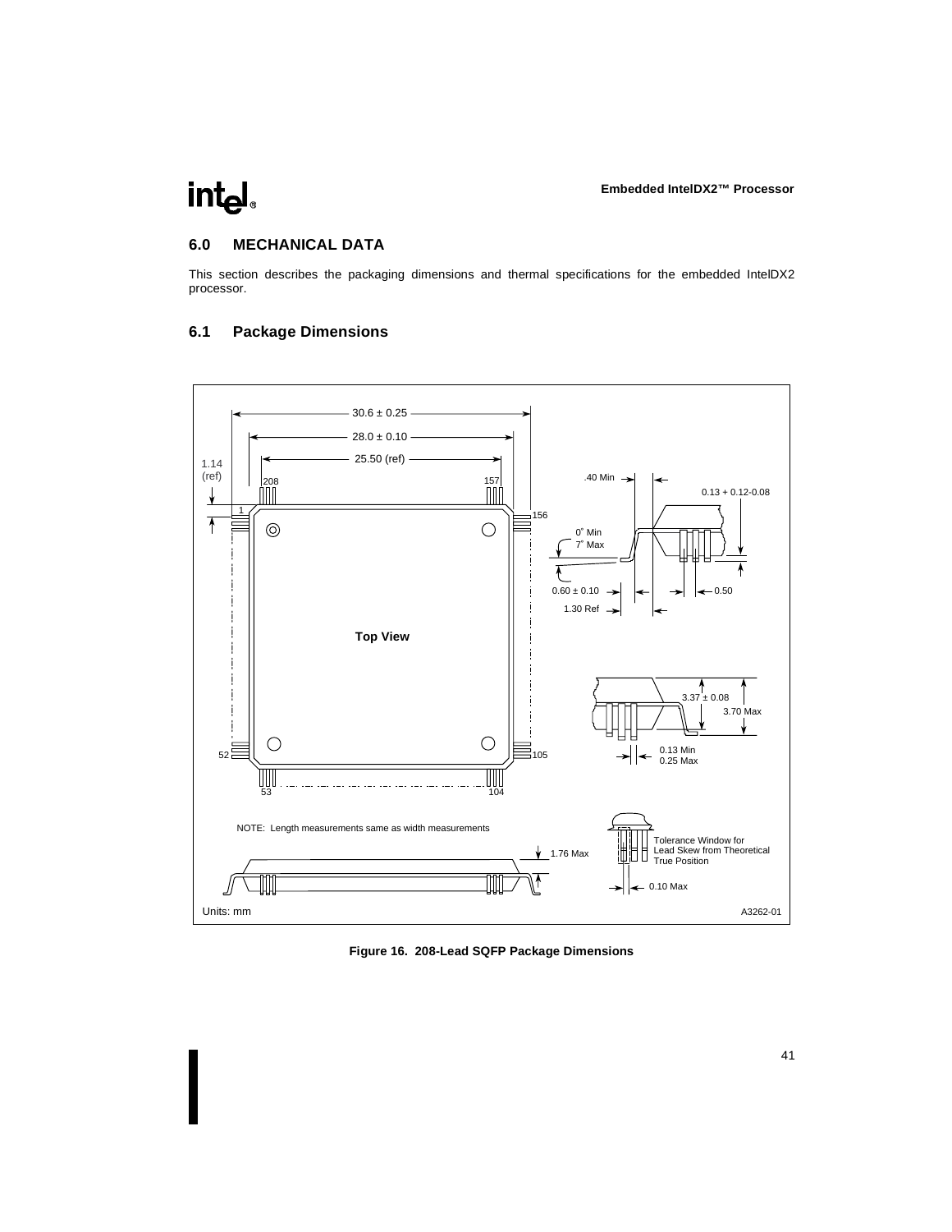## 6.0 MECHANICAL DATA

This section describes the packaging dimensions and thermal specifications for the embedded IntelDX2 processor.

### 6.1 Package Dimensions

Figure 16. 208-Lead SQFP Package Dimensions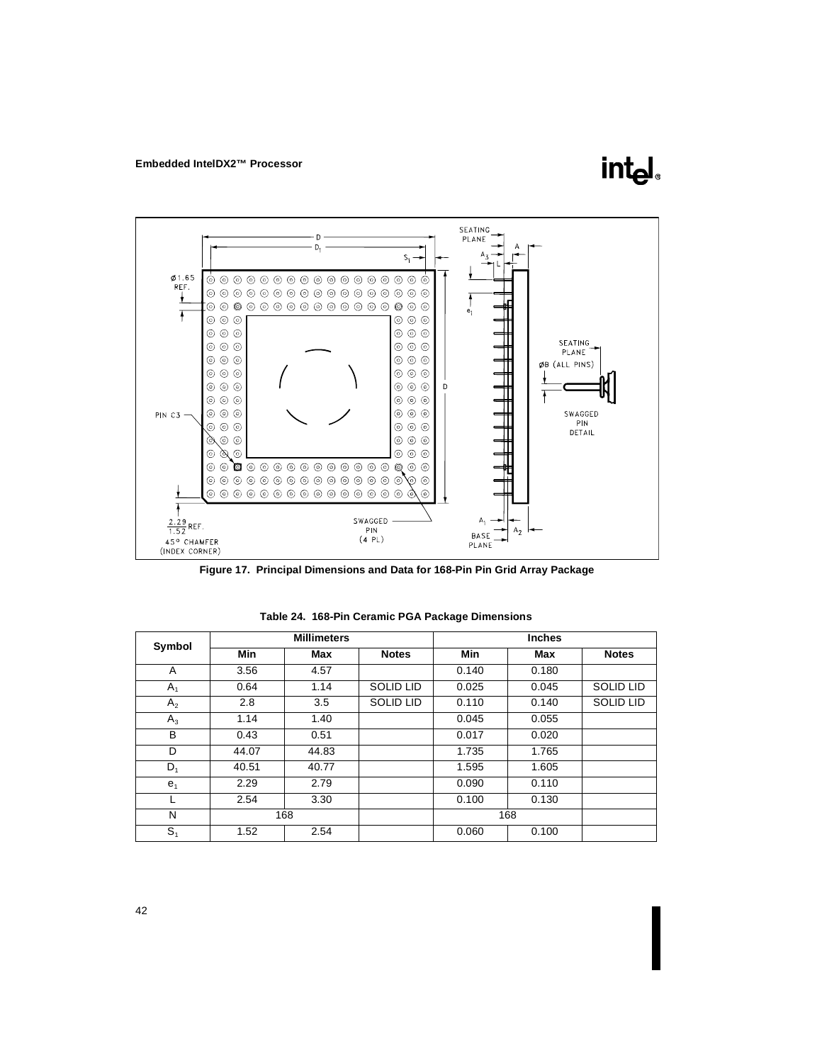**Figure 17. Principal Dimensions and Data for 168-Pin Pin Grid Array Package**

**Table 24. 168-Pin Ceramic PGA Package Dimensions**

| Symbol | Millimeters | | | Inches | | |
|---|---|---|---|---|---|---|
| | Min | Max | Notes | Min | Max | Notes |
| A | 3.56 | 4.57 | | 0.140 | 0.180 | |
| $A_1$ | 0.64 | 1.14 | SOLID LID | 0.025 | 0.045 | SOLID LID |
| $A_2$ | 2.8 | 3.5 | SOLID LID | 0.110 | 0.140 | SOLID LID |
| $A_3$ | 1.14 | 1.40 | | 0.045 | 0.055 | |
| B | 0.43 | 0.51 | | 0.017 | 0.020 | |
| D | 44.07 | 44.83 | | 1.735 | 1.765 | |
| $D_1$ | 40.51 | 40.77 | | 1.595 | 1.605 | |
| $e_1$ | 2.29 | 2.79 | | 0.090 | 0.110 | |
| L | 2.54 | 3.30 | | 0.100 | 0.130 | |
| N | 168 | | | 168 | | |
| $S_1$ | 1.52 | 2.54 | | 0.060 | 0.100 | |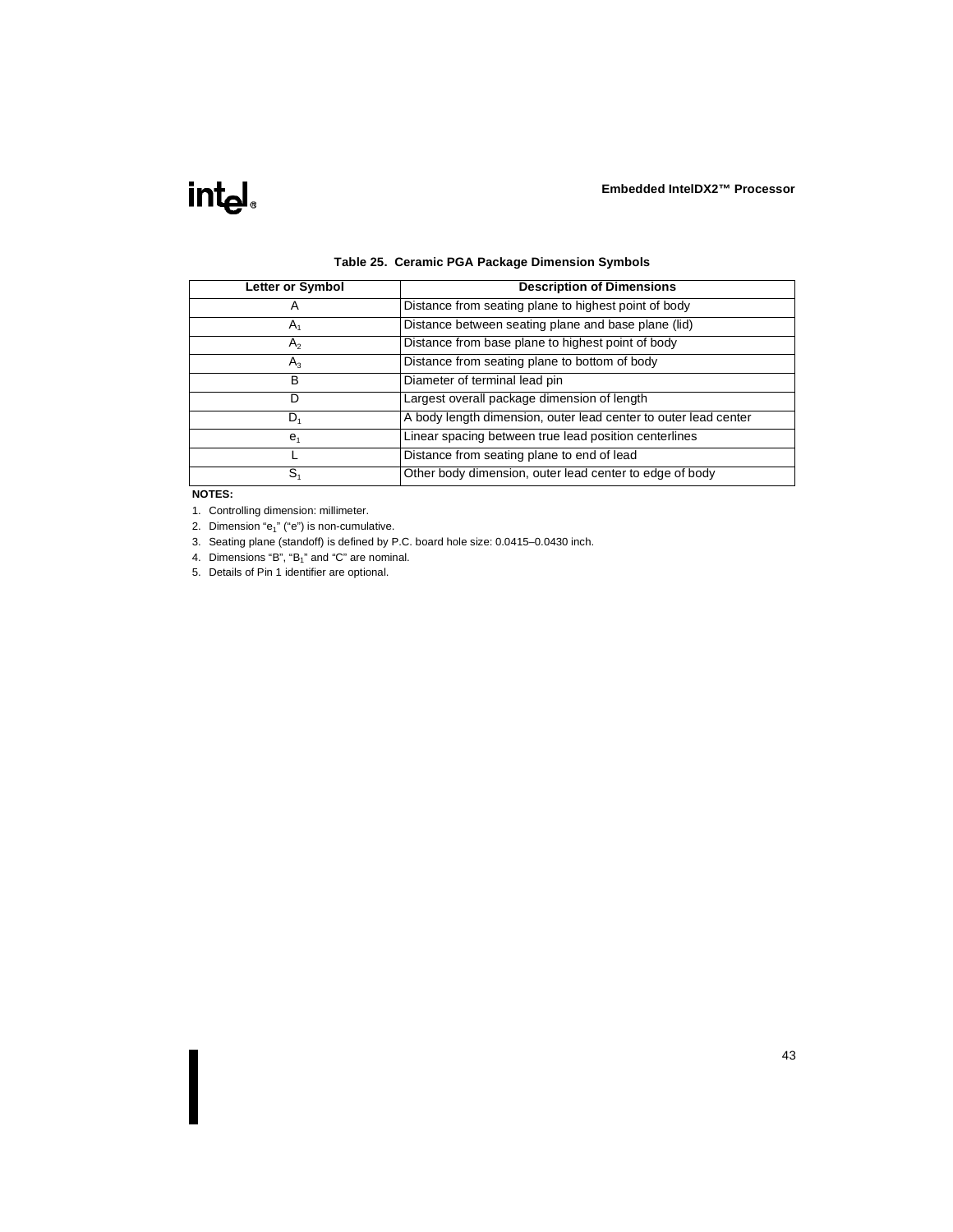**Table 25. Ceramic PGA Package Dimension Symbols**

| Letter or Symbol | Description of Dimensions |
|---|---|
| A | Distance from seating plane to highest point of body |
| $A_1$ | Distance between seating plane and base plane (lid) |
| $A_2$ | Distance from base plane to highest point of body |
| $A_3$ | Distance from seating plane to bottom of body |
| B | Diameter of terminal lead pin |
| D | Largest overall package dimension of length |
| $D_1$ | A body length dimension, outer lead center to outer lead center |
| $e_1$ | Linear spacing between true lead position centerlines |
| L | Distance from seating plane to end of lead |
| $S_1$ | Other body dimension, outer lead center to edge of body |

**NOTES:**

1. Controlling dimension: millimeter.
2. Dimension "$e_1$" ("e") is non-cumulative.
3. Seating plane (standoff) is defined by P.C. board hole size: 0.0415–0.0430 inch.
4. Dimensions "B", "$B_1$" and "C" are nominal.
5. Details of Pin 1 identifier are optional.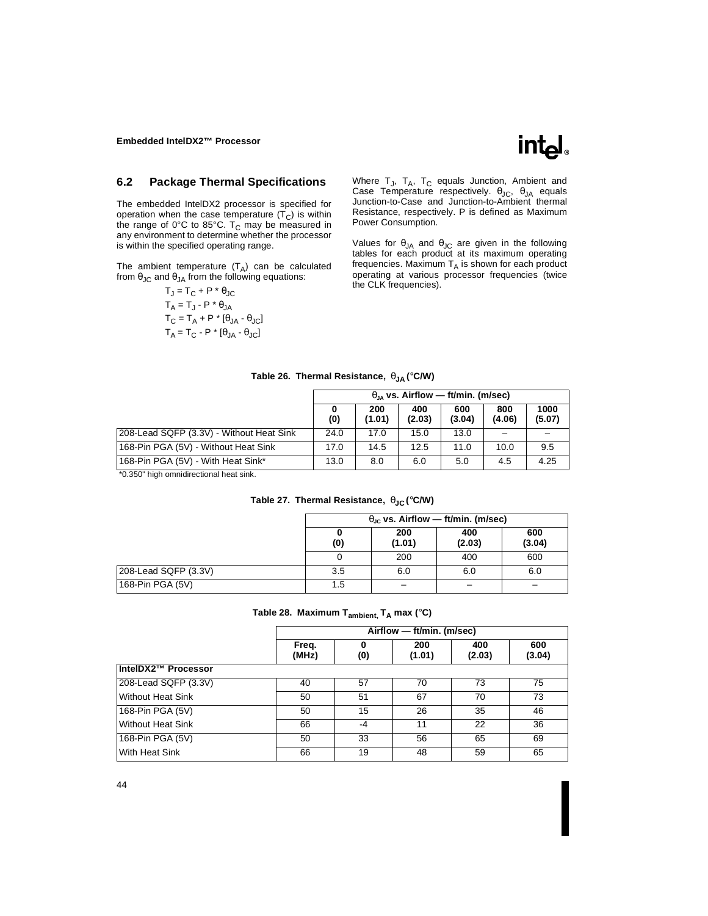## 6.2 Package Thermal Specifications

The embedded IntelDX2 processor is specified for operation when the case temperature ($T_C$) is within the range of 0°C to 85°C. $T_C$ may be measured in any environment to determine whether the processor is within the specified operating range.

The ambient temperature ($T_A$) can be calculated from $\theta_{JC}$ and $\theta_{JA}$ from the following equations:

$$T_J = T_C + P * \theta_{JC}$$

$$T_A = T_J - P * \theta_{JA}$$

$$T_C = T_A + P * [\theta_{JA} - \theta_{JC}]$$

$$T_A = T_C - P * [\theta_{JA} - \theta_{JC}]$$

Where $T_J$, $T_A$, $T_C$ equals Junction, Ambient and Case Temperature respectively. $\theta_{JC}$, $\theta_{JA}$ equals Junction-to-Case and Junction-to-Ambient thermal Resistance, respectively. P is defined as Maximum Power Consumption.

Values for $\theta_{JA}$ and $\theta_{JC}$ are given in the following tables for each product at its maximum operating frequencies. Maximum $T_A$ is shown for each product operating at various processor frequencies (twice the CLK frequencies).

**Table 26. Thermal Resistance, $\theta_{JA}$ (°C/W)**

| | $\theta_{JA}$ vs. Airflow — ft/min. (m/sec) | | | | | |
|---|---|---|---|---|---|---|
| | 0 (0) | 200 (1.01) | 400 (2.03) | 600 (3.04) | 800 (4.06) | 1000 (5.07) |
| 208-Lead SQFP (3.3V) - Without Heat Sink | 24.0 | 17.0 | 15.0 | 13.0 | – | – |
| 168-Pin PGA (5V) - Without Heat Sink | 17.0 | 14.5 | 12.5 | 11.0 | 10.0 | 9.5 |
| 168-Pin PGA (5V) - With Heat Sink* | 13.0 | 8.0 | 6.0 | 5.0 | 4.5 | 4.25 |

*0.350" high omnidirectional heat sink.

**Table 27. Thermal Resistance, $\theta_{JC}$ (°C/W)**

| | $\theta_{JC}$ vs. Airflow — ft/min. (m/sec) | | | |
|---|---|---|---|---|
| | 0 (0) | 200 (1.01) | 400 (2.03) | 600 (3.04) |
| | 0 | 200 | 400 | 600 |
| 208-Lead SQFP (3.3V) | 3.5 | 6.0 | 6.0 | 6.0 |
| 168-Pin PGA (5V) | 1.5 | – | – | – |

**Table 28. Maximum $T_{ambient}$, $T_A$ max (°C)**

| | Airflow — ft/min. (m/sec) | | | | |
|---|---|---|---|---|---|
| | Freq. (MHz) | 0 (0) | 200 (1.01) | 400 (2.03) | 600 (3.04) |
| **IntelDX2™ Processor** | | | | | |
| 208-Lead SQFP (3.3V) | 40 | 57 | 70 | 73 | 75 |
| Without Heat Sink | 50 | 51 | 67 | 70 | 73 |
| 168-Pin PGA (5V) | 50 | 15 | 26 | 35 | 46 |
| Without Heat Sink | 66 | -4 | 11 | 22 | 36 |
| 168-Pin PGA (5V) | 50 | 33 | 56 | 65 | 69 |
| With Heat Sink | 66 | 19 | 48 | 59 | 65 |